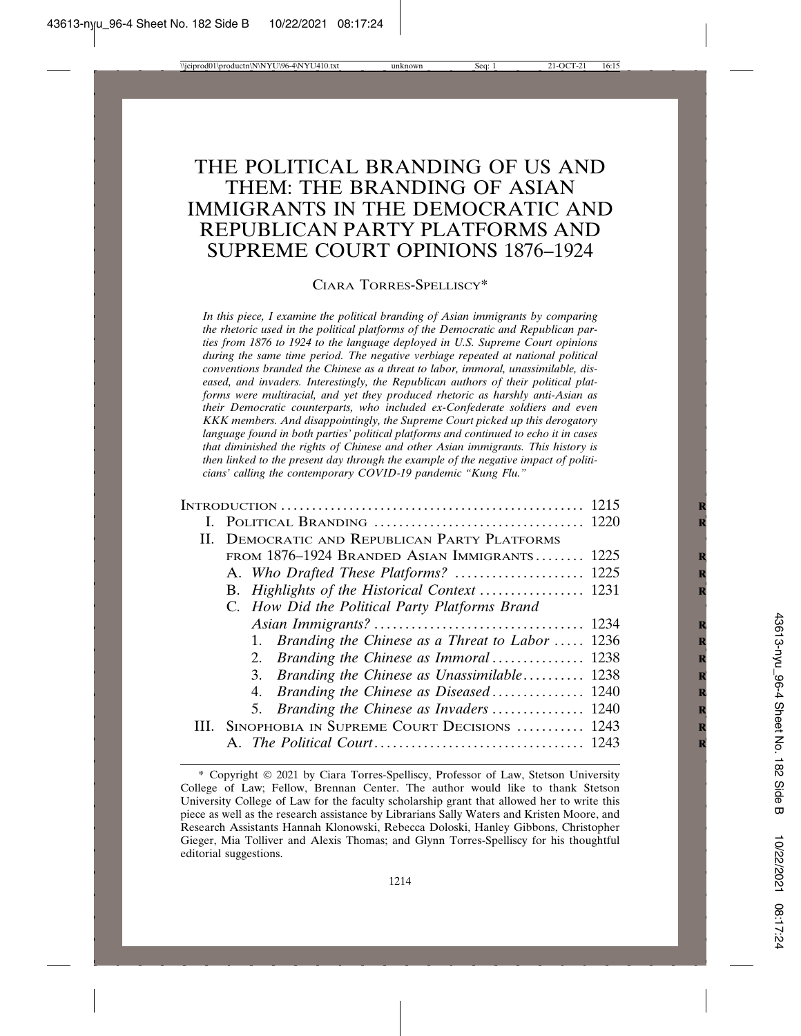# THE POLITICAL BRANDING OF US AND THEM: THE BRANDING OF ASIAN IMMIGRANTS IN THE DEMOCRATIC AND REPUBLICAN PARTY PLATFORMS AND SUPREME COURT OPINIONS 1876–1924

CIARA TORRES-SPELLISCY*

*In this piece, I examine the political branding of Asian immigrants by comparing the rhetoric used in the political platforms of the Democratic and Republican parties from 1876 to 1924 to the language deployed in U.S. Supreme Court opinions during the same time period. The negative verbiage repeated at national political conventions branded the Chinese as a threat to labor, immoral, unassimilable, diseased, and invaders. Interestingly, the Republican authors of their political platforms were multiracial, and yet they produced rhetoric as harshly anti-Asian as their Democratic counterparts, who included ex-Confederate soldiers and even KKK members. And disappointingly, the Supreme Court picked up this derogatory language found in both parties' political platforms and continued to echo it in cases that diminished the rights of Chinese and other Asian immigrants. This history is then linked to the present day through the example of the negative impact of politicians' calling the contemporary COVID-19 pandemic "Kung Flu."*

| | |
|---|---|
| INTRODUCTION | 1215 |
| I. POLITICAL BRANDING | 1220 |
| II. DEMOCRATIC AND REPUBLICAN PARTY PLATFORMS FROM 1876–1924 BRANDED ASIAN IMMIGRANTS | 1225 |
| A. *Who Drafted These Platforms?* | 1225 |
| B. *Highlights of the Historical Context* | 1231 |
| C. *How Did the Political Party Platforms Brand Asian Immigrants?* | 1234 |
| 1. *Branding the Chinese as a Threat to Labor* | 1236 |
| 2. *Branding the Chinese as Immoral* | 1238 |
| 3. *Branding the Chinese as Unassimilable* | 1238 |
| 4. *Branding the Chinese as Diseased* | 1240 |
| 5. *Branding the Chinese as Invaders* | 1240 |
| III. SINOPHOBIA IN SUPREME COURT DECISIONS | 1243 |
| A. *The Political Court* | 1243 |

\* Copyright © 2021 by Ciara Torres-Spelliscy, Professor of Law, Stetson University College of Law; Fellow, Brennan Center. The author would like to thank Stetson University College of Law for the faculty scholarship grant that allowed her to write this piece as well as the research assistance by Librarians Sally Waters and Kristen Moore, and Research Assistants Hannah Klonowski, Rebecca Doloski, Hanley Gibbons, Christopher Gieger, Mia Tolliver and Alexis Thomas; and Glynn Torres-Spelliscy for his thoughtful editorial suggestions.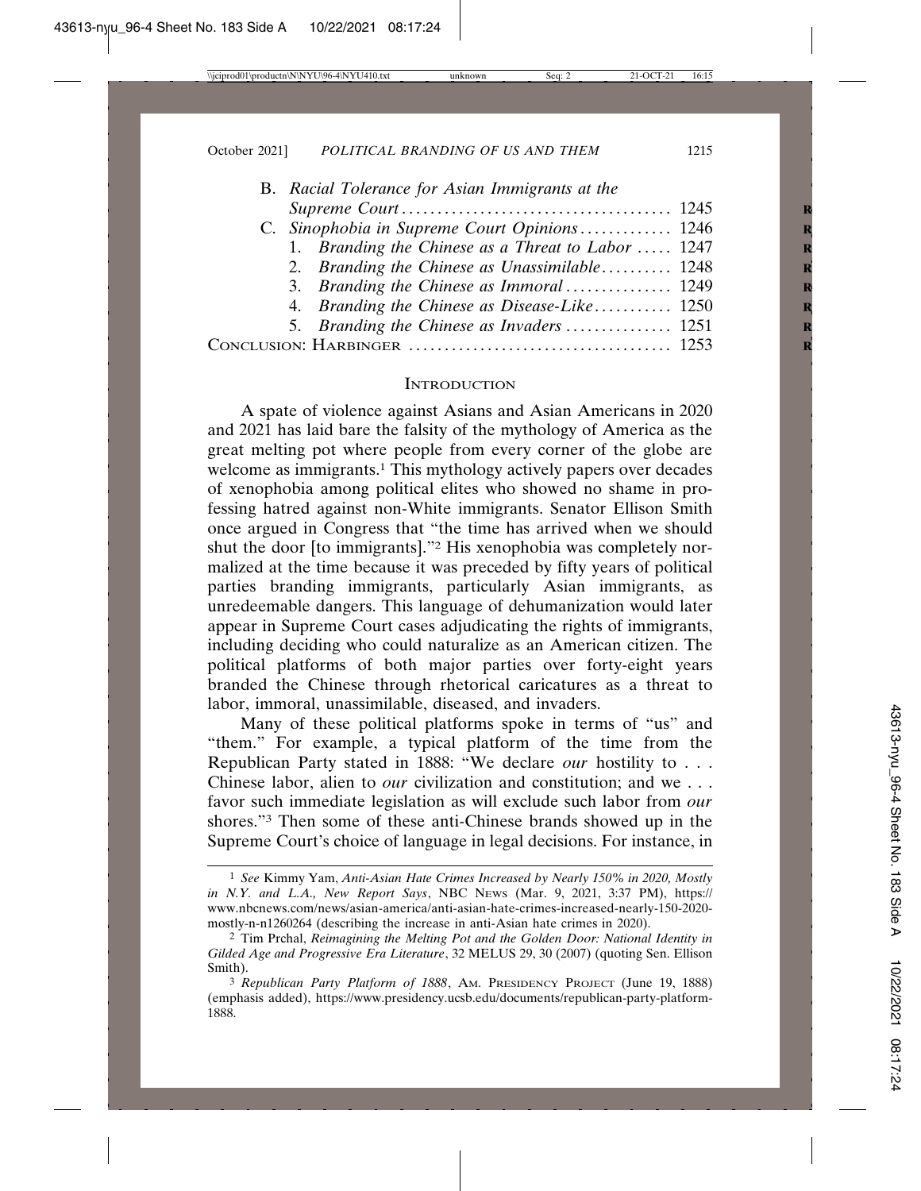B. *Racial Tolerance for Asian Immigrants at the Supreme Court* . . . . . . . . . . 1245
C. *Sinophobia in Supreme Court Opinions* . . . . . . . . . . 1246
  1. *Branding the Chinese as a Threat to Labor* . . . . . 1247
  2. *Branding the Chinese as Unassimilable* . . . . . . . . . 1248
  3. *Branding the Chinese as Immoral* . . . . . . . . . . . . . 1249
  4. *Branding the Chinese as Disease-Like* . . . . . . . . . . 1250
  5. *Branding the Chinese as Invaders* . . . . . . . . . . . . . 1251

Conclusion: Harbinger . . . . . . . . . . . . . . . . . . . . . . . . . . . . . 1253

## Introduction

A spate of violence against Asians and Asian Americans in 2020 and 2021 has laid bare the falsity of the mythology of America as the great melting pot where people from every corner of the globe are welcome as immigrants.[1] This mythology actively papers over decades of xenophobia among political elites who showed no shame in professing hatred against non-White immigrants. Senator Ellison Smith once argued in Congress that "the time has arrived when we should shut the door [to immigrants]."[2] His xenophobia was completely normalized at the time because it was preceded by fifty years of political parties branding immigrants, particularly Asian immigrants, as unredeemable dangers. This language of dehumanization would later appear in Supreme Court cases adjudicating the rights of immigrants, including deciding who could naturalize as an American citizen. The political platforms of both major parties over forty-eight years branded the Chinese through rhetorical caricatures as a threat to labor, immoral, unassimilable, diseased, and invaders.

Many of these political platforms spoke in terms of "us" and "them." For example, a typical platform of the time from the Republican Party stated in 1888: "We declare *our* hostility to . . . Chinese labor, alien to *our* civilization and constitution; and we . . . favor such immediate legislation as will exclude such labor from *our* shores."[3] Then some of these anti-Chinese brands showed up in the Supreme Court's choice of language in legal decisions. For instance, in

---

[1] *See* Kimmy Yam, *Anti-Asian Hate Crimes Increased by Nearly 150% in 2020, Mostly in N.Y. and L.A., New Report Says*, NBC News (Mar. 9, 2021, 3:37 PM), https://www.nbcnews.com/news/asian-america/anti-asian-hate-crimes-increased-nearly-150-2020-mostly-n-n1260264 (describing the increase in anti-Asian hate crimes in 2020).

[2] Tim Prchal, *Reimagining the Melting Pot and the Golden Door: National Identity in Gilded Age and Progressive Era Literature*, 32 MELUS 29, 30 (2007) (quoting Sen. Ellison Smith).

[3] *Republican Party Platform of 1888*, Am. Presidency Project (June 19, 1888) (emphasis added), https://www.presidency.ucsb.edu/documents/republican-party-platform-1888.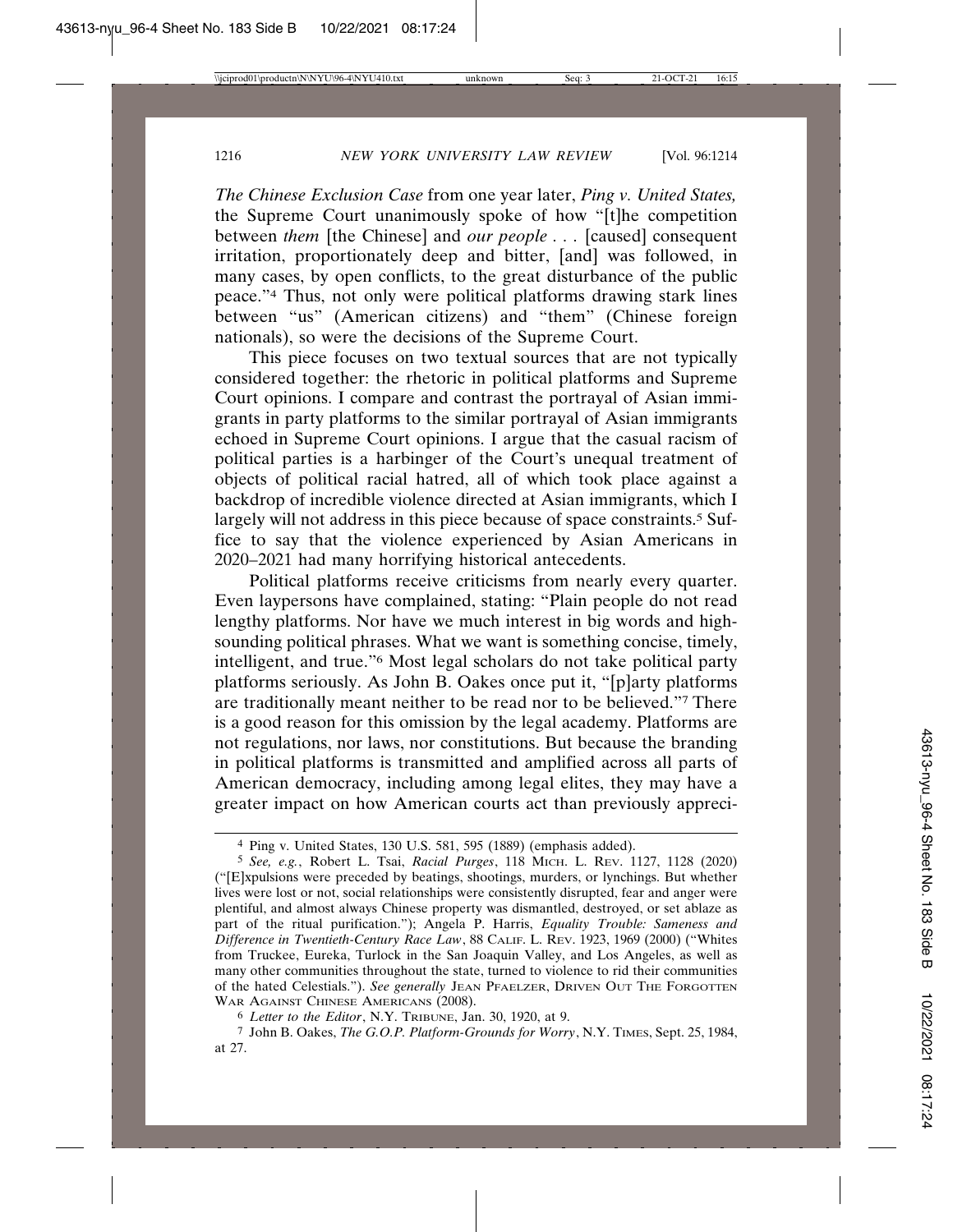*The Chinese Exclusion Case* from one year later, *Ping v. United States,* the Supreme Court unanimously spoke of how "[t]he competition between *them* [the Chinese] and *our people* . . . [caused] consequent irritation, proportionately deep and bitter, [and] was followed, in many cases, by open conflicts, to the great disturbance of the public peace."[4] Thus, not only were political platforms drawing stark lines between "us" (American citizens) and "them" (Chinese foreign nationals), so were the decisions of the Supreme Court.

This piece focuses on two textual sources that are not typically considered together: the rhetoric in political platforms and Supreme Court opinions. I compare and contrast the portrayal of Asian immigrants in party platforms to the similar portrayal of Asian immigrants echoed in Supreme Court opinions. I argue that the casual racism of political parties is a harbinger of the Court's unequal treatment of objects of political racial hatred, all of which took place against a backdrop of incredible violence directed at Asian immigrants, which I largely will not address in this piece because of space constraints.[5] Suffice to say that the violence experienced by Asian Americans in 2020–2021 had many horrifying historical antecedents.

Political platforms receive criticisms from nearly every quarter. Even laypersons have complained, stating: "Plain people do not read lengthy platforms. Nor have we much interest in big words and high-sounding political phrases. What we want is something concise, timely, intelligent, and true."[6] Most legal scholars do not take political party platforms seriously. As John B. Oakes once put it, "[p]arty platforms are traditionally meant neither to be read nor to be believed."[7] There is a good reason for this omission by the legal academy. Platforms are not regulations, nor laws, nor constitutions. But because the branding in political platforms is transmitted and amplified across all parts of American democracy, including among legal elites, they may have a greater impact on how American courts act than previously appreci-

---

[4] Ping v. United States, 130 U.S. 581, 595 (1889) (emphasis added).

[5] *See, e.g.*, Robert L. Tsai, *Racial Purges*, 118 MICH. L. REV. 1127, 1128 (2020) ("[E]xpulsions were preceded by beatings, shootings, murders, or lynchings. But whether lives were lost or not, social relationships were consistently disrupted, fear and anger were plentiful, and almost always Chinese property was dismantled, destroyed, or set ablaze as part of the ritual purification."); Angela P. Harris, *Equality Trouble: Sameness and Difference in Twentieth-Century Race Law*, 88 CALIF. L. REV. 1923, 1969 (2000) ("Whites from Truckee, Eureka, Turlock in the San Joaquin Valley, and Los Angeles, as well as many other communities throughout the state, turned to violence to rid their communities of the hated Celestials."). *See generally* JEAN PFAELZER, DRIVEN OUT THE FORGOTTEN WAR AGAINST CHINESE AMERICANS (2008).

[6] *Letter to the Editor*, N.Y. TRIBUNE, Jan. 30, 1920, at 9.

[7] John B. Oakes, *The G.O.P. Platform-Grounds for Worry*, N.Y. TIMES, Sept. 25, 1984, at 27.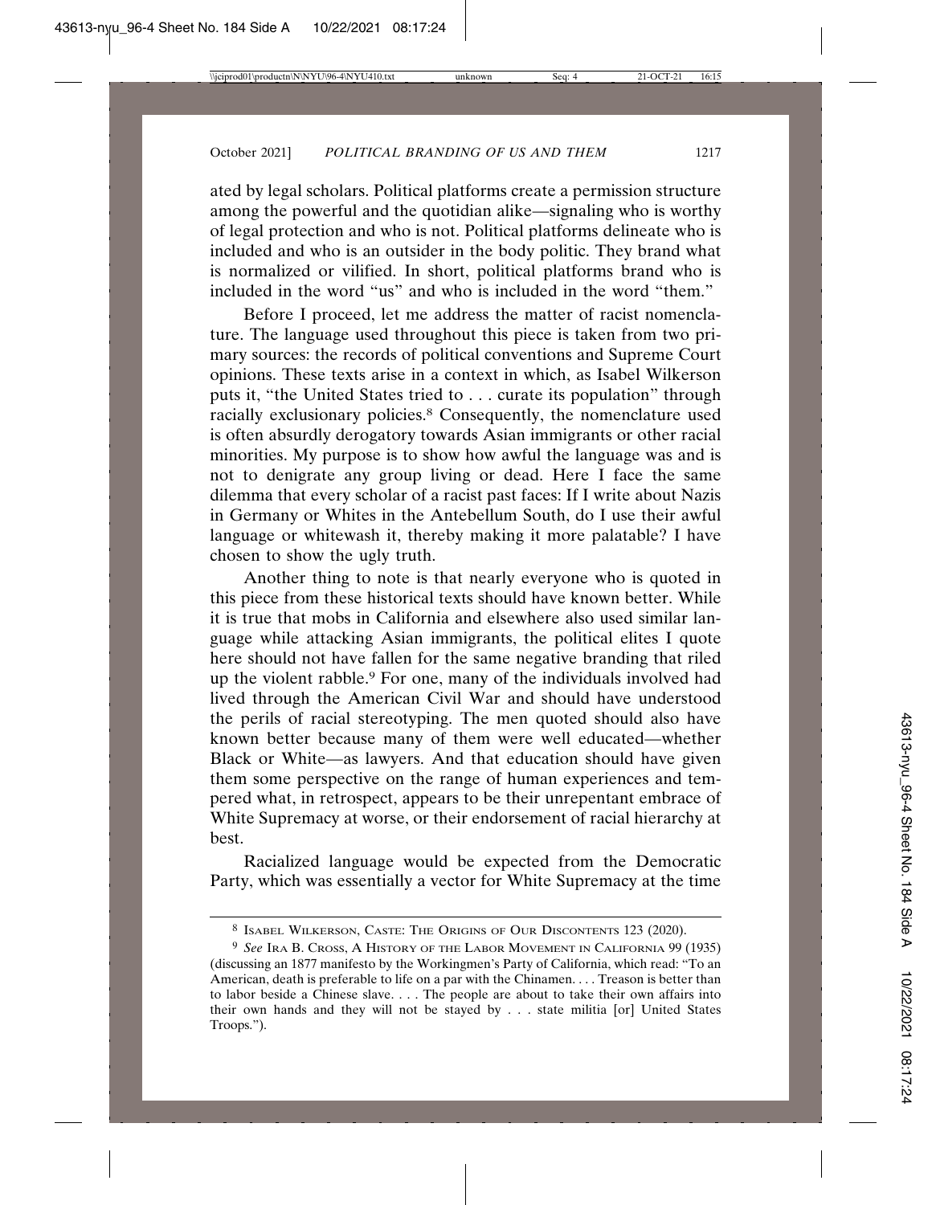ated by legal scholars. Political platforms create a permission structure among the powerful and the quotidian alike—signaling who is worthy of legal protection and who is not. Political platforms delineate who is included and who is an outsider in the body politic. They brand what is normalized or vilified. In short, political platforms brand who is included in the word "us" and who is included in the word "them."

Before I proceed, let me address the matter of racist nomenclature. The language used throughout this piece is taken from two primary sources: the records of political conventions and Supreme Court opinions. These texts arise in a context in which, as Isabel Wilkerson puts it, "the United States tried to . . . curate its population" through racially exclusionary policies.[8] Consequently, the nomenclature used is often absurdly derogatory towards Asian immigrants or other racial minorities. My purpose is to show how awful the language was and is not to denigrate any group living or dead. Here I face the same dilemma that every scholar of a racist past faces: If I write about Nazis in Germany or Whites in the Antebellum South, do I use their awful language or whitewash it, thereby making it more palatable? I have chosen to show the ugly truth.

Another thing to note is that nearly everyone who is quoted in this piece from these historical texts should have known better. While it is true that mobs in California and elsewhere also used similar language while attacking Asian immigrants, the political elites I quote here should not have fallen for the same negative branding that riled up the violent rabble.[9] For one, many of the individuals involved had lived through the American Civil War and should have understood the perils of racial stereotyping. The men quoted should also have known better because many of them were well educated—whether Black or White—as lawyers. And that education should have given them some perspective on the range of human experiences and tempered what, in retrospect, appears to be their unrepentant embrace of White Supremacy at worse, or their endorsement of racial hierarchy at best.

Racialized language would be expected from the Democratic Party, which was essentially a vector for White Supremacy at the time

---

[8] Isabel Wilkerson, Caste: The Origins of Our Discontents 123 (2020).

[9] *See* Ira B. Cross, A History of the Labor Movement in California 99 (1935) (discussing an 1877 manifesto by the Workingmen's Party of California, which read: "To an American, death is preferable to life on a par with the Chinamen. . . . Treason is better than to labor beside a Chinese slave. . . . The people are about to take their own affairs into their own hands and they will not be stayed by . . . state militia [or] United States Troops.").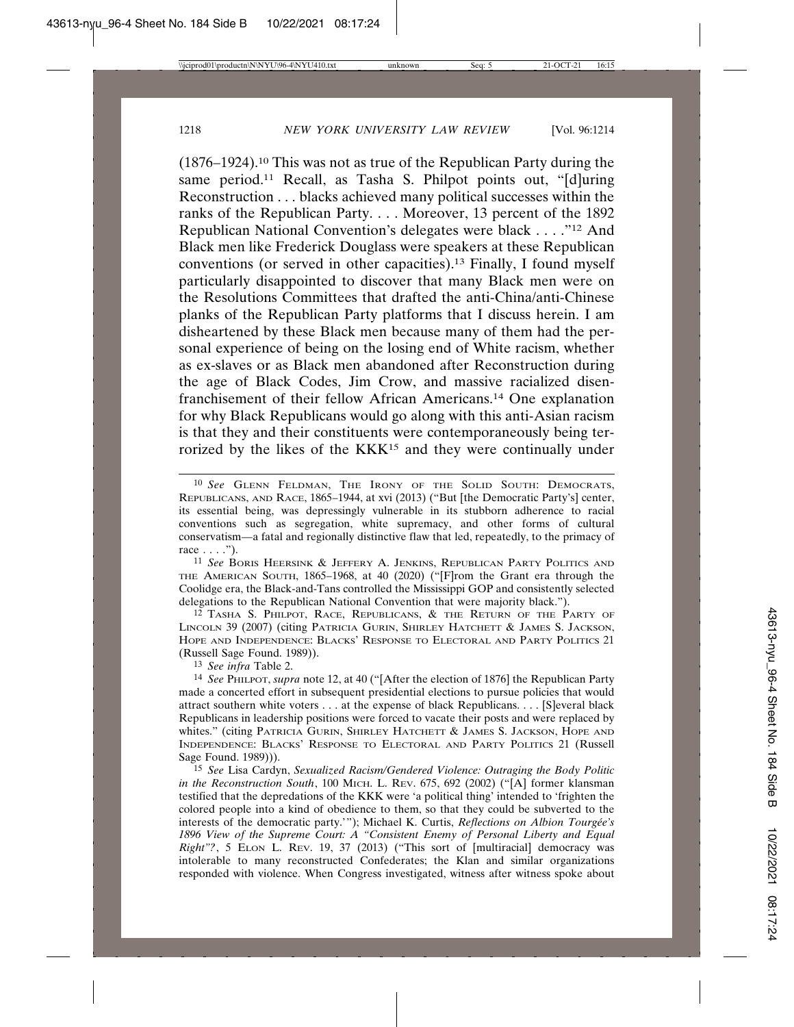(1876–1924).[10] This was not as true of the Republican Party during the same period.[11] Recall, as Tasha S. Philpot points out, "[d]uring Reconstruction . . . blacks achieved many political successes within the ranks of the Republican Party. . . . Moreover, 13 percent of the 1892 Republican National Convention's delegates were black . . . ."[12] And Black men like Frederick Douglass were speakers at these Republican conventions (or served in other capacities).[13] Finally, I found myself particularly disappointed to discover that many Black men were on the Resolutions Committees that drafted the anti-China/anti-Chinese planks of the Republican Party platforms that I discuss herein. I am disheartened by these Black men because many of them had the personal experience of being on the losing end of White racism, whether as ex-slaves or as Black men abandoned after Reconstruction during the age of Black Codes, Jim Crow, and massive racialized disenfranchisement of their fellow African Americans.[14] One explanation for why Black Republicans would go along with this anti-Asian racism is that they and their constituents were contemporaneously being terrorized by the likes of the KKK[15] and they were continually under

---

[10] *See* Glenn Feldman, The Irony of the Solid South: Democrats, Republicans, and Race, 1865–1944, at xvi (2013) ("But [the Democratic Party's] center, its essential being, was depressingly vulnerable in its stubborn adherence to racial conventions such as segregation, white supremacy, and other forms of cultural conservatism—a fatal and regionally distinctive flaw that led, repeatedly, to the primacy of race . . . .").

[11] *See* Boris Heersink & Jeffery A. Jenkins, Republican Party Politics and the American South, 1865–1968, at 40 (2020) ("[F]rom the Grant era through the Coolidge era, the Black-and-Tans controlled the Mississippi GOP and consistently selected delegations to the Republican National Convention that were majority black.").

[12] Tasha S. Philpot, Race, Republicans, & the Return of the Party of Lincoln 39 (2007) (citing Patricia Gurin, Shirley Hatchett & James S. Jackson, Hope and Independence: Blacks' Response to Electoral and Party Politics 21 (Russell Sage Found. 1989)).

[13] *See infra* Table 2.

[14] *See* Philpot, *supra* note 12, at 40 ("[After the election of 1876] the Republican Party made a concerted effort in subsequent presidential elections to pursue policies that would attract southern white voters . . . at the expense of black Republicans. . . . [S]everal black Republicans in leadership positions were forced to vacate their posts and were replaced by whites." (citing Patricia Gurin, Shirley Hatchett & James S. Jackson, Hope and Independence: Blacks' Response to Electoral and Party Politics 21 (Russell Sage Found. 1989))).

[15] *See* Lisa Cardyn, *Sexualized Racism/Gendered Violence: Outraging the Body Politic in the Reconstruction South*, 100 Mich. L. Rev. 675, 692 (2002) ("[A] former klansman testified that the depredations of the KKK were 'a political thing' intended to 'frighten the colored people into a kind of obedience to them, so that they could be subverted to the interests of the democratic party.'"); Michael K. Curtis, *Reflections on Albion Tourgée's 1896 View of the Supreme Court: A "Consistent Enemy of Personal Liberty and Equal Right"?*, 5 Elon L. Rev. 19, 37 (2013) ("This sort of [multiracial] democracy was intolerable to many reconstructed Confederates; the Klan and similar organizations responded with violence. When Congress investigated, witness after witness spoke about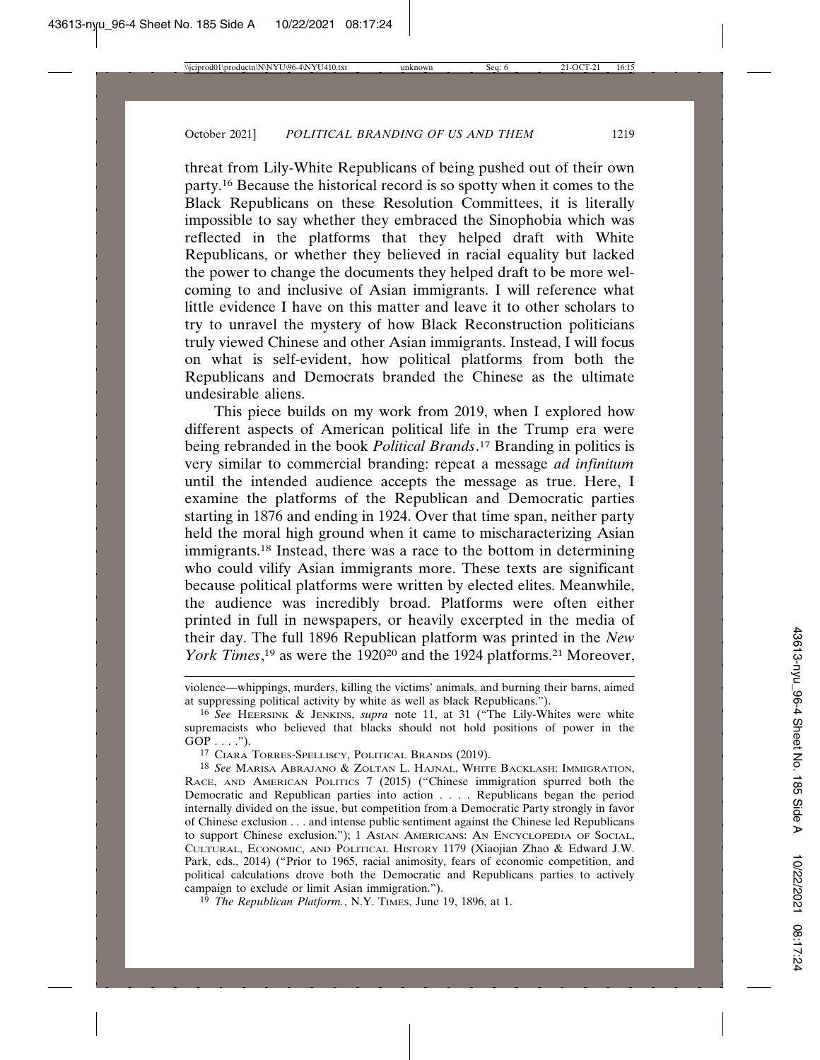threat from Lily-White Republicans of being pushed out of their own party.[16] Because the historical record is so spotty when it comes to the Black Republicans on these Resolution Committees, it is literally impossible to say whether they embraced the Sinophobia which was reflected in the platforms that they helped draft with White Republicans, or whether they believed in racial equality but lacked the power to change the documents they helped draft to be more welcoming to and inclusive of Asian immigrants. I will reference what little evidence I have on this matter and leave it to other scholars to try to unravel the mystery of how Black Reconstruction politicians truly viewed Chinese and other Asian immigrants. Instead, I will focus on what is self-evident, how political platforms from both the Republicans and Democrats branded the Chinese as the ultimate undesirable aliens.

This piece builds on my work from 2019, when I explored how different aspects of American political life in the Trump era were being rebranded in the book *Political Brands*.[17] Branding in politics is very similar to commercial branding: repeat a message *ad infinitum* until the intended audience accepts the message as true. Here, I examine the platforms of the Republican and Democratic parties starting in 1876 and ending in 1924. Over that time span, neither party held the moral high ground when it came to mischaracterizing Asian immigrants.[18] Instead, there was a race to the bottom in determining who could vilify Asian immigrants more. These texts are significant because political platforms were written by elected elites. Meanwhile, the audience was incredibly broad. Platforms were often either printed in full in newspapers, or heavily excerpted in the media of their day. The full 1896 Republican platform was printed in the *New York Times*,[19] as were the 1920[20] and the 1924 platforms.[21] Moreover,

---

violence—whippings, murders, killing the victims' animals, and burning their barns, aimed at suppressing political activity by white as well as black Republicans.").

[16] *See* HEERSINK & JENKINS, *supra* note 11, at 31 ("The Lily-Whites were white supremacists who believed that blacks should not hold positions of power in the GOP . . . .").

[17] CIARA TORRES-SPELLISCY, POLITICAL BRANDS (2019).

[18] *See* MARISA ABRAJANO & ZOLTAN L. HAJNAL, WHITE BACKLASH: IMMIGRATION, RACE, AND AMERICAN POLITICS 7 (2015) ("Chinese immigration spurred both the Democratic and Republican parties into action . . . . Republicans began the period internally divided on the issue, but competition from a Democratic Party strongly in favor of Chinese exclusion . . . and intense public sentiment against the Chinese led Republicans to support Chinese exclusion."); 1 ASIAN AMERICANS: AN ENCYCLOPEDIA OF SOCIAL, CULTURAL, ECONOMIC, AND POLITICAL HISTORY 1179 (Xiaojian Zhao & Edward J.W. Park, eds., 2014) ("Prior to 1965, racial animosity, fears of economic competition, and political calculations drove both the Democratic and Republicans parties to actively campaign to exclude or limit Asian immigration.").

[19] *The Republican Platform.*, N.Y. TIMES, June 19, 1896, at 1.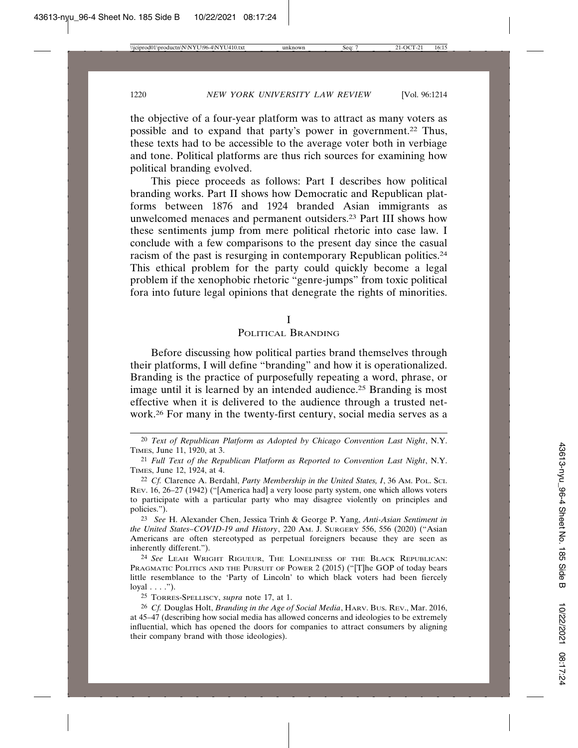the objective of a four-year platform was to attract as many voters as possible and to expand that party's power in government.[22] Thus, these texts had to be accessible to the average voter both in verbiage and tone. Political platforms are thus rich sources for examining how political branding evolved.

This piece proceeds as follows: Part I describes how political branding works. Part II shows how Democratic and Republican platforms between 1876 and 1924 branded Asian immigrants as unwelcomed menaces and permanent outsiders.[23] Part III shows how these sentiments jump from mere political rhetoric into case law. I conclude with a few comparisons to the present day since the casual racism of the past is resurging in contemporary Republican politics.[24] This ethical problem for the party could quickly become a legal problem if the xenophobic rhetoric "genre-jumps" from toxic political fora into future legal opinions that denegrate the rights of minorities.

## I
## Political Branding

Before discussing how political parties brand themselves through their platforms, I will define "branding" and how it is operationalized. Branding is the practice of purposefully repeating a word, phrase, or image until it is learned by an intended audience.[25] Branding is most effective when it is delivered to the audience through a trusted network.[26] For many in the twenty-first century, social media serves as a

---

[20] *Text of Republican Platform as Adopted by Chicago Convention Last Night*, N.Y. Times, June 11, 1920, at 3.

[21] *Full Text of the Republican Platform as Reported to Convention Last Night*, N.Y. Times, June 12, 1924, at 4.

[22] *Cf.* Clarence A. Berdahl, *Party Membership in the United States, I*, 36 Am. Pol. Sci. Rev. 16, 26–27 (1942) ("[America had] a very loose party system, one which allows voters to participate with a particular party who may disagree violently on principles and policies.").

[23] *See* H. Alexander Chen, Jessica Trinh & George P. Yang, *Anti-Asian Sentiment in the United States–COVID-19 and History*, 220 Am. J. Surgery 556, 556 (2020) ("Asian Americans are often stereotyped as perpetual foreigners because they are seen as inherently different.").

[24] *See* Leah Wright Rigueur, The Loneliness of the Black Republican: Pragmatic Politics and the Pursuit of Power 2 (2015) ("[T]he GOP of today bears little resemblance to the 'Party of Lincoln' to which black voters had been fiercely loyal . . . .").

[25] Torres-Spelliscy, *supra* note 17, at 1.

[26] *Cf.* Douglas Holt, *Branding in the Age of Social Media*, Harv. Bus. Rev., Mar. 2016, at 45–47 (describing how social media has allowed concerns and ideologies to be extremely influential, which has opened the doors for companies to attract consumers by aligning their company brand with those ideologies).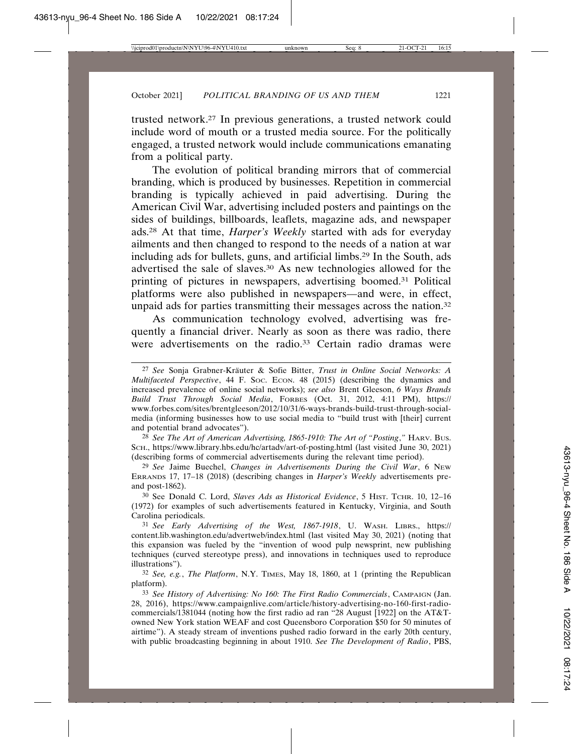trusted network.[27] In previous generations, a trusted network could include word of mouth or a trusted media source. For the politically engaged, a trusted network would include communications emanating from a political party.

The evolution of political branding mirrors that of commercial branding, which is produced by businesses. Repetition in commercial branding is typically achieved in paid advertising. During the American Civil War, advertising included posters and paintings on the sides of buildings, billboards, leaflets, magazine ads, and newspaper ads.[28] At that time, *Harper's Weekly* started with ads for everyday ailments and then changed to respond to the needs of a nation at war including ads for bullets, guns, and artificial limbs.[29] In the South, ads advertised the sale of slaves.[30] As new technologies allowed for the printing of pictures in newspapers, advertising boomed.[31] Political platforms were also published in newspapers—and were, in effect, unpaid ads for parties transmitting their messages across the nation.[32]

As communication technology evolved, advertising was frequently a financial driver. Nearly as soon as there was radio, there were advertisements on the radio.[33] Certain radio dramas were

---

[27] *See* Sonja Grabner-Kräuter & Sofie Bitter, *Trust in Online Social Networks: A Multifaceted Perspective*, 44 F. SOC. ECON. 48 (2015) (describing the dynamics and increased prevalence of online social networks); *see also* Brent Gleeson, *6 Ways Brands Build Trust Through Social Media*, FORBES (Oct. 31, 2012, 4:11 PM), https://www.forbes.com/sites/brentgleeson/2012/10/31/6-ways-brands-build-trust-through-social-media (informing businesses how to use social media to "build trust with [their] current and potential brand advocates").

[28] *See The Art of American Advertising, 1865-1910: The Art of "Posting*,*"* HARV. BUS. SCH., https://www.library.hbs.edu/hc/artadv/art-of-posting.html (last visited June 30, 2021) (describing forms of commercial advertisements during the relevant time period).

[29] *See* Jaime Buechel, *Changes in Advertisements During the Civil War*, 6 NEW ERRANDS 17, 17–18 (2018) (describing changes in *Harper's Weekly* advertisements pre- and post-1862).

[30] See Donald C. Lord, *Slaves Ads as Historical Evidence*, 5 HIST. TCHR. 10, 12–16 (1972) for examples of such advertisements featured in Kentucky, Virginia, and South Carolina periodicals.

[31] *See Early Advertising of the West, 1867-1918*, U. WASH. LIBRS., https://content.lib.washington.edu/advertweb/index.html (last visited May 30, 2021) (noting that this expansion was fueled by the "invention of wood pulp newsprint, new publishing techniques (curved stereotype press), and innovations in techniques used to reproduce illustrations").

[32] *See, e.g.*, *The Platform*, N.Y. TIMES, May 18, 1860, at 1 (printing the Republican platform).

[33] *See History of Advertising: No 160: The First Radio Commercials*, CAMPAIGN (Jan. 28, 2016), https://www.campaignlive.com/article/history-advertising-no-160-first-radio-commercials/1381044 (noting how the first radio ad ran "28 August [1922] on the AT&T-owned New York station WEAF and cost Queensboro Corporation $50 for 50 minutes of airtime"). A steady stream of inventions pushed radio forward in the early 20th century, with public broadcasting beginning in about 1910. *See The Development of Radio*, PBS,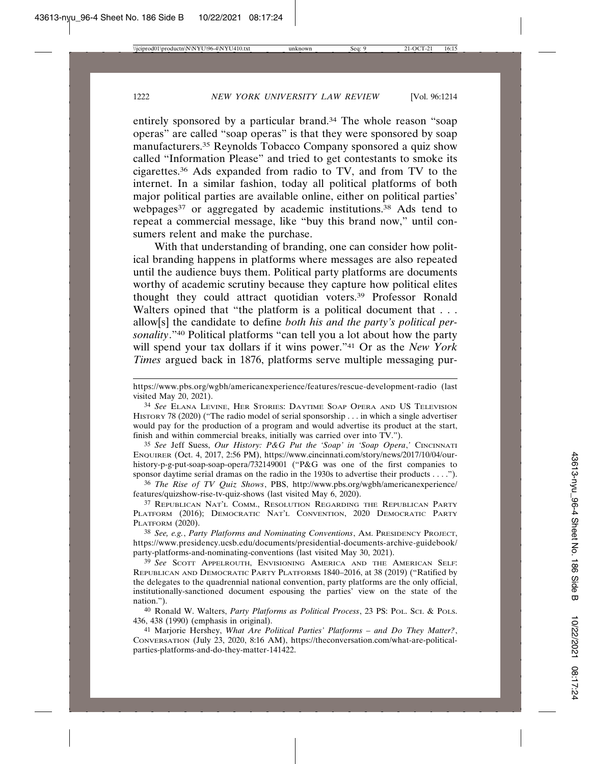entirely sponsored by a particular brand.[34] The whole reason "soap operas" are called "soap operas" is that they were sponsored by soap manufacturers.[35] Reynolds Tobacco Company sponsored a quiz show called "Information Please" and tried to get contestants to smoke its cigarettes.[36] Ads expanded from radio to TV, and from TV to the internet. In a similar fashion, today all political platforms of both major political parties are available online, either on political parties' webpages[37] or aggregated by academic institutions.[38] Ads tend to repeat a commercial message, like "buy this brand now," until consumers relent and make the purchase.

With that understanding of branding, one can consider how political branding happens in platforms where messages are also repeated until the audience buys them. Political party platforms are documents worthy of academic scrutiny because they capture how political elites thought they could attract quotidian voters.[39] Professor Ronald Walters opined that "the platform is a political document that . . . allow[s] the candidate to define *both his and the party's political personality*."[40] Political platforms "can tell you a lot about how the party will spend your tax dollars if it wins power."[41] Or as the *New York Times* argued back in 1876, platforms serve multiple messaging pur-

---

https://www.pbs.org/wgbh/americanexperience/features/rescue-development-radio (last visited May 20, 2021).

[34] *See* ELANA LEVINE, HER STORIES: DAYTIME SOAP OPERA AND US TELEVISION HISTORY 78 (2020) ("The radio model of serial sponsorship . . . in which a single advertiser would pay for the production of a program and would advertise its product at the start, finish and within commercial breaks, initially was carried over into TV.").

[35] *See* Jeff Suess, *Our History: P&G Put the 'Soap' in 'Soap Opera*,*'* CINCINNATI ENQUIRER (Oct. 4, 2017, 2:56 PM), https://www.cincinnati.com/story/news/2017/10/04/our-history-p-g-put-soap-soap-opera/732149001 ("P&G was one of the first companies to sponsor daytime serial dramas on the radio in the 1930s to advertise their products . . . .").

[36] *The Rise of TV Quiz Shows*, PBS, http://www.pbs.org/wgbh/americanexperience/features/quizshow-rise-tv-quiz-shows (last visited May 6, 2020).

[37] REPUBLICAN NAT'L COMM., RESOLUTION REGARDING THE REPUBLICAN PARTY PLATFORM (2016); DEMOCRATIC NAT'L CONVENTION, 2020 DEMOCRATIC PARTY PLATFORM (2020).

[38] *See, e.g.*, *Party Platforms and Nominating Conventions*, AM. PRESIDENCY PROJECT, https://www.presidency.ucsb.edu/documents/presidential-documents-archive-guidebook/party-platforms-and-nominating-conventions (last visited May 30, 2021).

[39] *See* SCOTT APPELROUTH, ENVISIONING AMERICA AND THE AMERICAN SELF: REPUBLICAN AND DEMOCRATIC PARTY PLATFORMS 1840–2016, at 38 (2019) ("Ratified by the delegates to the quadrennial national convention, party platforms are the only official, institutionally-sanctioned document espousing the parties' view on the state of the nation.").

[40] Ronald W. Walters, *Party Platforms as Political Process*, 23 PS: POL. SCI. & POLS. 436, 438 (1990) (emphasis in original).

[41] Marjorie Hershey, *What Are Political Parties' Platforms – and Do They Matter?*, CONVERSATION (July 23, 2020, 8:16 AM), https://theconversation.com/what-are-political-parties-platforms-and-do-they-matter-141422.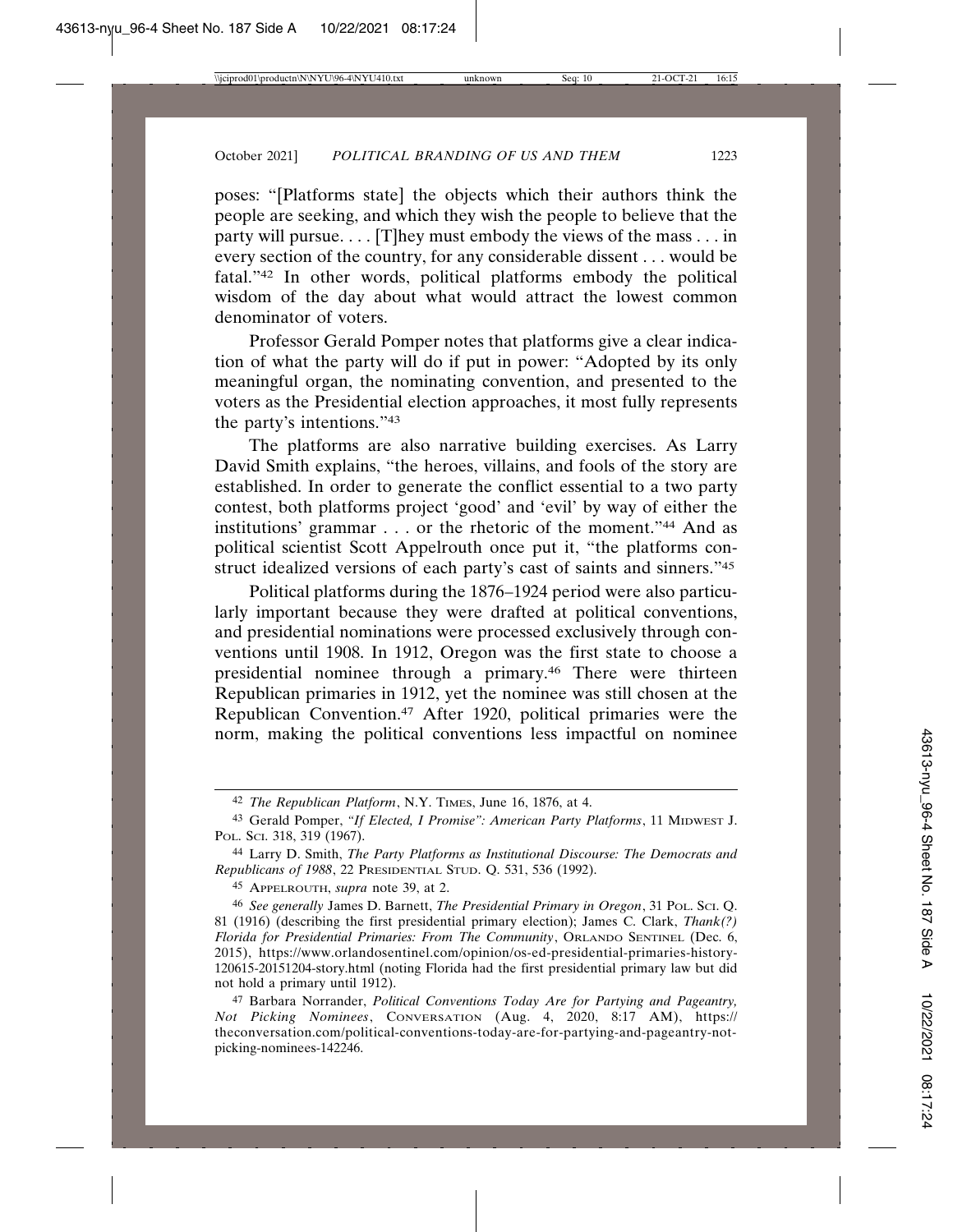poses: "[Platforms state] the objects which their authors think the people are seeking, and which they wish the people to believe that the party will pursue. . . . [T]hey must embody the views of the mass . . . in every section of the country, for any considerable dissent . . . would be fatal."[42] In other words, political platforms embody the political wisdom of the day about what would attract the lowest common denominator of voters.

Professor Gerald Pomper notes that platforms give a clear indication of what the party will do if put in power: "Adopted by its only meaningful organ, the nominating convention, and presented to the voters as the Presidential election approaches, it most fully represents the party's intentions."[43]

The platforms are also narrative building exercises. As Larry David Smith explains, "the heroes, villains, and fools of the story are established. In order to generate the conflict essential to a two party contest, both platforms project 'good' and 'evil' by way of either the institutions' grammar . . . or the rhetoric of the moment."[44] And as political scientist Scott Appelrouth once put it, "the platforms construct idealized versions of each party's cast of saints and sinners."[45]

Political platforms during the 1876–1924 period were also particularly important because they were drafted at political conventions, and presidential nominations were processed exclusively through conventions until 1908. In 1912, Oregon was the first state to choose a presidential nominee through a primary.[46] There were thirteen Republican primaries in 1912, yet the nominee was still chosen at the Republican Convention.[47] After 1920, political primaries were the norm, making the political conventions less impactful on nominee

---

[42] *The Republican Platform*, N.Y. TIMES, June 16, 1876, at 4.

[43] Gerald Pomper, *"If Elected, I Promise": American Party Platforms*, 11 MIDWEST J. POL. SCI. 318, 319 (1967).

[44] Larry D. Smith, *The Party Platforms as Institutional Discourse: The Democrats and Republicans of 1988*, 22 PRESIDENTIAL STUD. Q. 531, 536 (1992).

[45] APPELROUTH, *supra* note 39, at 2.

[46] *See generally* James D. Barnett, *The Presidential Primary in Oregon*, 31 POL. SCI. Q. 81 (1916) (describing the first presidential primary election); James C. Clark, *Thank(?) Florida for Presidential Primaries: From The Community*, ORLANDO SENTINEL (Dec. 6, 2015), https://www.orlandosentinel.com/opinion/os-ed-presidential-primaries-history-120615-20151204-story.html (noting Florida had the first presidential primary law but did not hold a primary until 1912).

[47] Barbara Norrander, *Political Conventions Today Are for Partying and Pageantry, Not Picking Nominees*, CONVERSATION (Aug. 4, 2020, 8:17 AM), https://theconversation.com/political-conventions-today-are-for-partying-and-pageantry-not-picking-nominees-142246.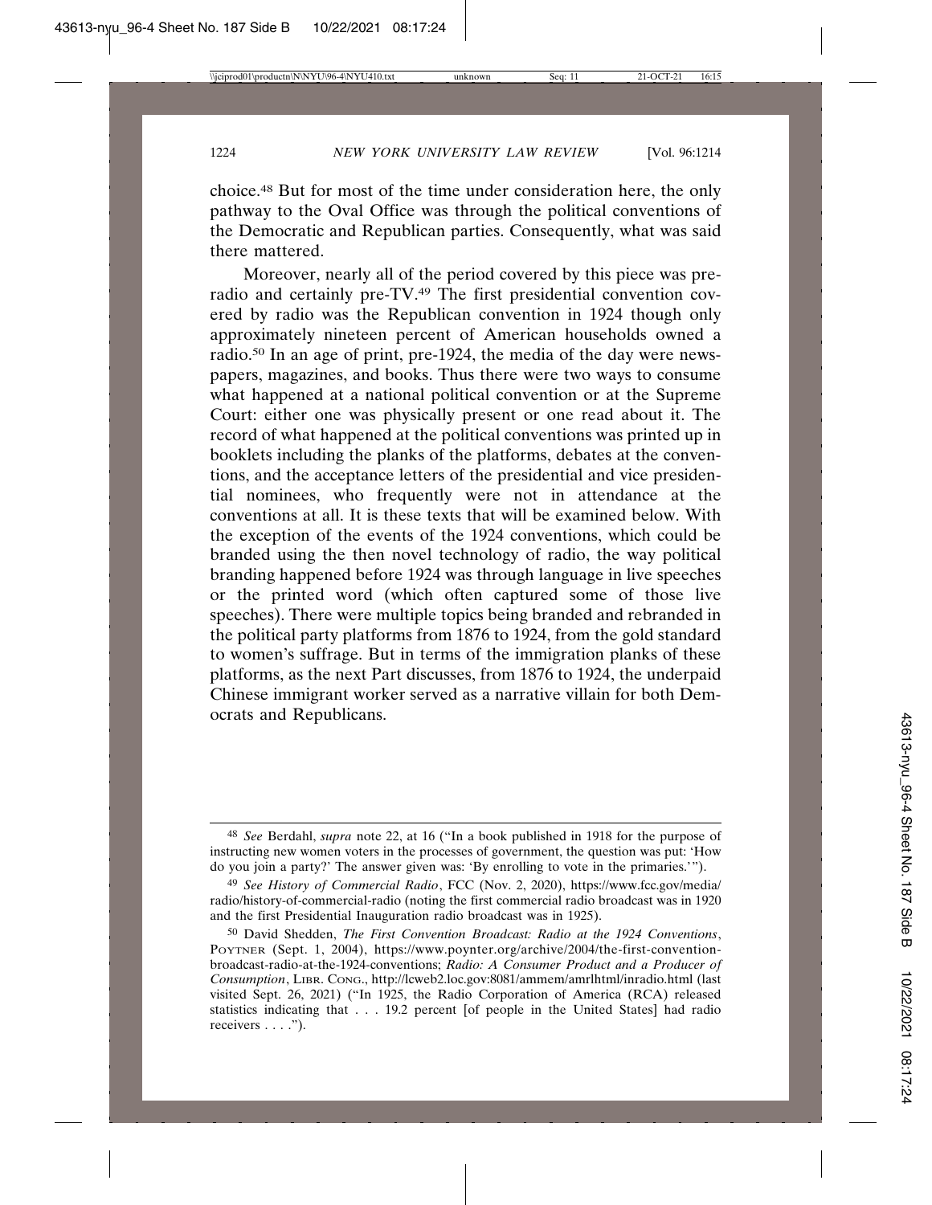choice.[48] But for most of the time under consideration here, the only pathway to the Oval Office was through the political conventions of the Democratic and Republican parties. Consequently, what was said there mattered.

Moreover, nearly all of the period covered by this piece was pre-radio and certainly pre-TV.[49] The first presidential convention covered by radio was the Republican convention in 1924 though only approximately nineteen percent of American households owned a radio.[50] In an age of print, pre-1924, the media of the day were newspapers, magazines, and books. Thus there were two ways to consume what happened at a national political convention or at the Supreme Court: either one was physically present or one read about it. The record of what happened at the political conventions was printed up in booklets including the planks of the platforms, debates at the conventions, and the acceptance letters of the presidential and vice presidential nominees, who frequently were not in attendance at the conventions at all. It is these texts that will be examined below. With the exception of the events of the 1924 conventions, which could be branded using the then novel technology of radio, the way political branding happened before 1924 was through language in live speeches or the printed word (which often captured some of those live speeches). There were multiple topics being branded and rebranded in the political party platforms from 1876 to 1924, from the gold standard to women's suffrage. But in terms of the immigration planks of these platforms, as the next Part discusses, from 1876 to 1924, the underpaid Chinese immigrant worker served as a narrative villain for both Democrats and Republicans.

---

[48] *See* Berdahl, *supra* note 22, at 16 ("In a book published in 1918 for the purpose of instructing new women voters in the processes of government, the question was put: 'How do you join a party?' The answer given was: 'By enrolling to vote in the primaries.'").

[49] *See History of Commercial Radio*, FCC (Nov. 2, 2020), https://www.fcc.gov/media/radio/history-of-commercial-radio (noting the first commercial radio broadcast was in 1920 and the first Presidential Inauguration radio broadcast was in 1925).

[50] David Shedden, *The First Convention Broadcast: Radio at the 1924 Conventions*, POYNTER (Sept. 1, 2004), https://www.poynter.org/archive/2004/the-first-convention-broadcast-radio-at-the-1924-conventions; *Radio: A Consumer Product and a Producer of Consumption*, LIBR. CONG., http://lcweb2.loc.gov:8081/ammem/amrlhtml/inradio.html (last visited Sept. 26, 2021) ("In 1925, the Radio Corporation of America (RCA) released statistics indicating that . . . 19.2 percent [of people in the United States] had radio receivers . . . .").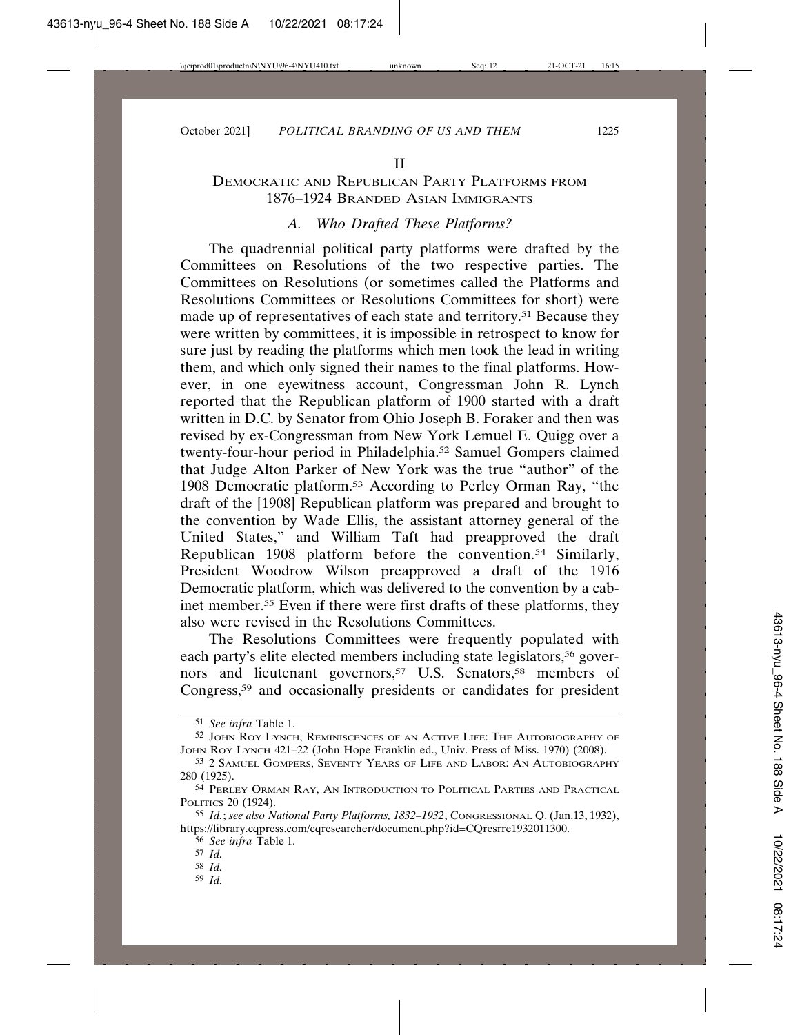## II

## Democratic and Republican Party Platforms from 1876–1924 Branded Asian Immigrants

### A. *Who Drafted These Platforms?*

The quadrennial political party platforms were drafted by the Committees on Resolutions of the two respective parties. The Committees on Resolutions (or sometimes called the Platforms and Resolutions Committees or Resolutions Committees for short) were made up of representatives of each state and territory.[51] Because they were written by committees, it is impossible in retrospect to know for sure just by reading the platforms which men took the lead in writing them, and which only signed their names to the final platforms. However, in one eyewitness account, Congressman John R. Lynch reported that the Republican platform of 1900 started with a draft written in D.C. by Senator from Ohio Joseph B. Foraker and then was revised by ex-Congressman from New York Lemuel E. Quigg over a twenty-four-hour period in Philadelphia.[52] Samuel Gompers claimed that Judge Alton Parker of New York was the true "author" of the 1908 Democratic platform.[53] According to Perley Orman Ray, "the draft of the [1908] Republican platform was prepared and brought to the convention by Wade Ellis, the assistant attorney general of the United States," and William Taft had preapproved the draft Republican 1908 platform before the convention.[54] Similarly, President Woodrow Wilson preapproved a draft of the 1916 Democratic platform, which was delivered to the convention by a cabinet member.[55] Even if there were first drafts of these platforms, they also were revised in the Resolutions Committees.

The Resolutions Committees were frequently populated with each party's elite elected members including state legislators,[56] governors and lieutenant governors,[57] U.S. Senators,[58] members of Congress,[59] and occasionally presidents or candidates for president

---

[51] *See infra* Table 1.

[52] John Roy Lynch, Reminiscences of an Active Life: The Autobiography of John Roy Lynch 421–22 (John Hope Franklin ed., Univ. Press of Miss. 1970) (2008).

[53] 2 Samuel Gompers, Seventy Years of Life and Labor: An Autobiography 280 (1925).

[54] Perley Orman Ray, An Introduction to Political Parties and Practical Politics 20 (1924).

[55] *Id.*; *see also National Party Platforms, 1832–1932*, Congressional Q. (Jan.13, 1932), https://library.cqpress.com/cqresearcher/document.php?id=CQresrre1932011300.

[56] *See infra* Table 1.

[57] *Id.*

[58] *Id.*

[59] *Id.*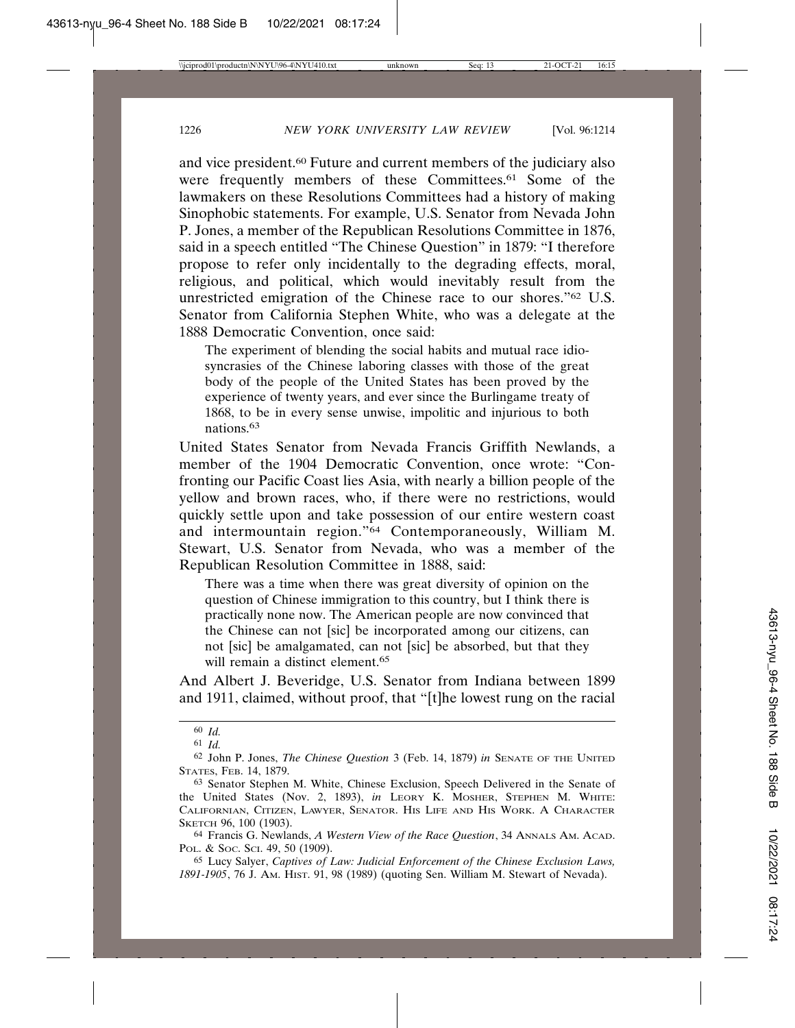and vice president.[60] Future and current members of the judiciary also were frequently members of these Committees.[61] Some of the lawmakers on these Resolutions Committees had a history of making Sinophobic statements. For example, U.S. Senator from Nevada John P. Jones, a member of the Republican Resolutions Committee in 1876, said in a speech entitled "The Chinese Question" in 1879: "I therefore propose to refer only incidentally to the degrading effects, moral, religious, and political, which would inevitably result from the unrestricted emigration of the Chinese race to our shores."[62] U.S. Senator from California Stephen White, who was a delegate at the 1888 Democratic Convention, once said:

> The experiment of blending the social habits and mutual race idiosyncrasies of the Chinese laboring classes with those of the great body of the people of the United States has been proved by the experience of twenty years, and ever since the Burlingame treaty of 1868, to be in every sense unwise, impolitic and injurious to both nations.[63]

United States Senator from Nevada Francis Griffith Newlands, a member of the 1904 Democratic Convention, once wrote: "Confronting our Pacific Coast lies Asia, with nearly a billion people of the yellow and brown races, who, if there were no restrictions, would quickly settle upon and take possession of our entire western coast and intermountain region."[64] Contemporaneously, William M. Stewart, U.S. Senator from Nevada, who was a member of the Republican Resolution Committee in 1888, said:

> There was a time when there was great diversity of opinion on the question of Chinese immigration to this country, but I think there is practically none now. The American people are now convinced that the Chinese can not [sic] be incorporated among our citizens, can not [sic] be amalgamated, can not [sic] be absorbed, but that they will remain a distinct element.[65]

And Albert J. Beveridge, U.S. Senator from Indiana between 1899 and 1911, claimed, without proof, that "[t]he lowest rung on the racial

---

[60] *Id.*

[61] *Id.*

[62] John P. Jones, *The Chinese Question* 3 (Feb. 14, 1879) *in* SENATE OF THE UNITED STATES, FEB. 14, 1879.

[63] Senator Stephen M. White, Chinese Exclusion, Speech Delivered in the Senate of the United States (Nov. 2, 1893), *in* LEORY K. MOSHER, STEPHEN M. WHITE: CALIFORNIAN, CITIZEN, LAWYER, SENATOR. HIS LIFE AND HIS WORK. A CHARACTER SKETCH 96, 100 (1903).

[64] Francis G. Newlands, *A Western View of the Race Question*, 34 ANNALS AM. ACAD. POL. & SOC. SCI. 49, 50 (1909).

[65] Lucy Salyer, *Captives of Law: Judicial Enforcement of the Chinese Exclusion Laws, 1891-1905*, 76 J. AM. HIST. 91, 98 (1989) (quoting Sen. William M. Stewart of Nevada).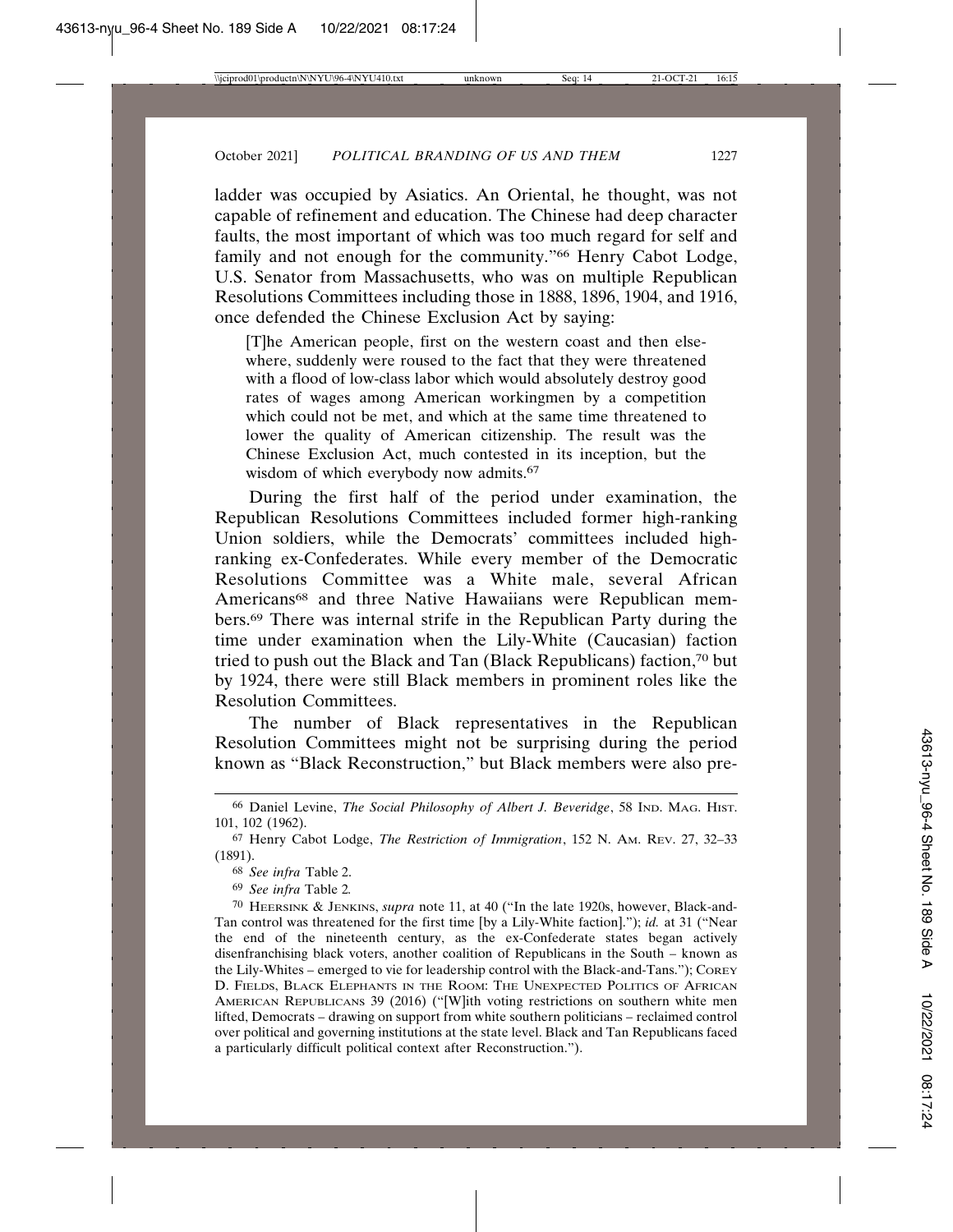ladder was occupied by Asiatics. An Oriental, he thought, was not capable of refinement and education. The Chinese had deep character faults, the most important of which was too much regard for self and family and not enough for the community."[66] Henry Cabot Lodge, U.S. Senator from Massachusetts, who was on multiple Republican Resolutions Committees including those in 1888, 1896, 1904, and 1916, once defended the Chinese Exclusion Act by saying:

> [T]he American people, first on the western coast and then elsewhere, suddenly were roused to the fact that they were threatened with a flood of low-class labor which would absolutely destroy good rates of wages among American workingmen by a competition which could not be met, and which at the same time threatened to lower the quality of American citizenship. The result was the Chinese Exclusion Act, much contested in its inception, but the wisdom of which everybody now admits.[67]

During the first half of the period under examination, the Republican Resolutions Committees included former high-ranking Union soldiers, while the Democrats' committees included high-ranking ex-Confederates. While every member of the Democratic Resolutions Committee was a White male, several African Americans[68] and three Native Hawaiians were Republican members.[69] There was internal strife in the Republican Party during the time under examination when the Lily-White (Caucasian) faction tried to push out the Black and Tan (Black Republicans) faction,[70] but by 1924, there were still Black members in prominent roles like the Resolution Committees.

The number of Black representatives in the Republican Resolution Committees might not be surprising during the period known as "Black Reconstruction," but Black members were also pre-

---

[66] Daniel Levine, *The Social Philosophy of Albert J. Beveridge*, 58 IND. MAG. HIST. 101, 102 (1962).

[67] Henry Cabot Lodge, *The Restriction of Immigration*, 152 N. AM. REV. 27, 32–33 (1891).

[68] *See infra* Table 2.

[69] *See infra* Table 2*.*

[70] HEERSINK & JENKINS, *supra* note 11, at 40 ("In the late 1920s, however, Black-and-Tan control was threatened for the first time [by a Lily-White faction]."); *id.* at 31 ("Near the end of the nineteenth century, as the ex-Confederate states began actively disenfranchising black voters, another coalition of Republicans in the South – known as the Lily-Whites – emerged to vie for leadership control with the Black-and-Tans."); COREY D. FIELDS, BLACK ELEPHANTS IN THE ROOM: THE UNEXPECTED POLITICS OF AFRICAN AMERICAN REPUBLICANS 39 (2016) ("[W]ith voting restrictions on southern white men lifted, Democrats – drawing on support from white southern politicians – reclaimed control over political and governing institutions at the state level. Black and Tan Republicans faced a particularly difficult political context after Reconstruction.").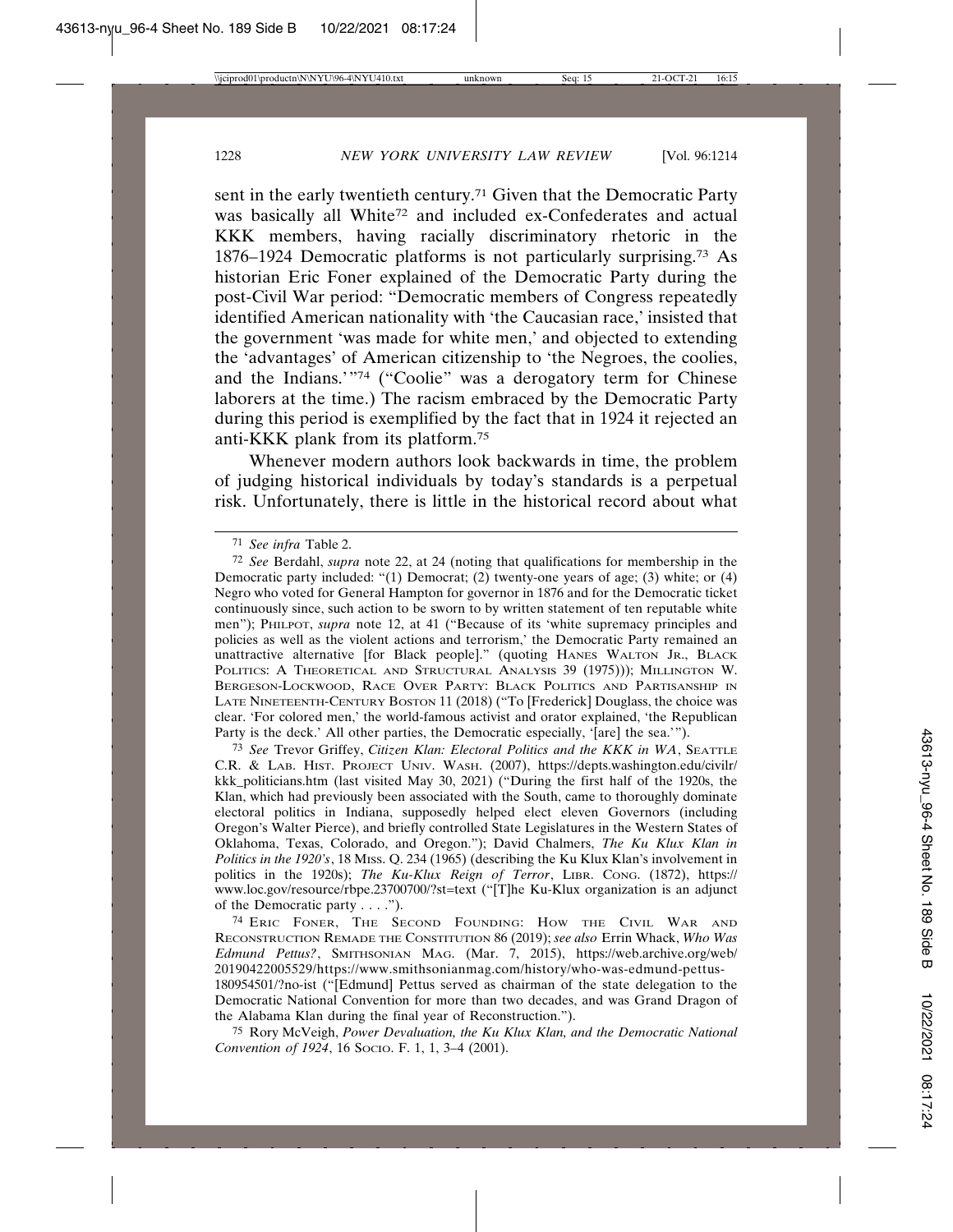sent in the early twentieth century.[71] Given that the Democratic Party was basically all White[72] and included ex-Confederates and actual KKK members, having racially discriminatory rhetoric in the 1876–1924 Democratic platforms is not particularly surprising.[73] As historian Eric Foner explained of the Democratic Party during the post-Civil War period: "Democratic members of Congress repeatedly identified American nationality with 'the Caucasian race,' insisted that the government 'was made for white men,' and objected to extending the 'advantages' of American citizenship to 'the Negroes, the coolies, and the Indians.'"[74] ("Coolie" was a derogatory term for Chinese laborers at the time.) The racism embraced by the Democratic Party during this period is exemplified by the fact that in 1924 it rejected an anti-KKK plank from its platform.[75]

Whenever modern authors look backwards in time, the problem of judging historical individuals by today's standards is a perpetual risk. Unfortunately, there is little in the historical record about what

---

[71] *See infra* Table 2.

[72] *See* Berdahl, *supra* note 22, at 24 (noting that qualifications for membership in the Democratic party included: "(1) Democrat; (2) twenty-one years of age; (3) white; or (4) Negro who voted for General Hampton for governor in 1876 and for the Democratic ticket continuously since, such action to be sworn to by written statement of ten reputable white men"); PHILPOT, *supra* note 12, at 41 ("Because of its 'white supremacy principles and policies as well as the violent actions and terrorism,' the Democratic Party remained an unattractive alternative [for Black people]." (quoting HANES WALTON JR., BLACK POLITICS: A THEORETICAL AND STRUCTURAL ANALYSIS 39 (1975))); MILLINGTON W. BERGESON-LOCKWOOD, RACE OVER PARTY: BLACK POLITICS AND PARTISANSHIP IN LATE NINETEENTH-CENTURY BOSTON 11 (2018) ("To [Frederick] Douglass, the choice was clear. 'For colored men,' the world-famous activist and orator explained, 'the Republican Party is the deck.' All other parties, the Democratic especially, '[are] the sea.'").

[73] *See* Trevor Griffey, *Citizen Klan: Electoral Politics and the KKK in WA*, SEATTLE C.R. & LAB. HIST. PROJECT UNIV. WASH. (2007), https://depts.washington.edu/civilr/kkk_politicians.htm (last visited May 30, 2021) ("During the first half of the 1920s, the Klan, which had previously been associated with the South, came to thoroughly dominate electoral politics in Indiana, supposedly helped elect eleven Governors (including Oregon's Walter Pierce), and briefly controlled State Legislatures in the Western States of Oklahoma, Texas, Colorado, and Oregon."); David Chalmers, *The Ku Klux Klan in Politics in the 1920's*, 18 MISS. Q. 234 (1965) (describing the Ku Klux Klan's involvement in politics in the 1920s); *The Ku-Klux Reign of Terror*, LIBR. CONG. (1872), https://www.loc.gov/resource/rbpe.23700700/?st=text ("[T]he Ku-Klux organization is an adjunct of the Democratic party . . . .").

[74] ERIC FONER, THE SECOND FOUNDING: HOW THE CIVIL WAR AND RECONSTRUCTION REMADE THE CONSTITUTION 86 (2019); *see also* Errin Whack, *Who Was Edmund Pettus?*, SMITHSONIAN MAG. (Mar. 7, 2015), https://web.archive.org/web/20190422005529/https://www.smithsonianmag.com/history/who-was-edmund-pettus-180954501/?no-ist ("[Edmund] Pettus served as chairman of the state delegation to the Democratic National Convention for more than two decades, and was Grand Dragon of the Alabama Klan during the final year of Reconstruction.").

[75] Rory McVeigh, *Power Devaluation, the Ku Klux Klan, and the Democratic National Convention of 1924*, 16 SOCIO. F. 1, 1, 3–4 (2001).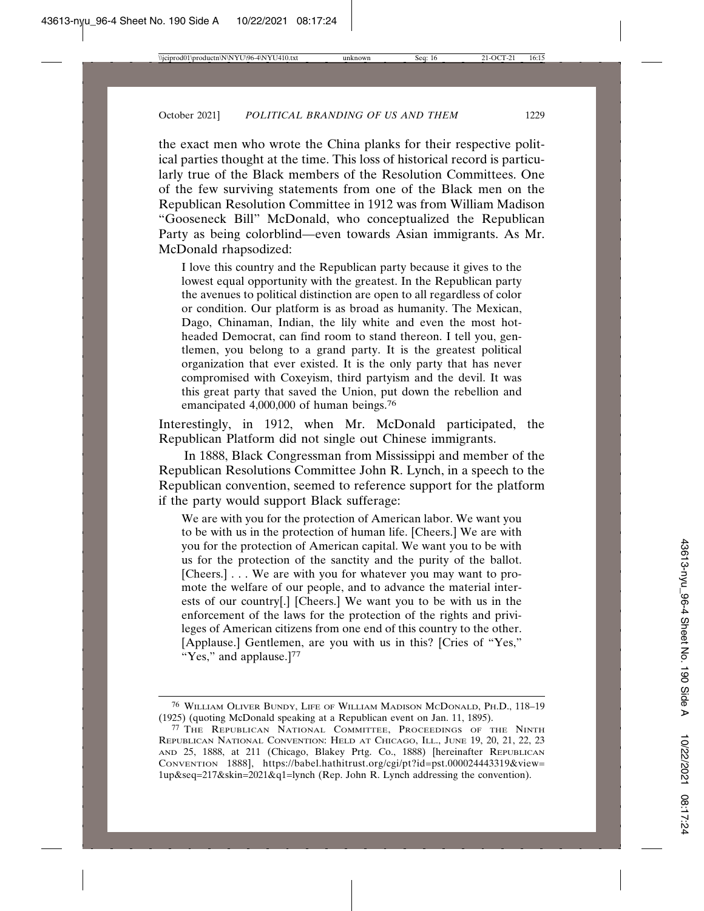the exact men who wrote the China planks for their respective political parties thought at the time. This loss of historical record is particularly true of the Black members of the Resolution Committees. One of the few surviving statements from one of the Black men on the Republican Resolution Committee in 1912 was from William Madison "Gooseneck Bill" McDonald, who conceptualized the Republican Party as being colorblind—even towards Asian immigrants. As Mr. McDonald rhapsodized:

> I love this country and the Republican party because it gives to the lowest equal opportunity with the greatest. In the Republican party the avenues to political distinction are open to all regardless of color or condition. Our platform is as broad as humanity. The Mexican, Dago, Chinaman, Indian, the lily white and even the most hotheaded Democrat, can find room to stand thereon. I tell you, gentlemen, you belong to a grand party. It is the greatest political organization that ever existed. It is the only party that has never compromised with Coxeyism, third partyism and the devil. It was this great party that saved the Union, put down the rebellion and emancipated 4,000,000 of human beings.[76]

Interestingly, in 1912, when Mr. McDonald participated, the Republican Platform did not single out Chinese immigrants.

In 1888, Black Congressman from Mississippi and member of the Republican Resolutions Committee John R. Lynch, in a speech to the Republican convention, seemed to reference support for the platform if the party would support Black sufferage:

> We are with you for the protection of American labor. We want you to be with us in the protection of human life. [Cheers.] We are with you for the protection of American capital. We want you to be with us for the protection of the sanctity and the purity of the ballot. [Cheers.] . . . We are with you for whatever you may want to promote the welfare of our people, and to advance the material interests of our country[.] [Cheers.] We want you to be with us in the enforcement of the laws for the protection of the rights and privileges of American citizens from one end of this country to the other. [Applause.] Gentlemen, are you with us in this? [Cries of "Yes," "Yes," and applause.][77]

---

[76] William Oliver Bundy, Life of William Madison McDonald, Ph.D., 118–19 (1925) (quoting McDonald speaking at a Republican event on Jan. 11, 1895).

[77] The Republican National Committee, Proceedings of the Ninth Republican National Convention: Held at Chicago, Ill., June 19, 20, 21, 22, 23 and 25, 1888, at 211 (Chicago, Blakey Prtg. Co., 1888) [hereinafter Republican Convention 1888], https://babel.hathitrust.org/cgi/pt?id=pst.000024443319&view=1up&seq=217&skin=2021&q1=lynch (Rep. John R. Lynch addressing the convention).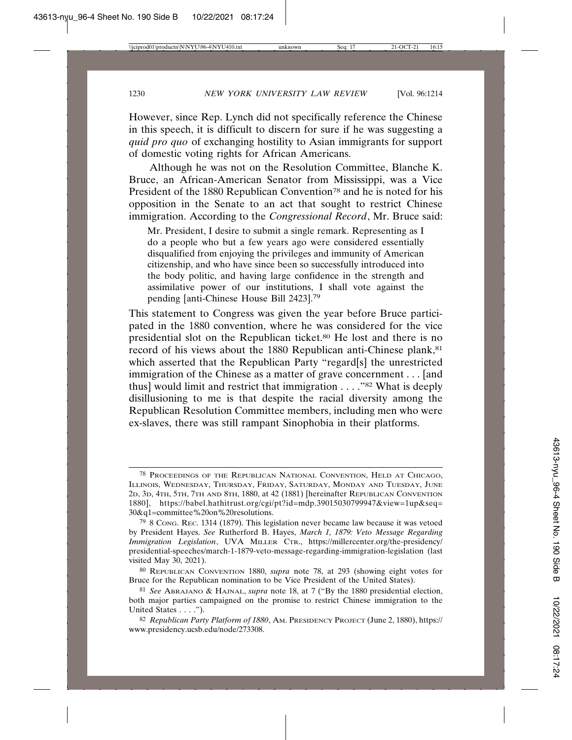However, since Rep. Lynch did not specifically reference the Chinese in this speech, it is difficult to discern for sure if he was suggesting a *quid pro quo* of exchanging hostility to Asian immigrants for support of domestic voting rights for African Americans.

Although he was not on the Resolution Committee, Blanche K. Bruce, an African-American Senator from Mississippi, was a Vice President of the 1880 Republican Convention[78] and he is noted for his opposition in the Senate to an act that sought to restrict Chinese immigration. According to the *Congressional Record*, Mr. Bruce said:

> Mr. President, I desire to submit a single remark. Representing as I do a people who but a few years ago were considered essentially disqualified from enjoying the privileges and immunity of American citizenship, and who have since been so successfully introduced into the body politic, and having large confidence in the strength and assimilative power of our institutions, I shall vote against the pending [anti-Chinese House Bill 2423].[79]

This statement to Congress was given the year before Bruce participated in the 1880 convention, where he was considered for the vice presidential slot on the Republican ticket.[80] He lost and there is no record of his views about the 1880 Republican anti-Chinese plank,[81] which asserted that the Republican Party "regard[s] the unrestricted immigration of the Chinese as a matter of grave concernment . . . [and thus] would limit and restrict that immigration . . . ."[82] What is deeply disillusioning to me is that despite the racial diversity among the Republican Resolution Committee members, including men who were ex-slaves, there was still rampant Sinophobia in their platforms.

---

[78] PROCEEDINGS OF THE REPUBLICAN NATIONAL CONVENTION, HELD AT CHICAGO, ILLINOIS, WEDNESDAY, THURSDAY, FRIDAY, SATURDAY, MONDAY AND TUESDAY, JUNE 2D, 3D, 4TH, 5TH, 7TH AND 8TH, 1880, at 42 (1881) [hereinafter REPUBLICAN CONVENTION 1880], https://babel.hathitrust.org/cgi/pt?id=mdp.39015030799947&view=1up&seq=30&q1=committee%20on%20resolutions.

[79] 8 CONG. REC. 1314 (1879). This legislation never became law because it was vetoed by President Hayes. *See* Rutherford B. Hayes, *March 1, 1879: Veto Message Regarding Immigration Legislation*, UVA MILLER CTR., https://millercenter.org/the-presidency/presidential-speeches/march-1-1879-veto-message-regarding-immigration-legislation (last visited May 30, 2021).

[80] REPUBLICAN CONVENTION 1880, *supra* note 78, at 293 (showing eight votes for Bruce for the Republican nomination to be Vice President of the United States).

[81] *See* ABRAJANO & HAJNAL, *supra* note 18, at 7 ("By the 1880 presidential election, both major parties campaigned on the promise to restrict Chinese immigration to the United States . . . .").

[82] *Republican Party Platform of 1880*, AM. PRESIDENCY PROJECT (June 2, 1880), https://www.presidency.ucsb.edu/node/273308.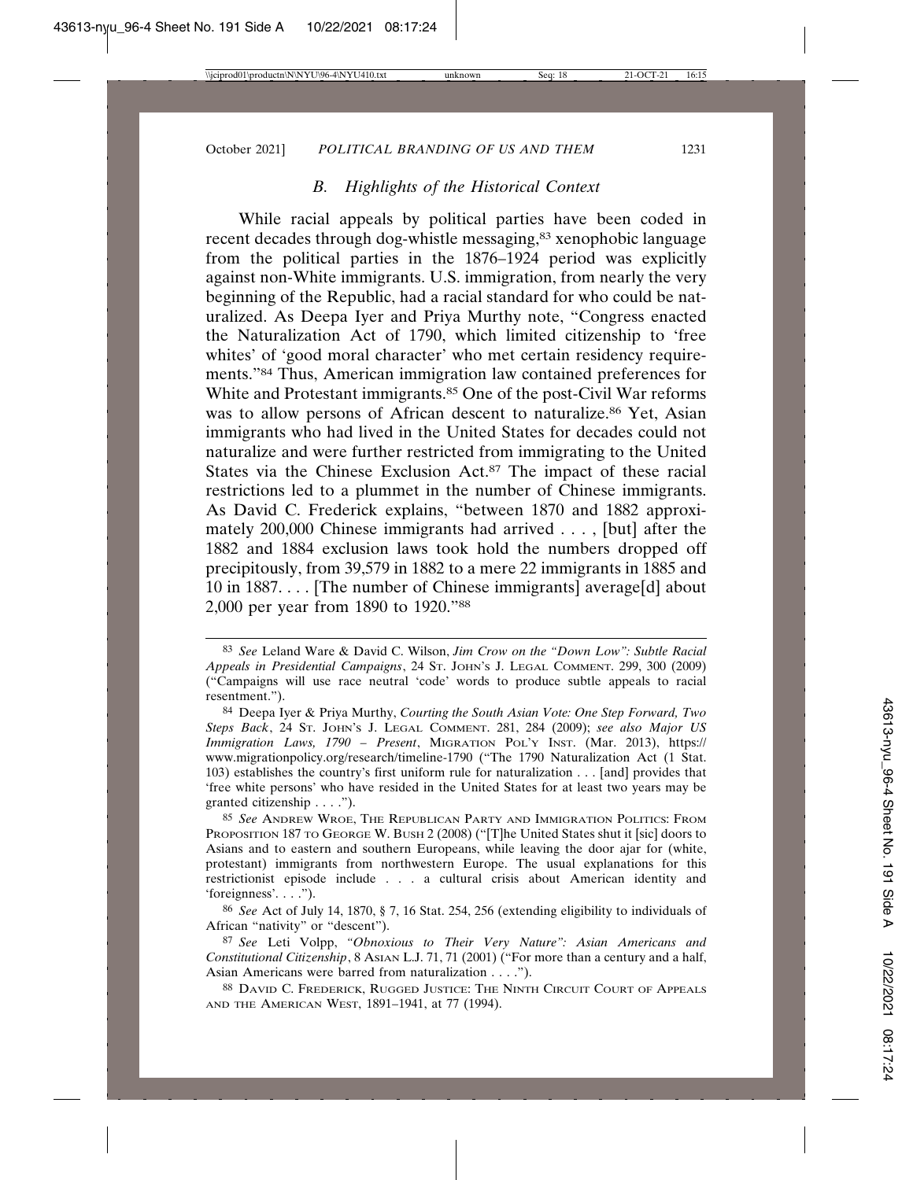### *B. Highlights of the Historical Context*

While racial appeals by political parties have been coded in recent decades through dog-whistle messaging,[83] xenophobic language from the political parties in the 1876–1924 period was explicitly against non-White immigrants. U.S. immigration, from nearly the very beginning of the Republic, had a racial standard for who could be naturalized. As Deepa Iyer and Priya Murthy note, "Congress enacted the Naturalization Act of 1790, which limited citizenship to 'free whites' of 'good moral character' who met certain residency requirements."[84] Thus, American immigration law contained preferences for White and Protestant immigrants.[85] One of the post-Civil War reforms was to allow persons of African descent to naturalize.[86] Yet, Asian immigrants who had lived in the United States for decades could not naturalize and were further restricted from immigrating to the United States via the Chinese Exclusion Act.[87] The impact of these racial restrictions led to a plummet in the number of Chinese immigrants. As David C. Frederick explains, "between 1870 and 1882 approximately 200,000 Chinese immigrants had arrived . . . , [but] after the 1882 and 1884 exclusion laws took hold the numbers dropped off precipitously, from 39,579 in 1882 to a mere 22 immigrants in 1885 and 10 in 1887. . . . [The number of Chinese immigrants] average[d] about 2,000 per year from 1890 to 1920."[88]

---

[83] *See* Leland Ware & David C. Wilson, *Jim Crow on the "Down Low": Subtle Racial Appeals in Presidential Campaigns*, 24 St. John's J. Legal Comment. 299, 300 (2009) ("Campaigns will use race neutral 'code' words to produce subtle appeals to racial resentment.").

[84] Deepa Iyer & Priya Murthy, *Courting the South Asian Vote: One Step Forward, Two Steps Back*, 24 St. John's J. Legal Comment. 281, 284 (2009); *see also Major US Immigration Laws, 1790 – Present*, Migration Pol'y Inst. (Mar. 2013), https://www.migrationpolicy.org/research/timeline-1790 ("The 1790 Naturalization Act (1 Stat. 103) establishes the country's first uniform rule for naturalization . . . [and] provides that 'free white persons' who have resided in the United States for at least two years may be granted citizenship . . . .").

[85] *See* Andrew Wroe, The Republican Party and Immigration Politics: From Proposition 187 to George W. Bush 2 (2008) ("[T]he United States shut it [sic] doors to Asians and to eastern and southern Europeans, while leaving the door ajar for (white, protestant) immigrants from northwestern Europe. The usual explanations for this restrictionist episode include . . . a cultural crisis about American identity and 'foreignness'. . . .").

[86] *See* Act of July 14, 1870, § 7, 16 Stat. 254, 256 (extending eligibility to individuals of African "nativity" or "descent").

[87] *See* Leti Volpp, *"Obnoxious to Their Very Nature": Asian Americans and Constitutional Citizenship*, 8 Asian L.J. 71, 71 (2001) ("For more than a century and a half, Asian Americans were barred from naturalization . . . .").

[88] David C. Frederick, Rugged Justice: The Ninth Circuit Court of Appeals and the American West, 1891–1941, at 77 (1994).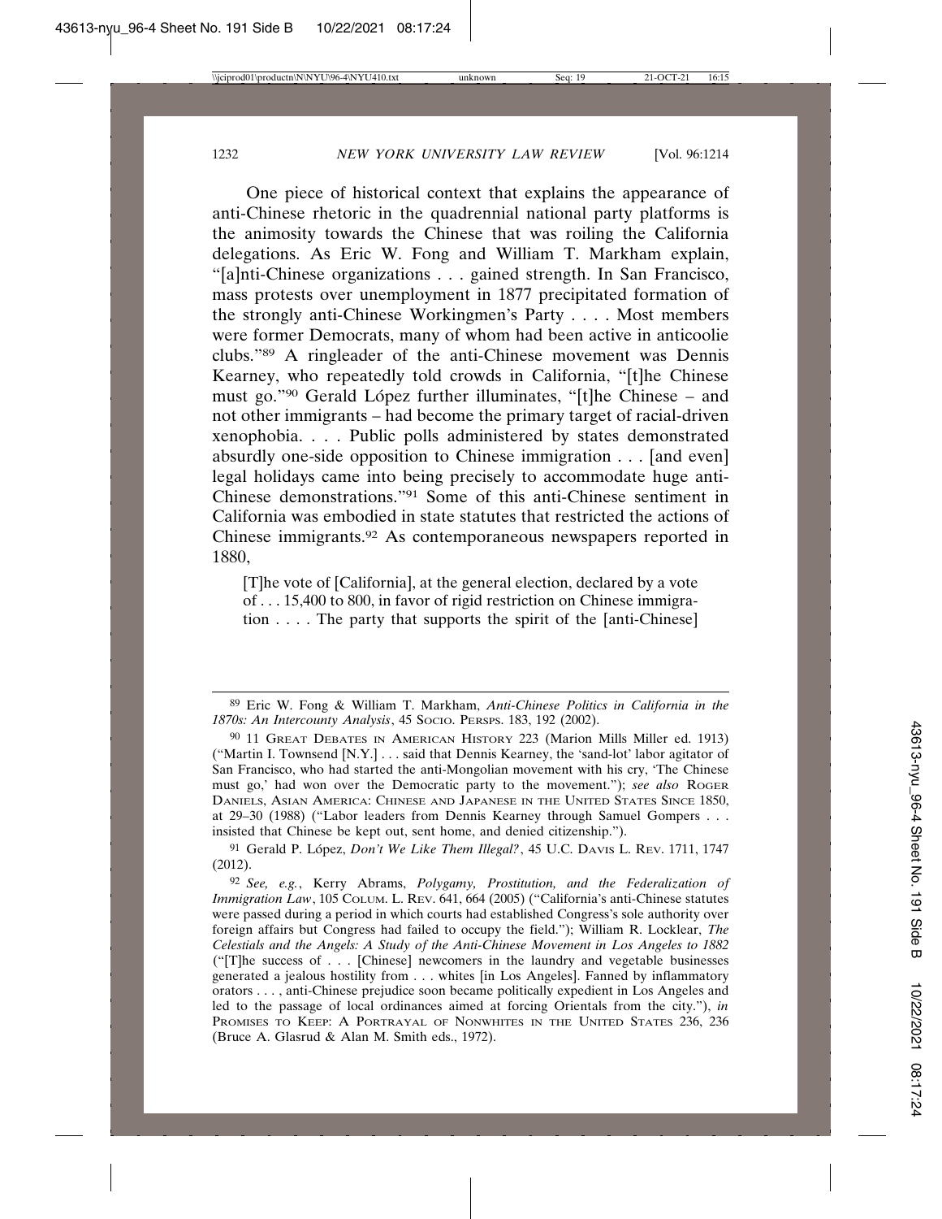One piece of historical context that explains the appearance of anti-Chinese rhetoric in the quadrennial national party platforms is the animosity towards the Chinese that was roiling the California delegations. As Eric W. Fong and William T. Markham explain, "[a]nti-Chinese organizations . . . gained strength. In San Francisco, mass protests over unemployment in 1877 precipitated formation of the strongly anti-Chinese Workingmen's Party . . . . Most members were former Democrats, many of whom had been active in anticoolie clubs."[89] A ringleader of the anti-Chinese movement was Dennis Kearney, who repeatedly told crowds in California, "[t]he Chinese must go."[90] Gerald López further illuminates, "[t]he Chinese – and not other immigrants – had become the primary target of racial-driven xenophobia. . . . Public polls administered by states demonstrated absurdly one-side opposition to Chinese immigration . . . [and even] legal holidays came into being precisely to accommodate huge anti-Chinese demonstrations."[91] Some of this anti-Chinese sentiment in California was embodied in state statutes that restricted the actions of Chinese immigrants.[92] As contemporaneous newspapers reported in 1880,

> [T]he vote of [California], at the general election, declared by a vote of . . . 15,400 to 800, in favor of rigid restriction on Chinese immigration . . . . The party that supports the spirit of the [anti-Chinese]

---

[89] Eric W. Fong & William T. Markham, *Anti-Chinese Politics in California in the 1870s: An Intercounty Analysis*, 45 SOCIO. PERSPS. 183, 192 (2002).

[90] 11 GREAT DEBATES IN AMERICAN HISTORY 223 (Marion Mills Miller ed. 1913) ("Martin I. Townsend [N.Y.] . . . said that Dennis Kearney, the 'sand-lot' labor agitator of San Francisco, who had started the anti-Mongolian movement with his cry, 'The Chinese must go,' had won over the Democratic party to the movement."); *see also* ROGER DANIELS, ASIAN AMERICA: CHINESE AND JAPANESE IN THE UNITED STATES SINCE 1850, at 29–30 (1988) ("Labor leaders from Dennis Kearney through Samuel Gompers . . . insisted that Chinese be kept out, sent home, and denied citizenship.").

[91] Gerald P. López, *Don't We Like Them Illegal?*, 45 U.C. DAVIS L. REV. 1711, 1747 (2012).

[92] *See, e.g.*, Kerry Abrams, *Polygamy, Prostitution, and the Federalization of Immigration Law*, 105 COLUM. L. REV. 641, 664 (2005) ("California's anti-Chinese statutes were passed during a period in which courts had established Congress's sole authority over foreign affairs but Congress had failed to occupy the field."); William R. Locklear, *The Celestials and the Angels: A Study of the Anti-Chinese Movement in Los Angeles to 1882* ("[T]he success of . . . [Chinese] newcomers in the laundry and vegetable businesses generated a jealous hostility from . . . whites [in Los Angeles]. Fanned by inflammatory orators . . . , anti-Chinese prejudice soon became politically expedient in Los Angeles and led to the passage of local ordinances aimed at forcing Orientals from the city."), *in* PROMISES TO KEEP: A PORTRAYAL OF NONWHITES IN THE UNITED STATES 236, 236 (Bruce A. Glasrud & Alan M. Smith eds., 1972).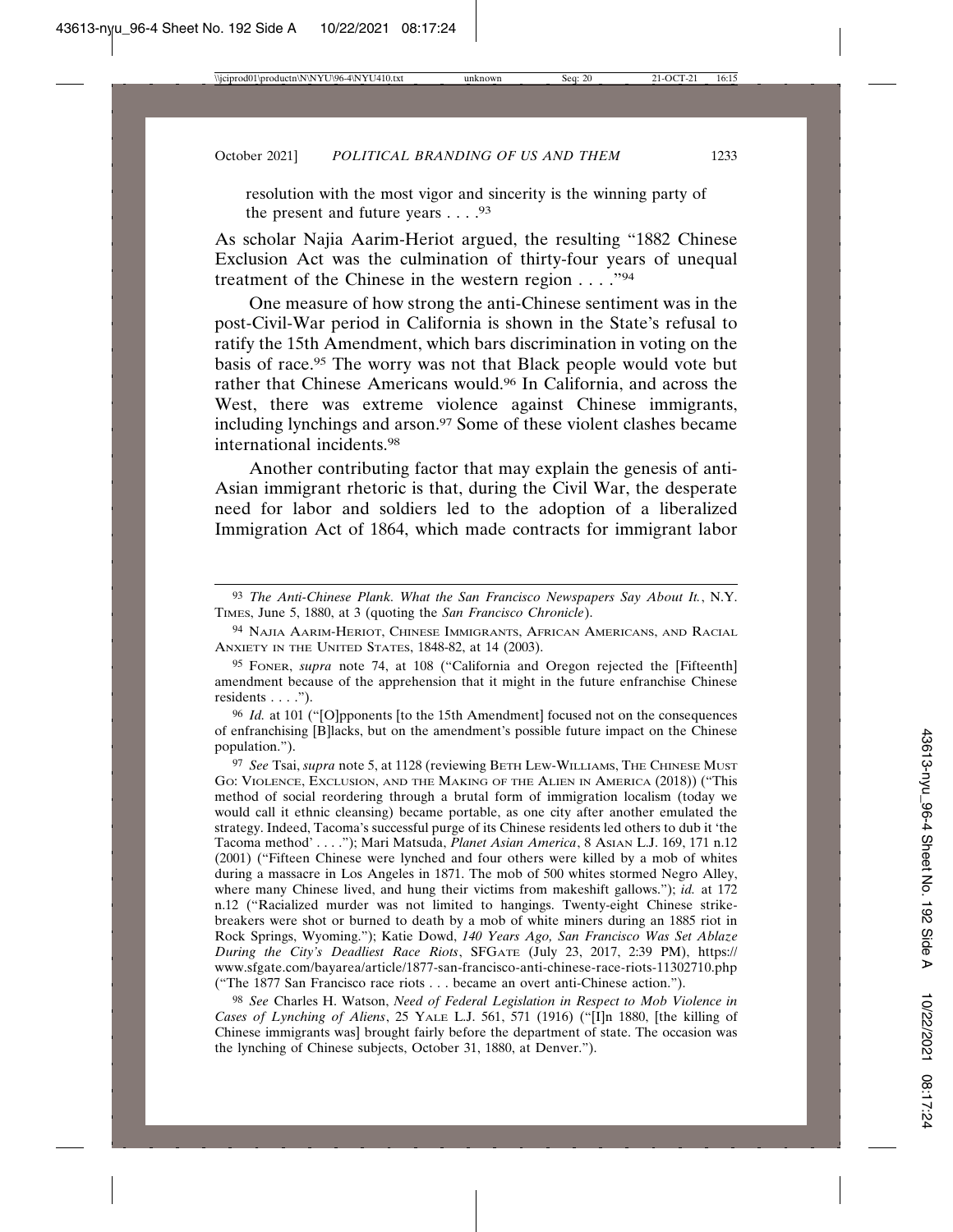resolution with the most vigor and sincerity is the winning party of the present and future years . . . .[93]

As scholar Najia Aarim-Heriot argued, the resulting "1882 Chinese Exclusion Act was the culmination of thirty-four years of unequal treatment of the Chinese in the western region . . . ."[94]

One measure of how strong the anti-Chinese sentiment was in the post-Civil-War period in California is shown in the State's refusal to ratify the 15th Amendment, which bars discrimination in voting on the basis of race.[95] The worry was not that Black people would vote but rather that Chinese Americans would.[96] In California, and across the West, there was extreme violence against Chinese immigrants, including lynchings and arson.[97] Some of these violent clashes became international incidents.[98]

Another contributing factor that may explain the genesis of anti-Asian immigrant rhetoric is that, during the Civil War, the desperate need for labor and soldiers led to the adoption of a liberalized Immigration Act of 1864, which made contracts for immigrant labor

---

[93] *The Anti-Chinese Plank. What the San Francisco Newspapers Say About It.*, N.Y. TIMES, June 5, 1880, at 3 (quoting the *San Francisco Chronicle*).

[94] NAJIA AARIM-HERIOT, CHINESE IMMIGRANTS, AFRICAN AMERICANS, AND RACIAL ANXIETY IN THE UNITED STATES, 1848-82, at 14 (2003).

[95] FONER, *supra* note 74, at 108 ("California and Oregon rejected the [Fifteenth] amendment because of the apprehension that it might in the future enfranchise Chinese residents . . . .").

[96] *Id.* at 101 ("[O]pponents [to the 15th Amendment] focused not on the consequences of enfranchising [B]lacks, but on the amendment's possible future impact on the Chinese population.").

[97] *See* Tsai, *supra* note 5, at 1128 (reviewing BETH LEW-WILLIAMS, THE CHINESE MUST GO: VIOLENCE, EXCLUSION, AND THE MAKING OF THE ALIEN IN AMERICA (2018)) ("This method of social reordering through a brutal form of immigration localism (today we would call it ethnic cleansing) became portable, as one city after another emulated the strategy. Indeed, Tacoma's successful purge of its Chinese residents led others to dub it 'the Tacoma method' . . . ."); Mari Matsuda, *Planet Asian America*, 8 ASIAN L.J. 169, 171 n.12 (2001) ("Fifteen Chinese were lynched and four others were killed by a mob of whites during a massacre in Los Angeles in 1871. The mob of 500 whites stormed Negro Alley, where many Chinese lived, and hung their victims from makeshift gallows."); *id.* at 172 n.12 ("Racialized murder was not limited to hangings. Twenty-eight Chinese strike-breakers were shot or burned to death by a mob of white miners during an 1885 riot in Rock Springs, Wyoming."); Katie Dowd, *140 Years Ago, San Francisco Was Set Ablaze During the City's Deadliest Race Riots*, SFGATE (July 23, 2017, 2:39 PM), https://www.sfgate.com/bayarea/article/1877-san-francisco-anti-chinese-race-riots-11302710.php ("The 1877 San Francisco race riots . . . became an overt anti-Chinese action.").

[98] *See* Charles H. Watson, *Need of Federal Legislation in Respect to Mob Violence in Cases of Lynching of Aliens*, 25 YALE L.J. 561, 571 (1916) ("[I]n 1880, [the killing of Chinese immigrants was] brought fairly before the department of state. The occasion was the lynching of Chinese subjects, October 31, 1880, at Denver.").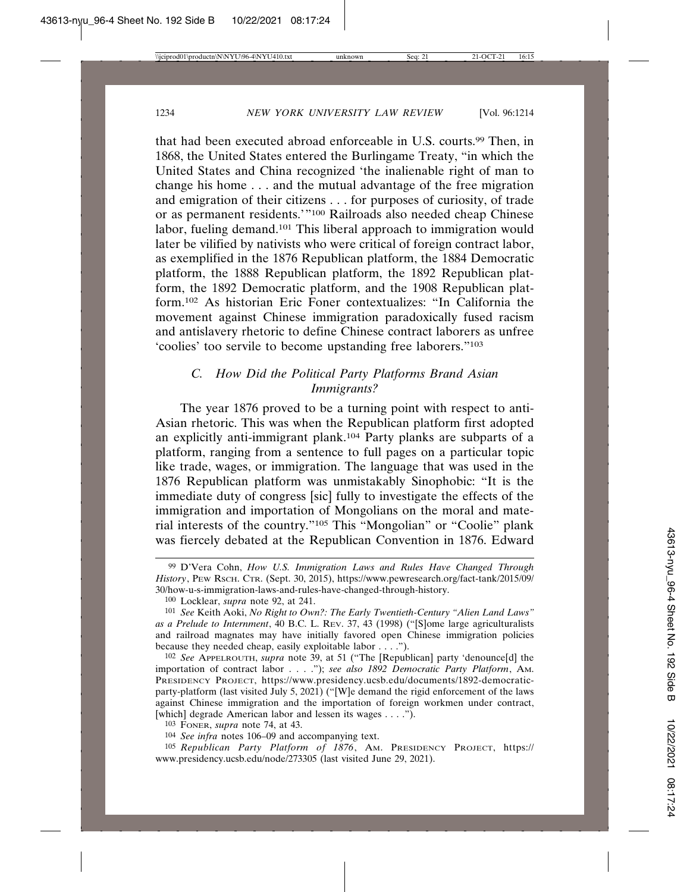that had been executed abroad enforceable in U.S. courts.[99] Then, in 1868, the United States entered the Burlingame Treaty, "in which the United States and China recognized 'the inalienable right of man to change his home . . . and the mutual advantage of the free migration and emigration of their citizens . . . for purposes of curiosity, of trade or as permanent residents.'"[100] Railroads also needed cheap Chinese labor, fueling demand.[101] This liberal approach to immigration would later be vilified by nativists who were critical of foreign contract labor, as exemplified in the 1876 Republican platform, the 1884 Democratic platform, the 1888 Republican platform, the 1892 Republican platform, the 1892 Democratic platform, and the 1908 Republican platform.[102] As historian Eric Foner contextualizes: "In California the movement against Chinese immigration paradoxically fused racism and antislavery rhetoric to define Chinese contract laborers as unfree 'coolies' too servile to become upstanding free laborers."[103]

### *C. How Did the Political Party Platforms Brand Asian Immigrants?*

The year 1876 proved to be a turning point with respect to anti-Asian rhetoric. This was when the Republican platform first adopted an explicitly anti-immigrant plank.[104] Party planks are subparts of a platform, ranging from a sentence to full pages on a particular topic like trade, wages, or immigration. The language that was used in the 1876 Republican platform was unmistakably Sinophobic: "It is the immediate duty of congress [sic] fully to investigate the effects of the immigration and importation of Mongolians on the moral and material interests of the country."[105] This "Mongolian" or "Coolie" plank was fiercely debated at the Republican Convention in 1876. Edward

---

[99] D'Vera Cohn, *How U.S. Immigration Laws and Rules Have Changed Through History*, PEW RSCH. CTR. (Sept. 30, 2015), https://www.pewresearch.org/fact-tank/2015/09/30/how-u-s-immigration-laws-and-rules-have-changed-through-history.

[100] Locklear, *supra* note 92, at 241.

[101] *See* Keith Aoki, *No Right to Own?: The Early Twentieth-Century "Alien Land Laws" as a Prelude to Internment*, 40 B.C. L. REV. 37, 43 (1998) ("[S]ome large agriculturalists and railroad magnates may have initially favored open Chinese immigration policies because they needed cheap, easily exploitable labor . . . .").

[102] *See* APPELROUTH, *supra* note 39, at 51 ("The [Republican] party 'denounce[d] the importation of contract labor . . . ."); *see also 1892 Democratic Party Platform*, AM. PRESIDENCY PROJECT, https://www.presidency.ucsb.edu/documents/1892-democratic-party-platform (last visited July 5, 2021) ("[W]e demand the rigid enforcement of the laws against Chinese immigration and the importation of foreign workmen under contract, [which] degrade American labor and lessen its wages . . . .").

[103] FONER, *supra* note 74, at 43.

[104] *See infra* notes 106–09 and accompanying text.

[105] *Republican Party Platform of 1876*, AM. PRESIDENCY PROJECT, https://www.presidency.ucsb.edu/node/273305 (last visited June 29, 2021).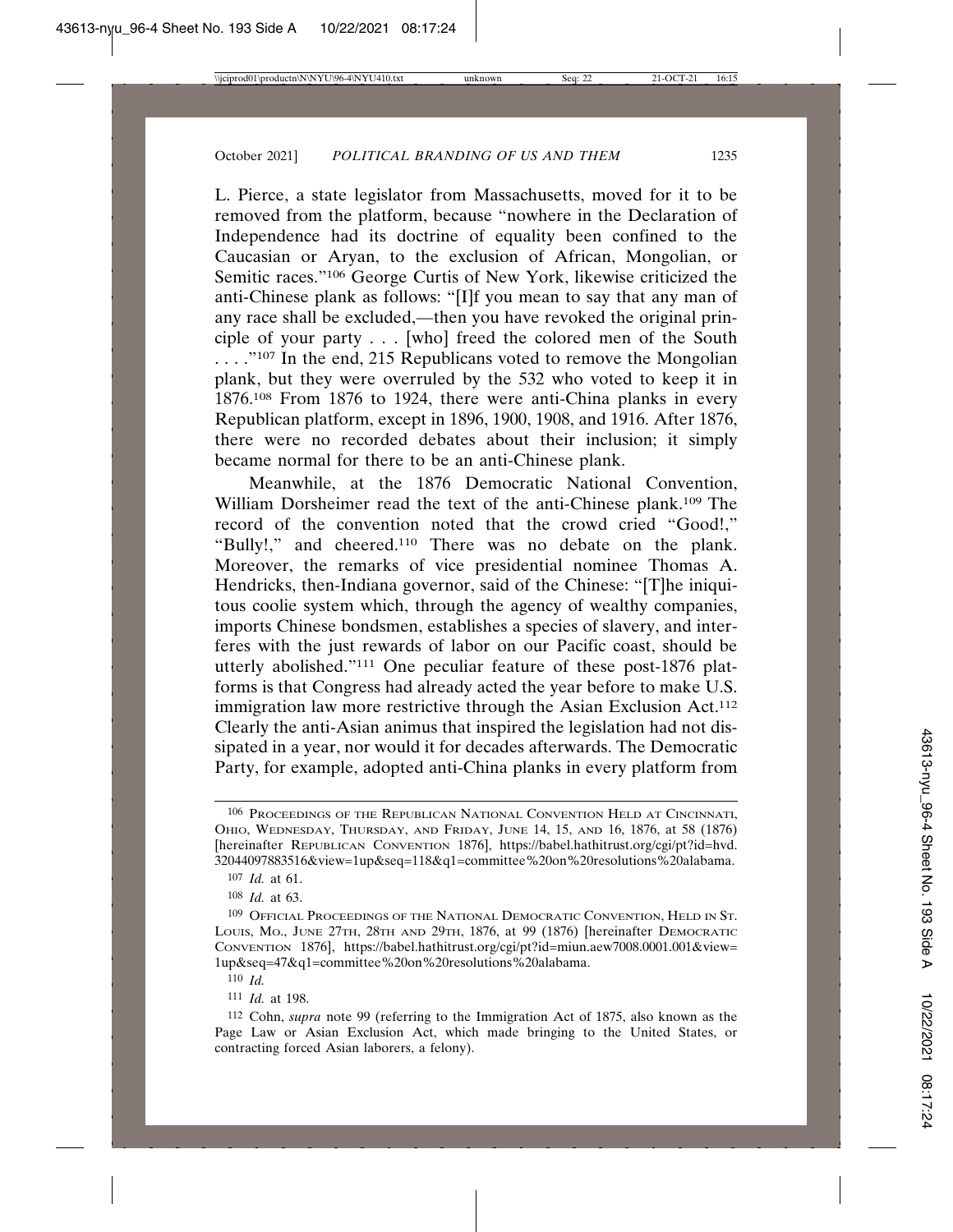L. Pierce, a state legislator from Massachusetts, moved for it to be removed from the platform, because "nowhere in the Declaration of Independence had its doctrine of equality been confined to the Caucasian or Aryan, to the exclusion of African, Mongolian, or Semitic races."[106] George Curtis of New York, likewise criticized the anti-Chinese plank as follows: "[I]f you mean to say that any man of any race shall be excluded,—then you have revoked the original principle of your party . . . [who] freed the colored men of the South . . . ."[107] In the end, 215 Republicans voted to remove the Mongolian plank, but they were overruled by the 532 who voted to keep it in 1876.[108] From 1876 to 1924, there were anti-China planks in every Republican platform, except in 1896, 1900, 1908, and 1916. After 1876, there were no recorded debates about their inclusion; it simply became normal for there to be an anti-Chinese plank.

Meanwhile, at the 1876 Democratic National Convention, William Dorsheimer read the text of the anti-Chinese plank.[109] The record of the convention noted that the crowd cried "Good!," "Bully!," and cheered.[110] There was no debate on the plank. Moreover, the remarks of vice presidential nominee Thomas A. Hendricks, then-Indiana governor, said of the Chinese: "[T]he iniquitous coolie system which, through the agency of wealthy companies, imports Chinese bondsmen, establishes a species of slavery, and interferes with the just rewards of labor on our Pacific coast, should be utterly abolished."[111] One peculiar feature of these post-1876 platforms is that Congress had already acted the year before to make U.S. immigration law more restrictive through the Asian Exclusion Act.[112] Clearly the anti-Asian animus that inspired the legislation had not dissipated in a year, nor would it for decades afterwards. The Democratic Party, for example, adopted anti-China planks in every platform from

---

[106] Proceedings of the Republican National Convention Held at Cincinnati, Ohio, Wednesday, Thursday, and Friday, June 14, 15, and 16, 1876, at 58 (1876) [hereinafter Republican Convention 1876], https://babel.hathitrust.org/cgi/pt?id=hvd.32044097883516&view=1up&seq=118&q1=committee%20on%20resolutions%20alabama.

[107] *Id.* at 61.

[108] *Id.* at 63.

[109] Official Proceedings of the National Democratic Convention, Held in St. Louis, Mo., June 27th, 28th and 29th, 1876, at 99 (1876) [hereinafter Democratic Convention 1876], https://babel.hathitrust.org/cgi/pt?id=miun.aew7008.0001.001&view=1up&seq=47&q1=committee%20on%20resolutions%20alabama.

[110] *Id.*

[111] *Id.* at 198.

[112] Cohn, *supra* note 99 (referring to the Immigration Act of 1875, also known as the Page Law or Asian Exclusion Act, which made bringing to the United States, or contracting forced Asian laborers, a felony).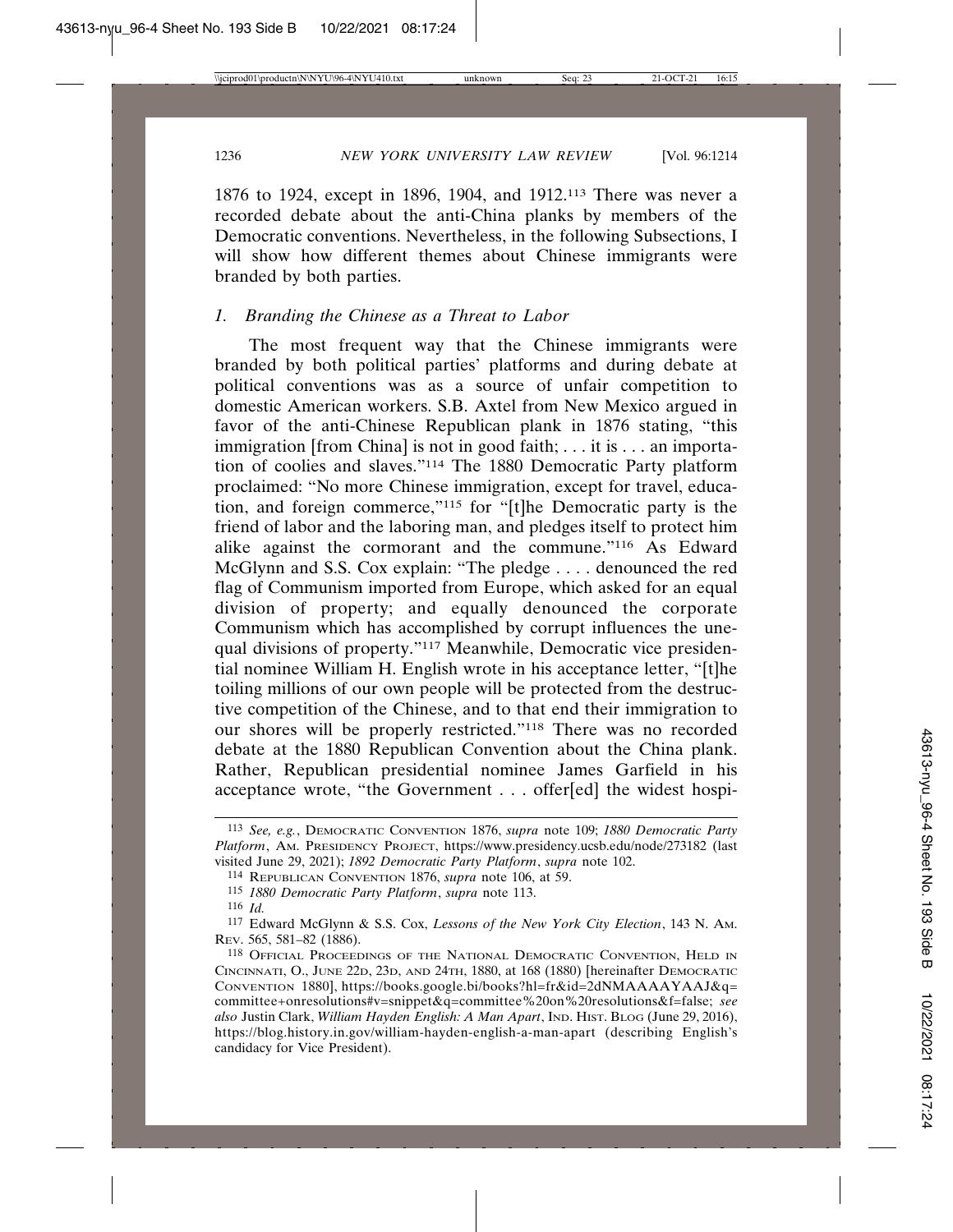1876 to 1924, except in 1896, 1904, and 1912.[113] There was never a recorded debate about the anti-China planks by members of the Democratic conventions. Nevertheless, in the following Subsections, I will show how different themes about Chinese immigrants were branded by both parties.

### *1. Branding the Chinese as a Threat to Labor*

The most frequent way that the Chinese immigrants were branded by both political parties' platforms and during debate at political conventions was as a source of unfair competition to domestic American workers. S.B. Axtel from New Mexico argued in favor of the anti-Chinese Republican plank in 1876 stating, "this immigration [from China] is not in good faith; . . . it is . . . an importation of coolies and slaves."[114] The 1880 Democratic Party platform proclaimed: "No more Chinese immigration, except for travel, education, and foreign commerce,"[115] for "[t]he Democratic party is the friend of labor and the laboring man, and pledges itself to protect him alike against the cormorant and the commune."[116] As Edward McGlynn and S.S. Cox explain: "The pledge . . . . denounced the red flag of Communism imported from Europe, which asked for an equal division of property; and equally denounced the corporate Communism which has accomplished by corrupt influences the unequal divisions of property."[117] Meanwhile, Democratic vice presidential nominee William H. English wrote in his acceptance letter, "[t]he toiling millions of our own people will be protected from the destructive competition of the Chinese, and to that end their immigration to our shores will be properly restricted."[118] There was no recorded debate at the 1880 Republican Convention about the China plank. Rather, Republican presidential nominee James Garfield in his acceptance wrote, "the Government . . . offer[ed] the widest hospi-

---

113 *See, e.g.*, DEMOCRATIC CONVENTION 1876, *supra* note 109; *1880 Democratic Party Platform*, AM. PRESIDENCY PROJECT, https://www.presidency.ucsb.edu/node/273182 (last visited June 29, 2021); *1892 Democratic Party Platform*, *supra* note 102.

114 REPUBLICAN CONVENTION 1876, *supra* note 106, at 59.

115 *1880 Democratic Party Platform*, *supra* note 113.

116 *Id.*

117 Edward McGlynn & S.S. Cox, *Lessons of the New York City Election*, 143 N. AM. REV. 565, 581–82 (1886).

118 OFFICIAL PROCEEDINGS OF THE NATIONAL DEMOCRATIC CONVENTION, HELD IN CINCINNATI, O., JUNE 22D, 23D, AND 24TH, 1880, at 168 (1880) [hereinafter DEMOCRATIC CONVENTION 1880], https://books.google.bi/books?hl=fr&id=2dNMAAAAYAAJ&q=committee+onresolutions#v=snippet&q=committee%20on%20resolutions&f=false; *see also* Justin Clark, *William Hayden English: A Man Apart*, IND. HIST. BLOG (June 29, 2016), https://blog.history.in.gov/william-hayden-english-a-man-apart (describing English's candidacy for Vice President).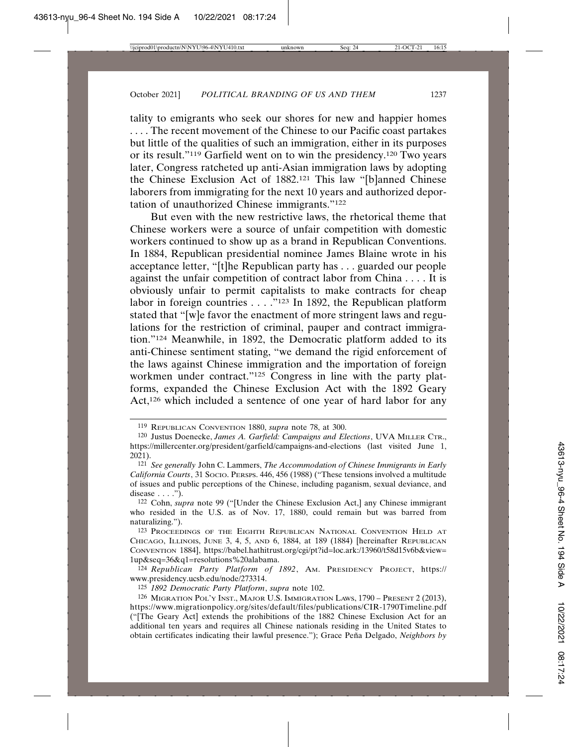tality to emigrants who seek our shores for new and happier homes . . . . The recent movement of the Chinese to our Pacific coast partakes but little of the qualities of such an immigration, either in its purposes or its result."[119] Garfield went on to win the presidency.[120] Two years later, Congress ratcheted up anti-Asian immigration laws by adopting the Chinese Exclusion Act of 1882.[121] This law "[b]anned Chinese laborers from immigrating for the next 10 years and authorized deportation of unauthorized Chinese immigrants."[122]

But even with the new restrictive laws, the rhetorical theme that Chinese workers were a source of unfair competition with domestic workers continued to show up as a brand in Republican Conventions. In 1884, Republican presidential nominee James Blaine wrote in his acceptance letter, "[t]he Republican party has . . . guarded our people against the unfair competition of contract labor from China . . . . It is obviously unfair to permit capitalists to make contracts for cheap labor in foreign countries . . . ."[123] In 1892, the Republican platform stated that "[w]e favor the enactment of more stringent laws and regulations for the restriction of criminal, pauper and contract immigration."[124] Meanwhile, in 1892, the Democratic platform added to its anti-Chinese sentiment stating, "we demand the rigid enforcement of the laws against Chinese immigration and the importation of foreign workmen under contract."[125] Congress in line with the party platforms, expanded the Chinese Exclusion Act with the 1892 Geary Act,[126] which included a sentence of one year of hard labor for any

---

[119] REPUBLICAN CONVENTION 1880, *supra* note 78, at 300.

[120] Justus Doenecke, *James A. Garfield: Campaigns and Elections*, UVA MILLER CTR., https://millercenter.org/president/garfield/campaigns-and-elections (last visited June 1, 2021).

[121] *See generally* John C. Lammers, *The Accommodation of Chinese Immigrants in Early California Courts*, 31 SOCIO. PERSPS. 446, 456 (1988) ("These tensions involved a multitude of issues and public perceptions of the Chinese, including paganism, sexual deviance, and disease . . . .").

[122] Cohn, *supra* note 99 ("[Under the Chinese Exclusion Act,] any Chinese immigrant who resided in the U.S. as of Nov. 17, 1880, could remain but was barred from naturalizing.").

[123] PROCEEDINGS OF THE EIGHTH REPUBLICAN NATIONAL CONVENTION HELD AT CHICAGO, ILLINOIS, JUNE 3, 4, 5, AND 6, 1884, at 189 (1884) [hereinafter REPUBLICAN CONVENTION 1884], https://babel.hathitrust.org/cgi/pt?id=loc.ark:/13960/t58d15v6b&view=1up&seq=36&q1=resolutions%20alabama.

[124] *Republican Party Platform of 1892*, AM. PRESIDENCY PROJECT, https://www.presidency.ucsb.edu/node/273314.

[125] *1892 Democratic Party Platform*, *supra* note 102.

[126] MIGRATION POL'Y INST., MAJOR U.S. IMMIGRATION LAWS, 1790 – PRESENT 2 (2013), https://www.migrationpolicy.org/sites/default/files/publications/CIR-1790Timeline.pdf ("[The Geary Act] extends the prohibitions of the 1882 Chinese Exclusion Act for an additional ten years and requires all Chinese nationals residing in the United States to obtain certificates indicating their lawful presence."); Grace Peña Delgado, *Neighbors by*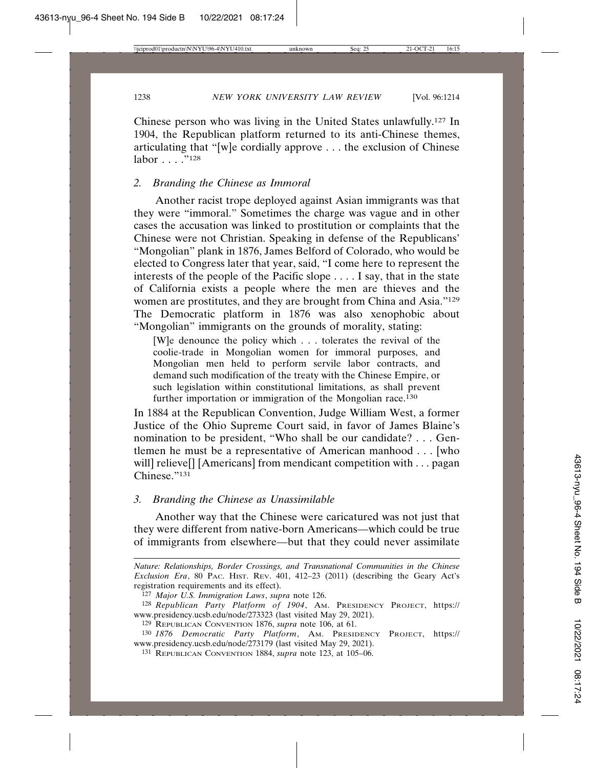Chinese person who was living in the United States unlawfully.[127] In 1904, the Republican platform returned to its anti-Chinese themes, articulating that "[w]e cordially approve . . . the exclusion of Chinese labor . . . ."[128]

### 2. *Branding the Chinese as Immoral*

Another racist trope deployed against Asian immigrants was that they were "immoral." Sometimes the charge was vague and in other cases the accusation was linked to prostitution or complaints that the Chinese were not Christian. Speaking in defense of the Republicans' "Mongolian" plank in 1876, James Belford of Colorado, who would be elected to Congress later that year, said, "I come here to represent the interests of the people of the Pacific slope . . . . I say, that in the state of California exists a people where the men are thieves and the women are prostitutes, and they are brought from China and Asia."[129] The Democratic platform in 1876 was also xenophobic about "Mongolian" immigrants on the grounds of morality, stating:

> [W]e denounce the policy which . . . tolerates the revival of the coolie-trade in Mongolian women for immoral purposes, and Mongolian men held to perform servile labor contracts, and demand such modification of the treaty with the Chinese Empire, or such legislation within constitutional limitations, as shall prevent further importation or immigration of the Mongolian race.[130]

In 1884 at the Republican Convention, Judge William West, a former Justice of the Ohio Supreme Court said, in favor of James Blaine's nomination to be president, "Who shall be our candidate? . . . Gentlemen he must be a representative of American manhood . . . [who will] relieve[] [Americans] from mendicant competition with . . . pagan Chinese."[131]

### 3. *Branding the Chinese as Unassimilable*

Another way that the Chinese were caricatured was not just that they were different from native-born Americans—which could be true of immigrants from elsewhere—but that they could never assimilate

---

*Nature: Relationships, Border Crossings, and Transnational Communities in the Chinese Exclusion Era*, 80 PAC. HIST. REV. 401, 412–23 (2011) (describing the Geary Act's registration requirements and its effect).

[127] *Major U.S. Immigration Laws*, *supra* note 126.

[128] *Republican Party Platform of 1904*, AM. PRESIDENCY PROJECT, https://www.presidency.ucsb.edu/node/273323 (last visited May 29, 2021).

[129] REPUBLICAN CONVENTION 1876, *supra* note 106, at 61.

[130] *1876 Democratic Party Platform*, AM. PRESIDENCY PROJECT, https://www.presidency.ucsb.edu/node/273179 (last visited May 29, 2021).

[131] REPUBLICAN CONVENTION 1884, *supra* note 123, at 105–06.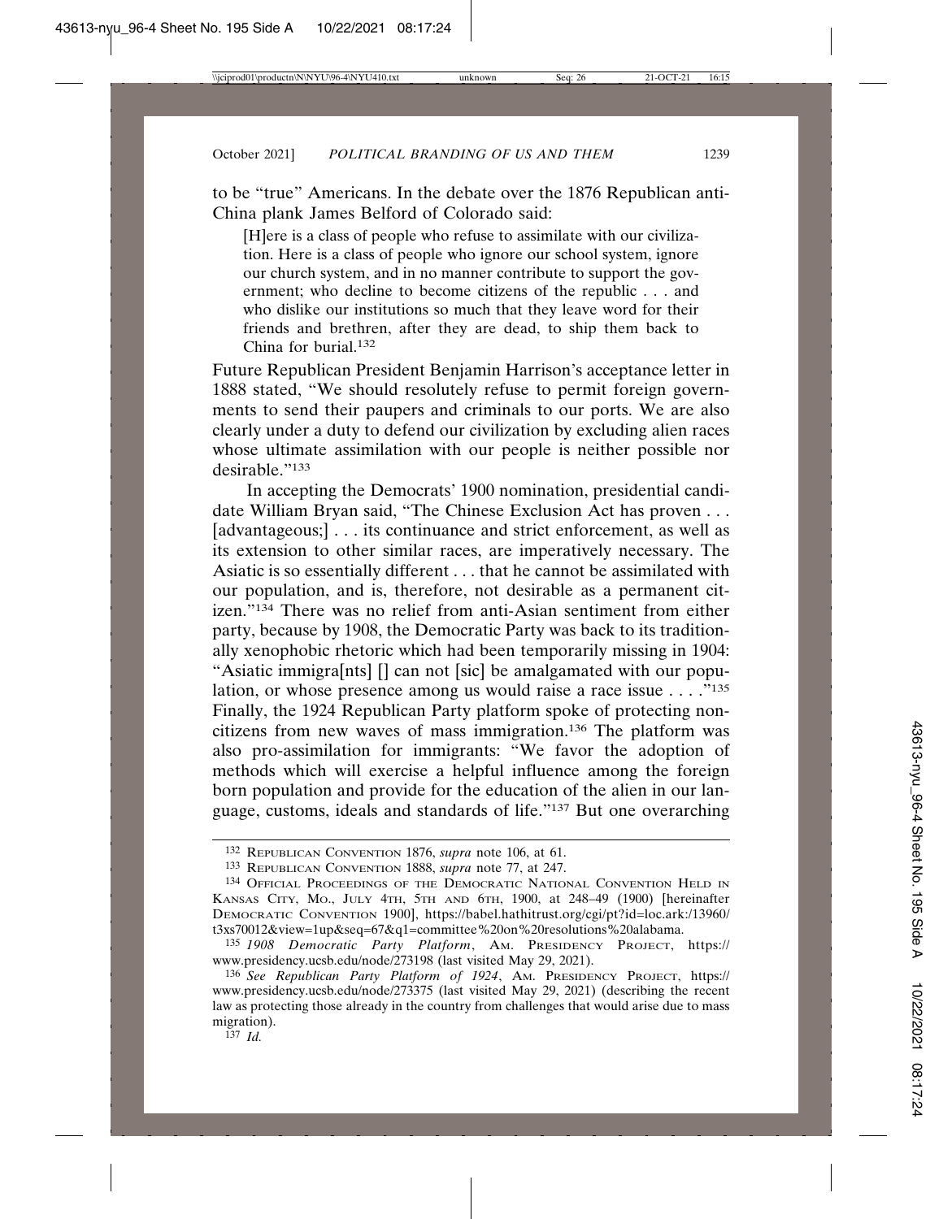to be "true" Americans. In the debate over the 1876 Republican anti-China plank James Belford of Colorado said:

> [H]ere is a class of people who refuse to assimilate with our civilization. Here is a class of people who ignore our school system, ignore our church system, and in no manner contribute to support the government; who decline to become citizens of the republic . . . and who dislike our institutions so much that they leave word for their friends and brethren, after they are dead, to ship them back to China for burial.[132]

Future Republican President Benjamin Harrison's acceptance letter in 1888 stated, "We should resolutely refuse to permit foreign governments to send their paupers and criminals to our ports. We are also clearly under a duty to defend our civilization by excluding alien races whose ultimate assimilation with our people is neither possible nor desirable."[133]

In accepting the Democrats' 1900 nomination, presidential candidate William Bryan said, "The Chinese Exclusion Act has proven . . . [advantageous;] . . . its continuance and strict enforcement, as well as its extension to other similar races, are imperatively necessary. The Asiatic is so essentially different . . . that he cannot be assimilated with our population, and is, therefore, not desirable as a permanent citizen."[134] There was no relief from anti-Asian sentiment from either party, because by 1908, the Democratic Party was back to its traditionally xenophobic rhetoric which had been temporarily missing in 1904: "Asiatic immigra[nts] [] can not [sic] be amalgamated with our population, or whose presence among us would raise a race issue . . . ."[135] Finally, the 1924 Republican Party platform spoke of protecting noncitizens from new waves of mass immigration.[136] The platform was also pro-assimilation for immigrants: "We favor the adoption of methods which will exercise a helpful influence among the foreign born population and provide for the education of the alien in our language, customs, ideals and standards of life."[137] But one overarching

---

[132] REPUBLICAN CONVENTION 1876, *supra* note 106, at 61.

[133] REPUBLICAN CONVENTION 1888, *supra* note 77, at 247.

[134] OFFICIAL PROCEEDINGS OF THE DEMOCRATIC NATIONAL CONVENTION HELD IN KANSAS CITY, MO., JULY 4TH, 5TH AND 6TH, 1900, at 248–49 (1900) [hereinafter DEMOCRATIC CONVENTION 1900], https://babel.hathitrust.org/cgi/pt?id=loc.ark:/13960/t3xs70012&view=1up&seq=67&q1=committee%20on%20resolutions%20alabama.

[135] *1908 Democratic Party Platform*, AM. PRESIDENCY PROJECT, https://www.presidency.ucsb.edu/node/273198 (last visited May 29, 2021).

[136] *See Republican Party Platform of 1924*, AM. PRESIDENCY PROJECT, https://www.presidency.ucsb.edu/node/273375 (last visited May 29, 2021) (describing the recent law as protecting those already in the country from challenges that would arise due to mass migration).

[137] *Id.*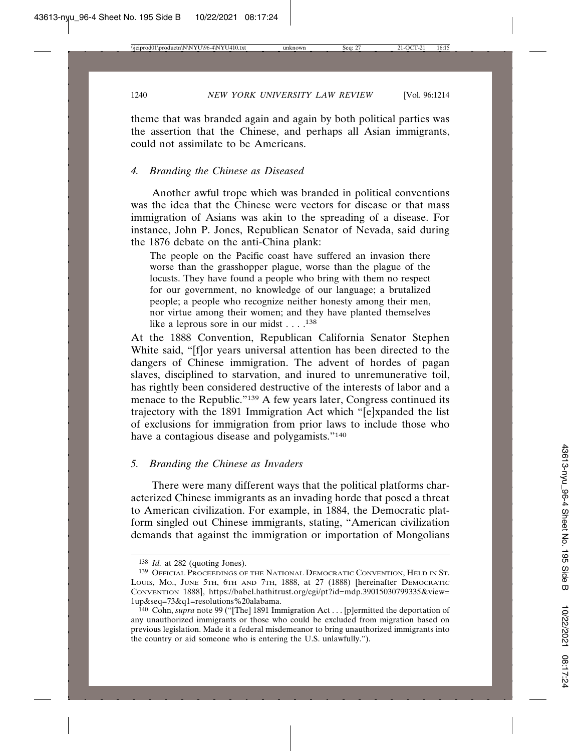theme that was branded again and again by both political parties was the assertion that the Chinese, and perhaps all Asian immigrants, could not assimilate to be Americans.

### 4. *Branding the Chinese as Diseased*

Another awful trope which was branded in political conventions was the idea that the Chinese were vectors for disease or that mass immigration of Asians was akin to the spreading of a disease. For instance, John P. Jones, Republican Senator of Nevada, said during the 1876 debate on the anti-China plank:

> The people on the Pacific coast have suffered an invasion there worse than the grasshopper plague, worse than the plague of the locusts. They have found a people who bring with them no respect for our government, no knowledge of our language; a brutalized people; a people who recognize neither honesty among their men, nor virtue among their women; and they have planted themselves like a leprous sore in our midst . . . .[138]

At the 1888 Convention, Republican California Senator Stephen White said, "[f]or years universal attention has been directed to the dangers of Chinese immigration. The advent of hordes of pagan slaves, disciplined to starvation, and inured to unremunerative toil, has rightly been considered destructive of the interests of labor and a menace to the Republic."[139] A few years later, Congress continued its trajectory with the 1891 Immigration Act which "[e]xpanded the list of exclusions for immigration from prior laws to include those who have a contagious disease and polygamists."[140]

### 5. *Branding the Chinese as Invaders*

There were many different ways that the political platforms characterized Chinese immigrants as an invading horde that posed a threat to American civilization. For example, in 1884, the Democratic platform singled out Chinese immigrants, stating, "American civilization demands that against the immigration or importation of Mongolians

---

[138] *Id.* at 282 (quoting Jones).

[139] OFFICIAL PROCEEDINGS OF THE NATIONAL DEMOCRATIC CONVENTION, HELD IN ST. LOUIS, MO., JUNE 5TH, 6TH AND 7TH, 1888, at 27 (1888) [hereinafter DEMOCRATIC CONVENTION 1888], https://babel.hathitrust.org/cgi/pt?id=mdp.39015030799335&view=1up&seq=73&q1=resolutions%20alabama.

[140] Cohn, *supra* note 99 ("[The] 1891 Immigration Act . . . [p]ermitted the deportation of any unauthorized immigrants or those who could be excluded from migration based on previous legislation. Made it a federal misdemeanor to bring unauthorized immigrants into the country or aid someone who is entering the U.S. unlawfully.").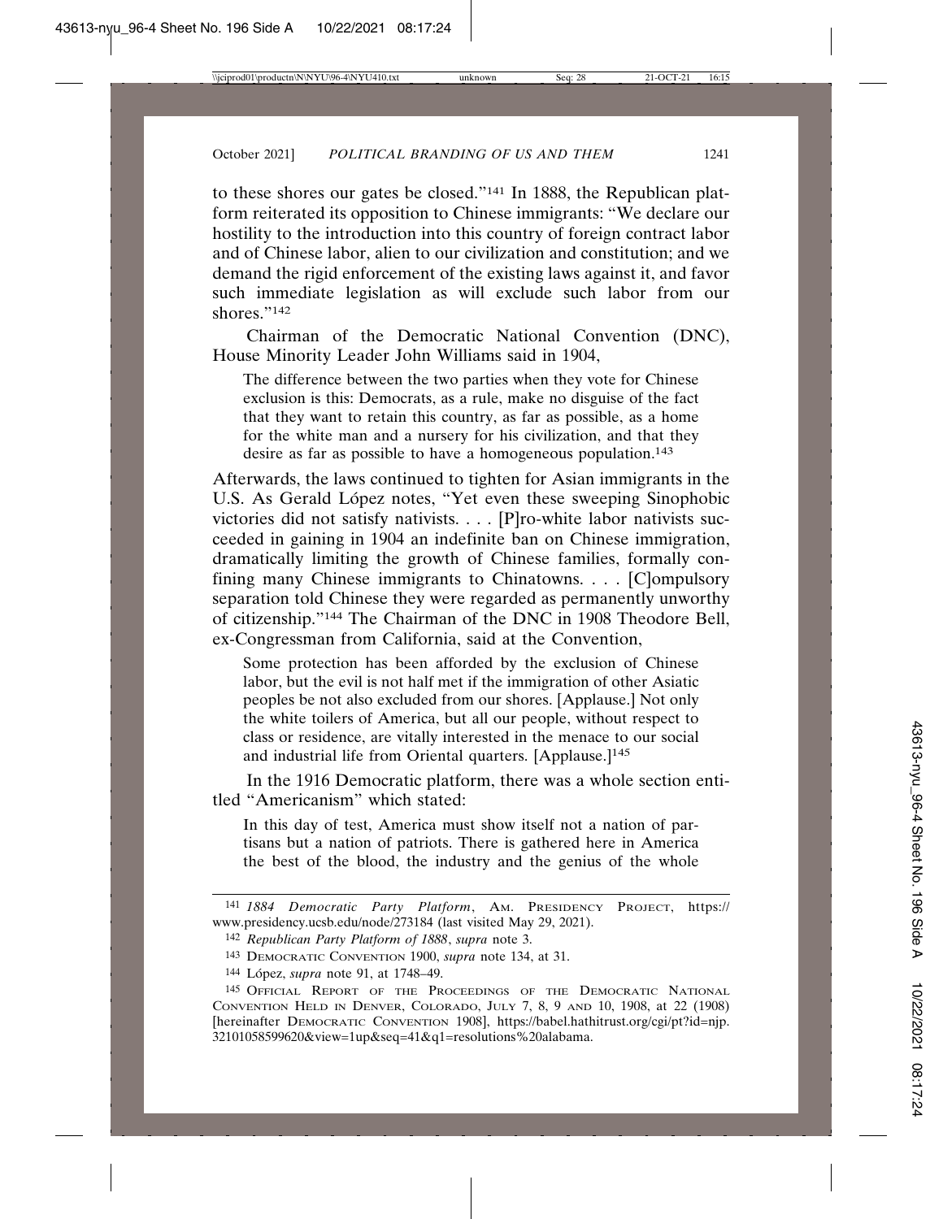to these shores our gates be closed."[141] In 1888, the Republican platform reiterated its opposition to Chinese immigrants: "We declare our hostility to the introduction into this country of foreign contract labor and of Chinese labor, alien to our civilization and constitution; and we demand the rigid enforcement of the existing laws against it, and favor such immediate legislation as will exclude such labor from our shores."[142]

Chairman of the Democratic National Convention (DNC), House Minority Leader John Williams said in 1904,

> The difference between the two parties when they vote for Chinese exclusion is this: Democrats, as a rule, make no disguise of the fact that they want to retain this country, as far as possible, as a home for the white man and a nursery for his civilization, and that they desire as far as possible to have a homogeneous population.[143]

Afterwards, the laws continued to tighten for Asian immigrants in the U.S. As Gerald López notes, "Yet even these sweeping Sinophobic victories did not satisfy nativists. . . . [P]ro-white labor nativists succeeded in gaining in 1904 an indefinite ban on Chinese immigration, dramatically limiting the growth of Chinese families, formally confining many Chinese immigrants to Chinatowns. . . . [C]ompulsory separation told Chinese they were regarded as permanently unworthy of citizenship."[144] The Chairman of the DNC in 1908 Theodore Bell, ex-Congressman from California, said at the Convention,

> Some protection has been afforded by the exclusion of Chinese labor, but the evil is not half met if the immigration of other Asiatic peoples be not also excluded from our shores. [Applause.] Not only the white toilers of America, but all our people, without respect to class or residence, are vitally interested in the menace to our social and industrial life from Oriental quarters. [Applause.][145]

In the 1916 Democratic platform, there was a whole section entitled "Americanism" which stated:

> In this day of test, America must show itself not a nation of partisans but a nation of patriots. There is gathered here in America the best of the blood, the industry and the genius of the whole

---

[141] *1884 Democratic Party Platform*, AM. PRESIDENCY PROJECT, https://www.presidency.ucsb.edu/node/273184 (last visited May 29, 2021).

[142] *Republican Party Platform of 1888*, *supra* note 3.

[143] DEMOCRATIC CONVENTION 1900, *supra* note 134, at 31.

[144] López, *supra* note 91, at 1748–49.

[145] OFFICIAL REPORT OF THE PROCEEDINGS OF THE DEMOCRATIC NATIONAL CONVENTION HELD IN DENVER, COLORADO, JULY 7, 8, 9 AND 10, 1908, at 22 (1908) [hereinafter DEMOCRATIC CONVENTION 1908], https://babel.hathitrust.org/cgi/pt?id=njp.32101058599620&view=1up&seq=41&q1=resolutions%20alabama.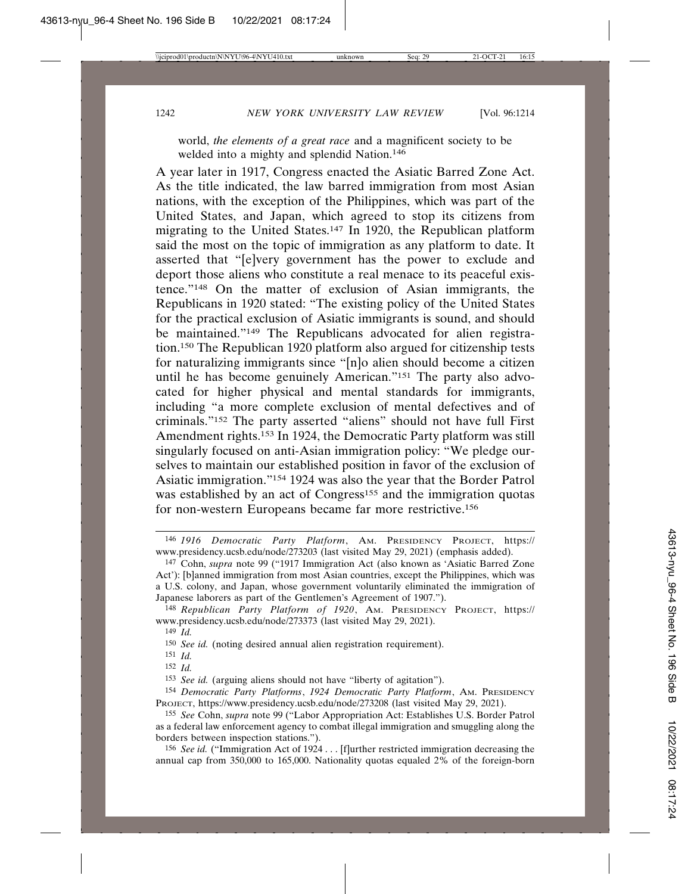world, *the elements of a great race* and a magnificent society to be welded into a mighty and splendid Nation.[146]

A year later in 1917, Congress enacted the Asiatic Barred Zone Act. As the title indicated, the law barred immigration from most Asian nations, with the exception of the Philippines, which was part of the United States, and Japan, which agreed to stop its citizens from migrating to the United States.[147] In 1920, the Republican platform said the most on the topic of immigration as any platform to date. It asserted that "[e]very government has the power to exclude and deport those aliens who constitute a real menace to its peaceful existence."[148] On the matter of exclusion of Asian immigrants, the Republicans in 1920 stated: "The existing policy of the United States for the practical exclusion of Asiatic immigrants is sound, and should be maintained."[149] The Republicans advocated for alien registration.[150] The Republican 1920 platform also argued for citizenship tests for naturalizing immigrants since "[n]o alien should become a citizen until he has become genuinely American."[151] The party also advocated for higher physical and mental standards for immigrants, including "a more complete exclusion of mental defectives and of criminals."[152] The party asserted "aliens" should not have full First Amendment rights.[153] In 1924, the Democratic Party platform was still singularly focused on anti-Asian immigration policy: "We pledge ourselves to maintain our established position in favor of the exclusion of Asiatic immigration."[154] 1924 was also the year that the Border Patrol was established by an act of Congress[155] and the immigration quotas for non-western Europeans became far more restrictive.[156]

---

[146] *1916 Democratic Party Platform*, AM. PRESIDENCY PROJECT, https://www.presidency.ucsb.edu/node/273203 (last visited May 29, 2021) (emphasis added).

[147] Cohn, *supra* note 99 ("1917 Immigration Act (also known as 'Asiatic Barred Zone Act'): [b]anned immigration from most Asian countries, except the Philippines, which was a U.S. colony, and Japan, whose government voluntarily eliminated the immigration of Japanese laborers as part of the Gentlemen's Agreement of 1907.").

[148] *Republican Party Platform of 1920*, AM. PRESIDENCY PROJECT, https://www.presidency.ucsb.edu/node/273373 (last visited May 29, 2021).

[149] *Id.*

[150] *See id.* (noting desired annual alien registration requirement).

[151] *Id.*

[152] *Id.*

[153] *See id.* (arguing aliens should not have "liberty of agitation").

[154] *Democratic Party Platforms*, *1924 Democratic Party Platform*, AM. PRESIDENCY PROJECT, https://www.presidency.ucsb.edu/node/273208 (last visited May 29, 2021).

[155] *See* Cohn, *supra* note 99 ("Labor Appropriation Act: Establishes U.S. Border Patrol as a federal law enforcement agency to combat illegal immigration and smuggling along the borders between inspection stations.").

[156] *See id.* ("Immigration Act of 1924 . . . [f]urther restricted immigration decreasing the annual cap from 350,000 to 165,000. Nationality quotas equaled 2% of the foreign-born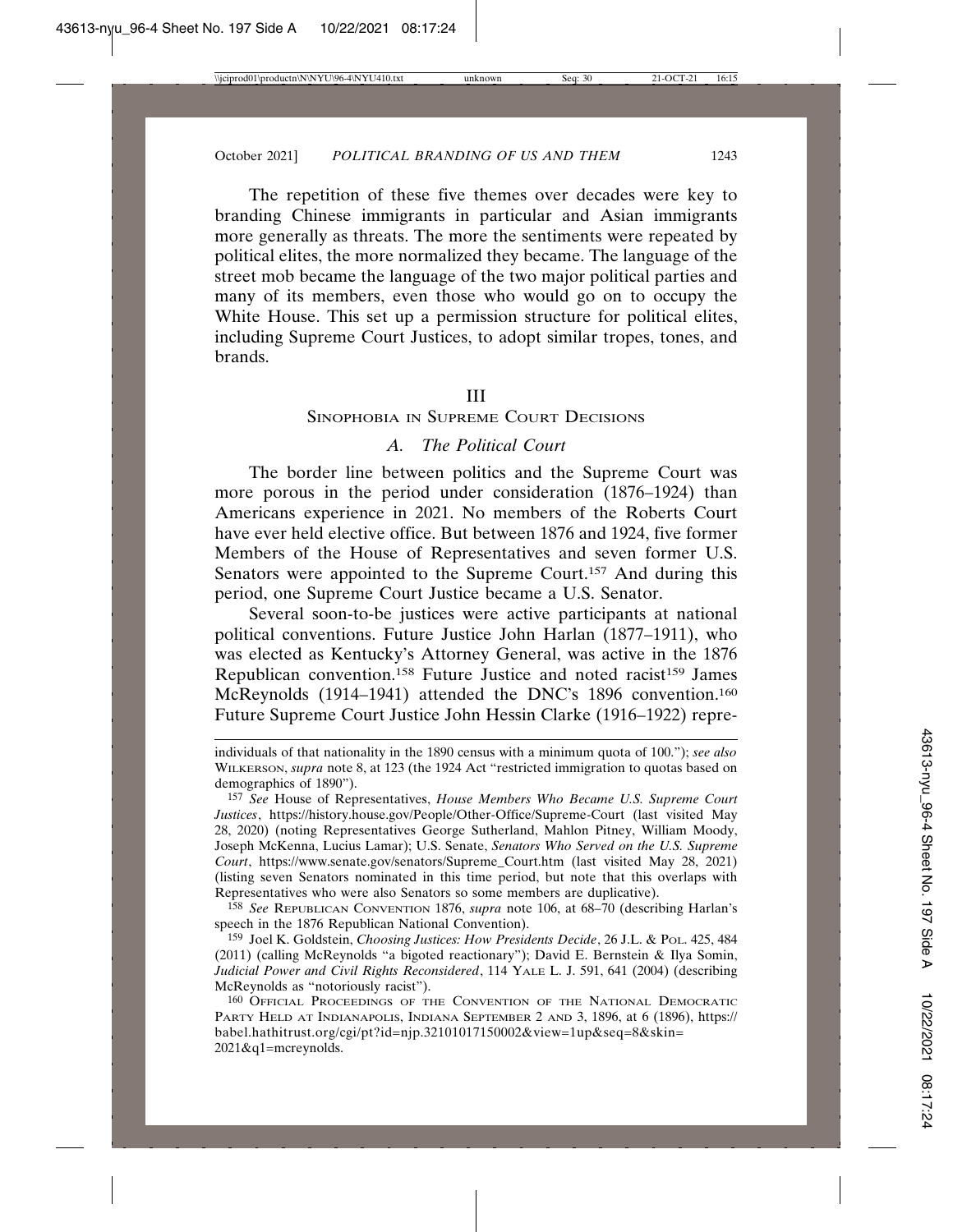The repetition of these five themes over decades were key to branding Chinese immigrants in particular and Asian immigrants more generally as threats. The more the sentiments were repeated by political elites, the more normalized they became. The language of the street mob became the language of the two major political parties and many of its members, even those who would go on to occupy the White House. This set up a permission structure for political elites, including Supreme Court Justices, to adopt similar tropes, tones, and brands.

## III
## Sinophobia in Supreme Court Decisions

### *A. The Political Court*

The border line between politics and the Supreme Court was more porous in the period under consideration (1876–1924) than Americans experience in 2021. No members of the Roberts Court have ever held elective office. But between 1876 and 1924, five former Members of the House of Representatives and seven former U.S. Senators were appointed to the Supreme Court.[157] And during this period, one Supreme Court Justice became a U.S. Senator.

Several soon-to-be justices were active participants at national political conventions. Future Justice John Harlan (1877–1911), who was elected as Kentucky's Attorney General, was active in the 1876 Republican convention.[158] Future Justice and noted racist[159] James McReynolds (1914–1941) attended the DNC's 1896 convention.[160] Future Supreme Court Justice John Hessin Clarke (1916–1922) repre-

---

individuals of that nationality in the 1890 census with a minimum quota of 100."); *see also* Wilkerson, *supra* note 8, at 123 (the 1924 Act "restricted immigration to quotas based on demographics of 1890").

[157] *See* House of Representatives, *House Members Who Became U.S. Supreme Court Justices*, https://history.house.gov/People/Other-Office/Supreme-Court (last visited May 28, 2020) (noting Representatives George Sutherland, Mahlon Pitney, William Moody, Joseph McKenna, Lucius Lamar); U.S. Senate, *Senators Who Served on the U.S. Supreme Court*, https://www.senate.gov/senators/Supreme_Court.htm (last visited May 28, 2021) (listing seven Senators nominated in this time period, but note that this overlaps with Representatives who were also Senators so some members are duplicative).

[158] *See* Republican Convention 1876, *supra* note 106, at 68–70 (describing Harlan's speech in the 1876 Republican National Convention).

[159] Joel K. Goldstein, *Choosing Justices: How Presidents Decide*, 26 J.L. & Pol. 425, 484 (2011) (calling McReynolds "a bigoted reactionary"); David E. Bernstein & Ilya Somin, *Judicial Power and Civil Rights Reconsidered*, 114 Yale L. J. 591, 641 (2004) (describing McReynolds as "notoriously racist").

[160] Official Proceedings of the Convention of the National Democratic Party Held at Indianapolis, Indiana September 2 and 3, 1896, at 6 (1896), https://babel.hathitrust.org/cgi/pt?id=njp.32101017150002&view=1up&seq=8&skin=2021&q1=mcreynolds.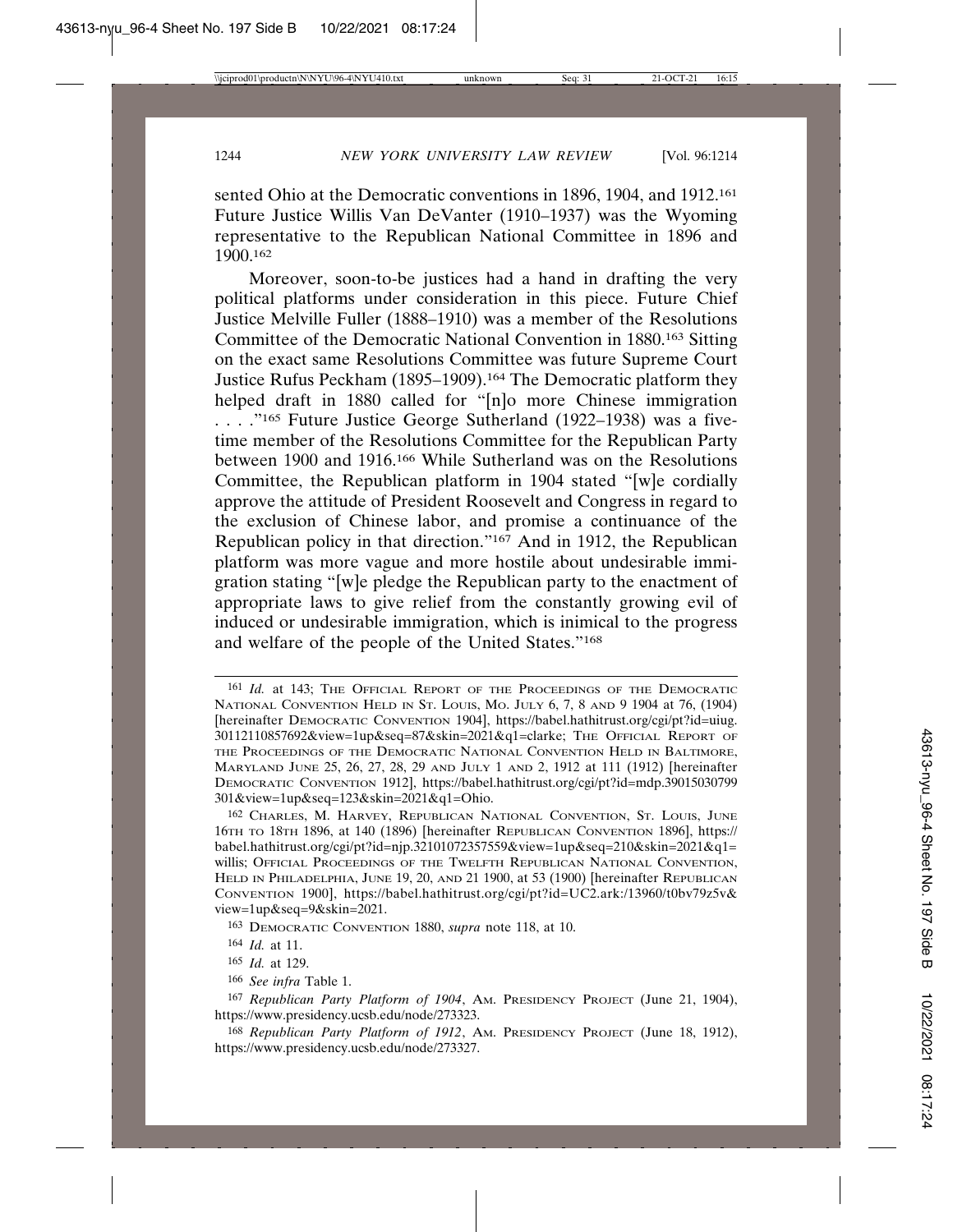sented Ohio at the Democratic conventions in 1896, 1904, and 1912.[161] Future Justice Willis Van DeVanter (1910–1937) was the Wyoming representative to the Republican National Committee in 1896 and 1900.[162]

Moreover, soon-to-be justices had a hand in drafting the very political platforms under consideration in this piece. Future Chief Justice Melville Fuller (1888–1910) was a member of the Resolutions Committee of the Democratic National Convention in 1880.[163] Sitting on the exact same Resolutions Committee was future Supreme Court Justice Rufus Peckham (1895–1909).[164] The Democratic platform they helped draft in 1880 called for "[n]o more Chinese immigration . . . ."[165] Future Justice George Sutherland (1922–1938) was a five-time member of the Resolutions Committee for the Republican Party between 1900 and 1916.[166] While Sutherland was on the Resolutions Committee, the Republican platform in 1904 stated "[w]e cordially approve the attitude of President Roosevelt and Congress in regard to the exclusion of Chinese labor, and promise a continuance of the Republican policy in that direction."[167] And in 1912, the Republican platform was more vague and more hostile about undesirable immigration stating "[w]e pledge the Republican party to the enactment of appropriate laws to give relief from the constantly growing evil of induced or undesirable immigration, which is inimical to the progress and welfare of the people of the United States."[168]

---

[161] *Id.* at 143; THE OFFICIAL REPORT OF THE PROCEEDINGS OF THE DEMOCRATIC NATIONAL CONVENTION HELD IN ST. LOUIS, MO. JULY 6, 7, 8 AND 9 1904 at 76, (1904) [hereinafter DEMOCRATIC CONVENTION 1904], https://babel.hathitrust.org/cgi/pt?id=uiug.30112110857692&view=1up&seq=87&skin=2021&q1=clarke; THE OFFICIAL REPORT OF THE PROCEEDINGS OF THE DEMOCRATIC NATIONAL CONVENTION HELD IN BALTIMORE, MARYLAND JUNE 25, 26, 27, 28, 29 AND JULY 1 AND 2, 1912 at 111 (1912) [hereinafter DEMOCRATIC CONVENTION 1912], https://babel.hathitrust.org/cgi/pt?id=mdp.39015030799301&view=1up&seq=123&skin=2021&q1=Ohio.

[162] CHARLES, M. HARVEY, REPUBLICAN NATIONAL CONVENTION, ST. LOUIS, JUNE 16TH TO 18TH 1896, at 140 (1896) [hereinafter REPUBLICAN CONVENTION 1896], https://babel.hathitrust.org/cgi/pt?id=njp.32101072357559&view=1up&seq=210&skin=2021&q1=willis; OFFICIAL PROCEEDINGS OF THE TWELFTH REPUBLICAN NATIONAL CONVENTION, HELD IN PHILADELPHIA, JUNE 19, 20, AND 21 1900, at 53 (1900) [hereinafter REPUBLICAN CONVENTION 1900], https://babel.hathitrust.org/cgi/pt?id=UC2.ark:/13960/t0bv79z5v&view=1up&seq=9&skin=2021.

[163] DEMOCRATIC CONVENTION 1880, *supra* note 118, at 10.

[164] *Id.* at 11.

[165] *Id.* at 129.

[166] *See infra* Table 1.

[167] *Republican Party Platform of 1904*, AM. PRESIDENCY PROJECT (June 21, 1904), https://www.presidency.ucsb.edu/node/273323.

[168] *Republican Party Platform of 1912*, AM. PRESIDENCY PROJECT (June 18, 1912), https://www.presidency.ucsb.edu/node/273327.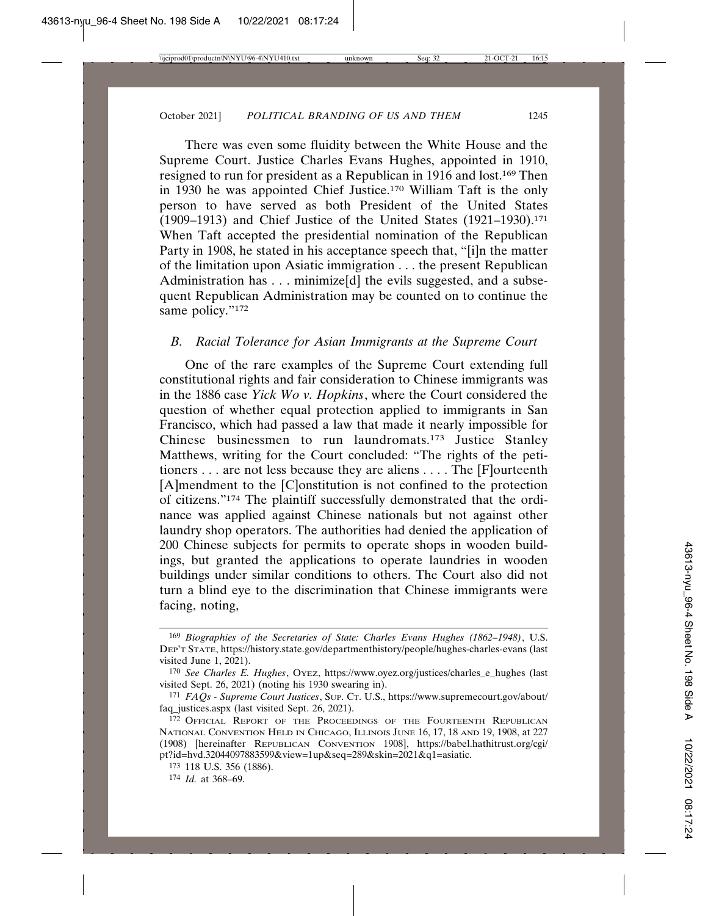There was even some fluidity between the White House and the Supreme Court. Justice Charles Evans Hughes, appointed in 1910, resigned to run for president as a Republican in 1916 and lost.[169] Then in 1930 he was appointed Chief Justice.[170] William Taft is the only person to have served as both President of the United States (1909–1913) and Chief Justice of the United States (1921–1930).[171] When Taft accepted the presidential nomination of the Republican Party in 1908, he stated in his acceptance speech that, "[i]n the matter of the limitation upon Asiatic immigration . . . the present Republican Administration has . . . minimize[d] the evils suggested, and a subsequent Republican Administration may be counted on to continue the same policy."[172]

### *B. Racial Tolerance for Asian Immigrants at the Supreme Court*

One of the rare examples of the Supreme Court extending full constitutional rights and fair consideration to Chinese immigrants was in the 1886 case *Yick Wo v. Hopkins*, where the Court considered the question of whether equal protection applied to immigrants in San Francisco, which had passed a law that made it nearly impossible for Chinese businessmen to run laundromats.[173] Justice Stanley Matthews, writing for the Court concluded: "The rights of the petitioners . . . are not less because they are aliens . . . . The [F]ourteenth [A]mendment to the [C]onstitution is not confined to the protection of citizens."[174] The plaintiff successfully demonstrated that the ordinance was applied against Chinese nationals but not against other laundry shop operators. The authorities had denied the application of 200 Chinese subjects for permits to operate shops in wooden buildings, but granted the applications to operate laundries in wooden buildings under similar conditions to others. The Court also did not turn a blind eye to the discrimination that Chinese immigrants were facing, noting,

---

[169] *Biographies of the Secretaries of State: Charles Evans Hughes (1862–1948)*, U.S. DEP'T STATE, https://history.state.gov/departmenthistory/people/hughes-charles-evans (last visited June 1, 2021).

[170] *See Charles E. Hughes*, OYEZ, https://www.oyez.org/justices/charles_e_hughes (last visited Sept. 26, 2021) (noting his 1930 swearing in).

[171] *FAQs - Supreme Court Justices*, SUP. CT. U.S., https://www.supremecourt.gov/about/faq_justices.aspx (last visited Sept. 26, 2021).

[172] OFFICIAL REPORT OF THE PROCEEDINGS OF THE FOURTEENTH REPUBLICAN NATIONAL CONVENTION HELD IN CHICAGO, ILLINOIS JUNE 16, 17, 18 AND 19, 1908, at 227 (1908) [hereinafter REPUBLICAN CONVENTION 1908], https://babel.hathitrust.org/cgi/pt?id=hvd.32044097883599&view=1up&seq=289&skin=2021&q1=asiatic.

[173] 118 U.S. 356 (1886).

[174] *Id.* at 368–69.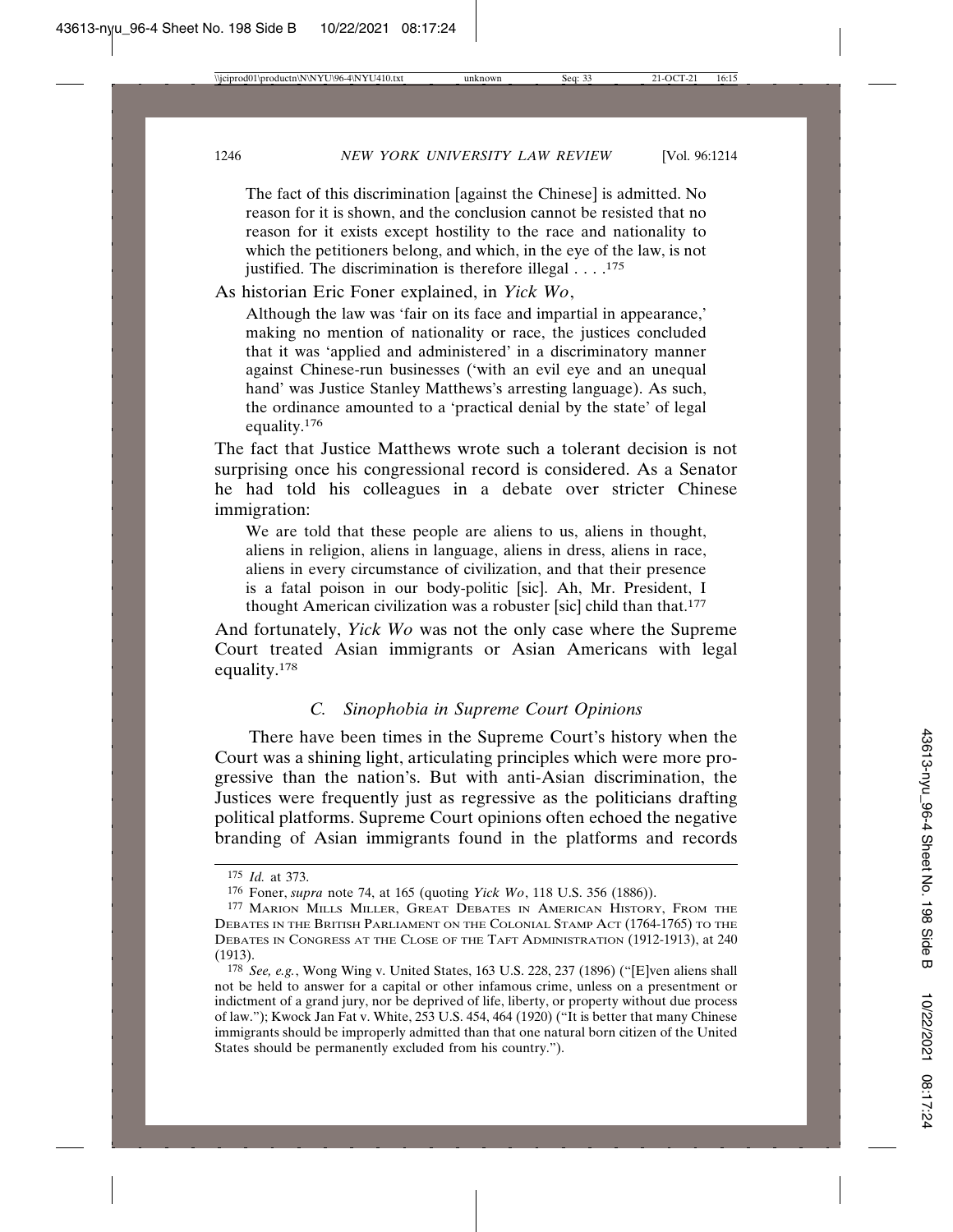> The fact of this discrimination [against the Chinese] is admitted. No reason for it is shown, and the conclusion cannot be resisted that no reason for it exists except hostility to the race and nationality to which the petitioners belong, and which, in the eye of the law, is not justified. The discrimination is therefore illegal . . . .[175]

As historian Eric Foner explained, in *Yick Wo*,

> Although the law was 'fair on its face and impartial in appearance,' making no mention of nationality or race, the justices concluded that it was 'applied and administered' in a discriminatory manner against Chinese-run businesses ('with an evil eye and an unequal hand' was Justice Stanley Matthews's arresting language). As such, the ordinance amounted to a 'practical denial by the state' of legal equality.[176]

The fact that Justice Matthews wrote such a tolerant decision is not surprising once his congressional record is considered. As a Senator he had told his colleagues in a debate over stricter Chinese immigration:

> We are told that these people are aliens to us, aliens in thought, aliens in religion, aliens in language, aliens in dress, aliens in race, aliens in every circumstance of civilization, and that their presence is a fatal poison in our body-politic [sic]. Ah, Mr. President, I thought American civilization was a robuster [sic] child than that.[177]

And fortunately, *Yick Wo* was not the only case where the Supreme Court treated Asian immigrants or Asian Americans with legal equality.[178]

### C. Sinophobia in Supreme Court Opinions

There have been times in the Supreme Court's history when the Court was a shining light, articulating principles which were more progressive than the nation's. But with anti-Asian discrimination, the Justices were frequently just as regressive as the politicians drafting political platforms. Supreme Court opinions often echoed the negative branding of Asian immigrants found in the platforms and records

---

[175] *Id.* at 373.

[176] Foner, *supra* note 74, at 165 (quoting *Yick Wo*, 118 U.S. 356 (1886)).

[177] Marion Mills Miller, Great Debates in American History, From the Debates in the British Parliament on the Colonial Stamp Act (1764-1765) to the Debates in Congress at the Close of the Taft Administration (1912-1913), at 240 (1913).

[178] *See, e.g.*, Wong Wing v. United States, 163 U.S. 228, 237 (1896) ("[E]ven aliens shall not be held to answer for a capital or other infamous crime, unless on a presentment or indictment of a grand jury, nor be deprived of life, liberty, or property without due process of law."); Kwock Jan Fat v. White, 253 U.S. 454, 464 (1920) ("It is better that many Chinese immigrants should be improperly admitted than that one natural born citizen of the United States should be permanently excluded from his country.").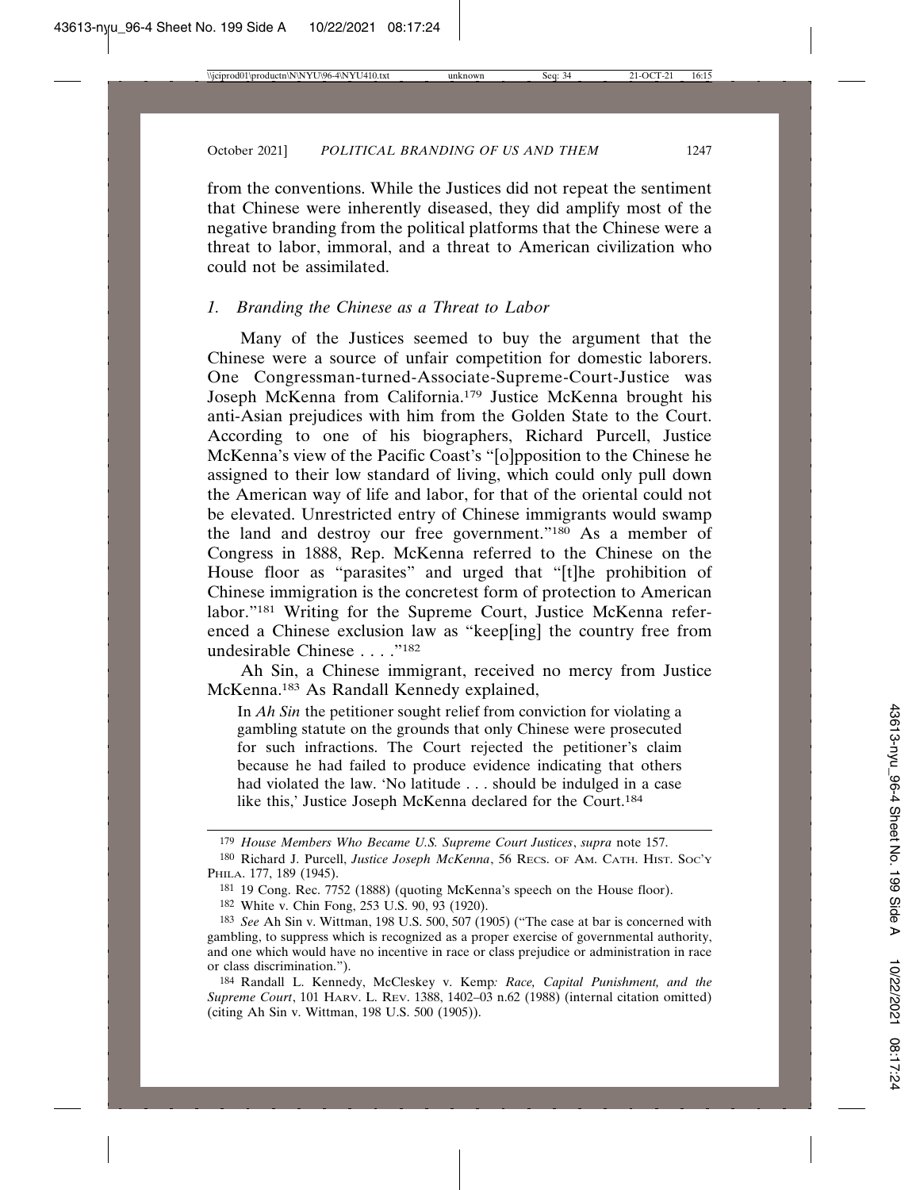from the conventions. While the Justices did not repeat the sentiment that Chinese were inherently diseased, they did amplify most of the negative branding from the political platforms that the Chinese were a threat to labor, immoral, and a threat to American civilization who could not be assimilated.

### *1. Branding the Chinese as a Threat to Labor*

Many of the Justices seemed to buy the argument that the Chinese were a source of unfair competition for domestic laborers. One Congressman-turned-Associate-Supreme-Court-Justice was Joseph McKenna from California.[179] Justice McKenna brought his anti-Asian prejudices with him from the Golden State to the Court. According to one of his biographers, Richard Purcell, Justice McKenna's view of the Pacific Coast's "[o]pposition to the Chinese he assigned to their low standard of living, which could only pull down the American way of life and labor, for that of the oriental could not be elevated. Unrestricted entry of Chinese immigrants would swamp the land and destroy our free government."[180] As a member of Congress in 1888, Rep. McKenna referred to the Chinese on the House floor as "parasites" and urged that "[t]he prohibition of Chinese immigration is the concretest form of protection to American labor."[181] Writing for the Supreme Court, Justice McKenna referenced a Chinese exclusion law as "keep[ing] the country free from undesirable Chinese . . . ."[182]

Ah Sin, a Chinese immigrant, received no mercy from Justice McKenna.[183] As Randall Kennedy explained,

> In *Ah Sin* the petitioner sought relief from conviction for violating a gambling statute on the grounds that only Chinese were prosecuted for such infractions. The Court rejected the petitioner's claim because he had failed to produce evidence indicating that others had violated the law. 'No latitude . . . should be indulged in a case like this,' Justice Joseph McKenna declared for the Court.[184]

---

[179] *House Members Who Became U.S. Supreme Court Justices*, *supra* note 157.

[180] Richard J. Purcell, *Justice Joseph McKenna*, 56 RECS. OF AM. CATH. HIST. SOC'Y PHILA. 177, 189 (1945).

[181] 19 Cong. Rec. 7752 (1888) (quoting McKenna's speech on the House floor).

[182] White v. Chin Fong, 253 U.S. 90, 93 (1920).

[183] *See* Ah Sin v. Wittman, 198 U.S. 500, 507 (1905) ("The case at bar is concerned with gambling, to suppress which is recognized as a proper exercise of governmental authority, and one which would have no incentive in race or class prejudice or administration in race or class discrimination.").

[184] Randall L. Kennedy, McCleskey v. Kemp*: Race, Capital Punishment, and the Supreme Court*, 101 HARV. L. REV. 1388, 1402–03 n.62 (1988) (internal citation omitted) (citing Ah Sin v. Wittman, 198 U.S. 500 (1905)).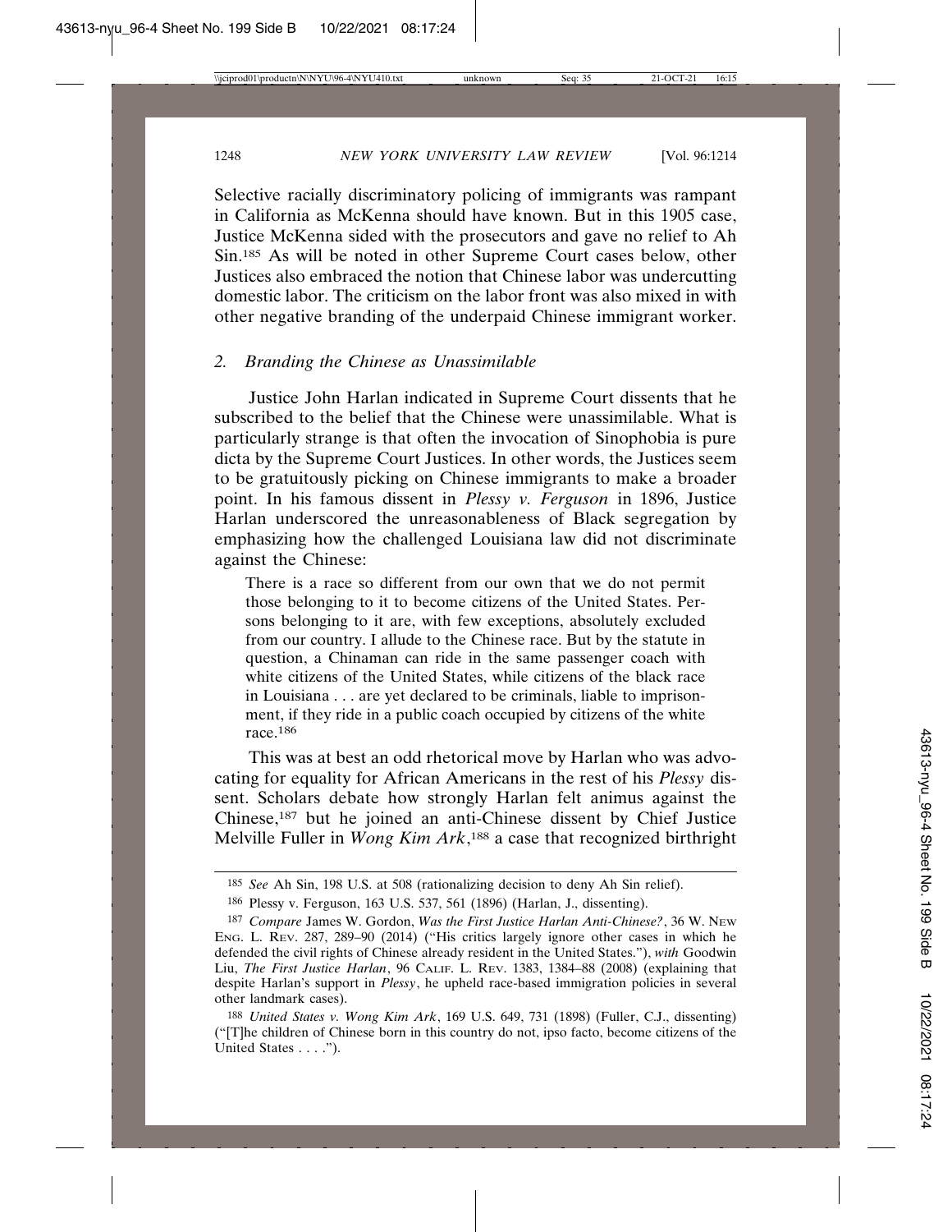Selective racially discriminatory policing of immigrants was rampant in California as McKenna should have known. But in this 1905 case, Justice McKenna sided with the prosecutors and gave no relief to Ah Sin.[185] As will be noted in other Supreme Court cases below, other Justices also embraced the notion that Chinese labor was undercutting domestic labor. The criticism on the labor front was also mixed in with other negative branding of the underpaid Chinese immigrant worker.

### 2. *Branding the Chinese as Unassimilable*

Justice John Harlan indicated in Supreme Court dissents that he subscribed to the belief that the Chinese were unassimilable. What is particularly strange is that often the invocation of Sinophobia is pure dicta by the Supreme Court Justices. In other words, the Justices seem to be gratuitously picking on Chinese immigrants to make a broader point. In his famous dissent in *Plessy v. Ferguson* in 1896, Justice Harlan underscored the unreasonableness of Black segregation by emphasizing how the challenged Louisiana law did not discriminate against the Chinese:

> There is a race so different from our own that we do not permit those belonging to it to become citizens of the United States. Persons belonging to it are, with few exceptions, absolutely excluded from our country. I allude to the Chinese race. But by the statute in question, a Chinaman can ride in the same passenger coach with white citizens of the United States, while citizens of the black race in Louisiana . . . are yet declared to be criminals, liable to imprisonment, if they ride in a public coach occupied by citizens of the white race.[186]

This was at best an odd rhetorical move by Harlan who was advocating for equality for African Americans in the rest of his *Plessy* dissent. Scholars debate how strongly Harlan felt animus against the Chinese,[187] but he joined an anti-Chinese dissent by Chief Justice Melville Fuller in *Wong Kim Ark*,[188] a case that recognized birthright

---

185 *See* Ah Sin, 198 U.S. at 508 (rationalizing decision to deny Ah Sin relief).

186 Plessy v. Ferguson, 163 U.S. 537, 561 (1896) (Harlan, J., dissenting).

187 *Compare* James W. Gordon, *Was the First Justice Harlan Anti-Chinese?*, 36 W. NEW ENG. L. REV. 287, 289–90 (2014) ("His critics largely ignore other cases in which he defended the civil rights of Chinese already resident in the United States."), *with* Goodwin Liu, *The First Justice Harlan*, 96 CALIF. L. REV. 1383, 1384–88 (2008) (explaining that despite Harlan's support in *Plessy*, he upheld race-based immigration policies in several other landmark cases).

188 *United States v. Wong Kim Ark*, 169 U.S. 649, 731 (1898) (Fuller, C.J., dissenting) ("[T]he children of Chinese born in this country do not, ipso facto, become citizens of the United States . . . .").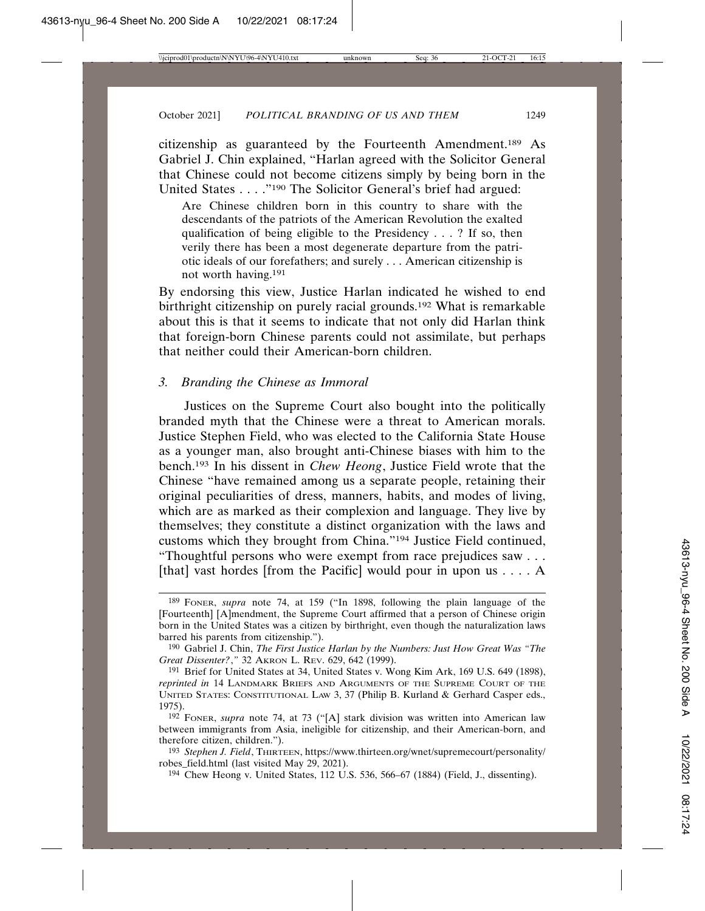citizenship as guaranteed by the Fourteenth Amendment.[189] As Gabriel J. Chin explained, "Harlan agreed with the Solicitor General that Chinese could not become citizens simply by being born in the United States . . . ."[190] The Solicitor General's brief had argued:

> Are Chinese children born in this country to share with the descendants of the patriots of the American Revolution the exalted qualification of being eligible to the Presidency . . . ? If so, then verily there has been a most degenerate departure from the patriotic ideals of our forefathers; and surely . . . American citizenship is not worth having.[191]

By endorsing this view, Justice Harlan indicated he wished to end birthright citizenship on purely racial grounds.[192] What is remarkable about this is that it seems to indicate that not only did Harlan think that foreign-born Chinese parents could not assimilate, but perhaps that neither could their American-born children.

### 3. *Branding the Chinese as Immoral*

Justices on the Supreme Court also bought into the politically branded myth that the Chinese were a threat to American morals. Justice Stephen Field, who was elected to the California State House as a younger man, also brought anti-Chinese biases with him to the bench.[193] In his dissent in *Chew Heong*, Justice Field wrote that the Chinese "have remained among us a separate people, retaining their original peculiarities of dress, manners, habits, and modes of living, which are as marked as their complexion and language. They live by themselves; they constitute a distinct organization with the laws and customs which they brought from China."[194] Justice Field continued, "Thoughtful persons who were exempt from race prejudices saw . . . [that] vast hordes [from the Pacific] would pour in upon us . . . . A

---

[189] FONER, *supra* note 74, at 159 ("In 1898, following the plain language of the [Fourteenth] [A]mendment, the Supreme Court affirmed that a person of Chinese origin born in the United States was a citizen by birthright, even though the naturalization laws barred his parents from citizenship.").

[190] Gabriel J. Chin, *The First Justice Harlan by the Numbers: Just How Great Was "The Great Dissenter?*,*"* 32 AKRON L. REV. 629, 642 (1999).

[191] Brief for United States at 34, United States v. Wong Kim Ark, 169 U.S. 649 (1898), *reprinted in* 14 LANDMARK BRIEFS AND ARGUMENTS OF THE SUPREME COURT OF THE UNITED STATES: CONSTITUTIONAL LAW 3, 37 (Philip B. Kurland & Gerhard Casper eds., 1975).

[192] FONER, *supra* note 74, at 73 ("[A] stark division was written into American law between immigrants from Asia, ineligible for citizenship, and their American-born, and therefore citizen, children.").

[193] *Stephen J. Field*, THIRTEEN, https://www.thirteen.org/wnet/supremecourt/personality/robes_field.html (last visited May 29, 2021).

[194] Chew Heong v. United States, 112 U.S. 536, 566–67 (1884) (Field, J., dissenting).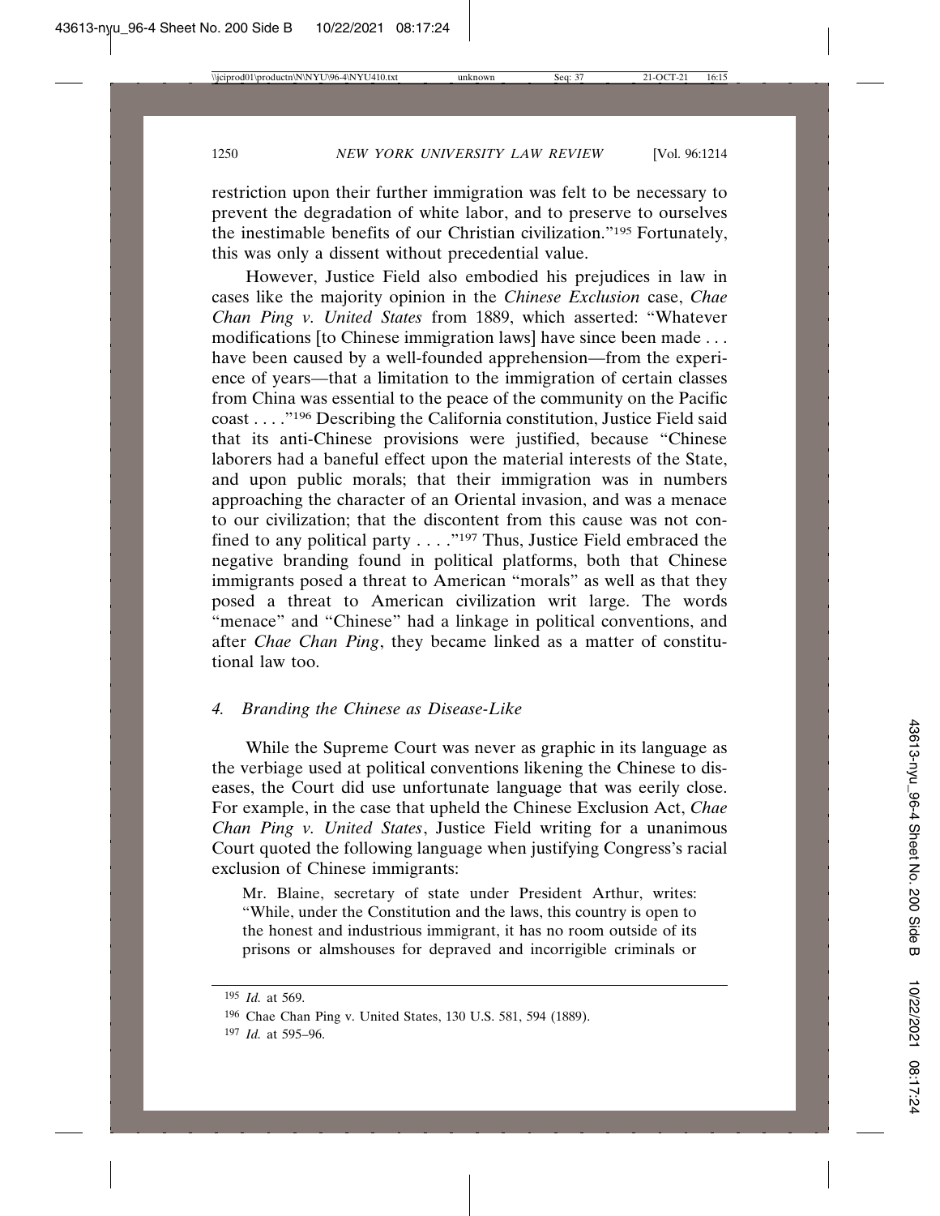restriction upon their further immigration was felt to be necessary to prevent the degradation of white labor, and to preserve to ourselves the inestimable benefits of our Christian civilization."[195] Fortunately, this was only a dissent without precedential value.

However, Justice Field also embodied his prejudices in law in cases like the majority opinion in the *Chinese Exclusion* case, *Chae Chan Ping v. United States* from 1889, which asserted: "Whatever modifications [to Chinese immigration laws] have since been made . . . have been caused by a well-founded apprehension—from the experience of years—that a limitation to the immigration of certain classes from China was essential to the peace of the community on the Pacific coast . . . ."[196] Describing the California constitution, Justice Field said that its anti-Chinese provisions were justified, because "Chinese laborers had a baneful effect upon the material interests of the State, and upon public morals; that their immigration was in numbers approaching the character of an Oriental invasion, and was a menace to our civilization; that the discontent from this cause was not confined to any political party . . . ."[197] Thus, Justice Field embraced the negative branding found in political platforms, both that Chinese immigrants posed a threat to American "morals" as well as that they posed a threat to American civilization writ large. The words "menace" and "Chinese" had a linkage in political conventions, and after *Chae Chan Ping*, they became linked as a matter of constitutional law too.

#### *4. Branding the Chinese as Disease-Like*

While the Supreme Court was never as graphic in its language as the verbiage used at political conventions likening the Chinese to diseases, the Court did use unfortunate language that was eerily close. For example, in the case that upheld the Chinese Exclusion Act, *Chae Chan Ping v. United States*, Justice Field writing for a unanimous Court quoted the following language when justifying Congress's racial exclusion of Chinese immigrants:

> Mr. Blaine, secretary of state under President Arthur, writes: "While, under the Constitution and the laws, this country is open to the honest and industrious immigrant, it has no room outside of its prisons or almshouses for depraved and incorrigible criminals or

---

[195] *Id.* at 569.

[196] Chae Chan Ping v. United States, 130 U.S. 581, 594 (1889).

[197] *Id.* at 595–96.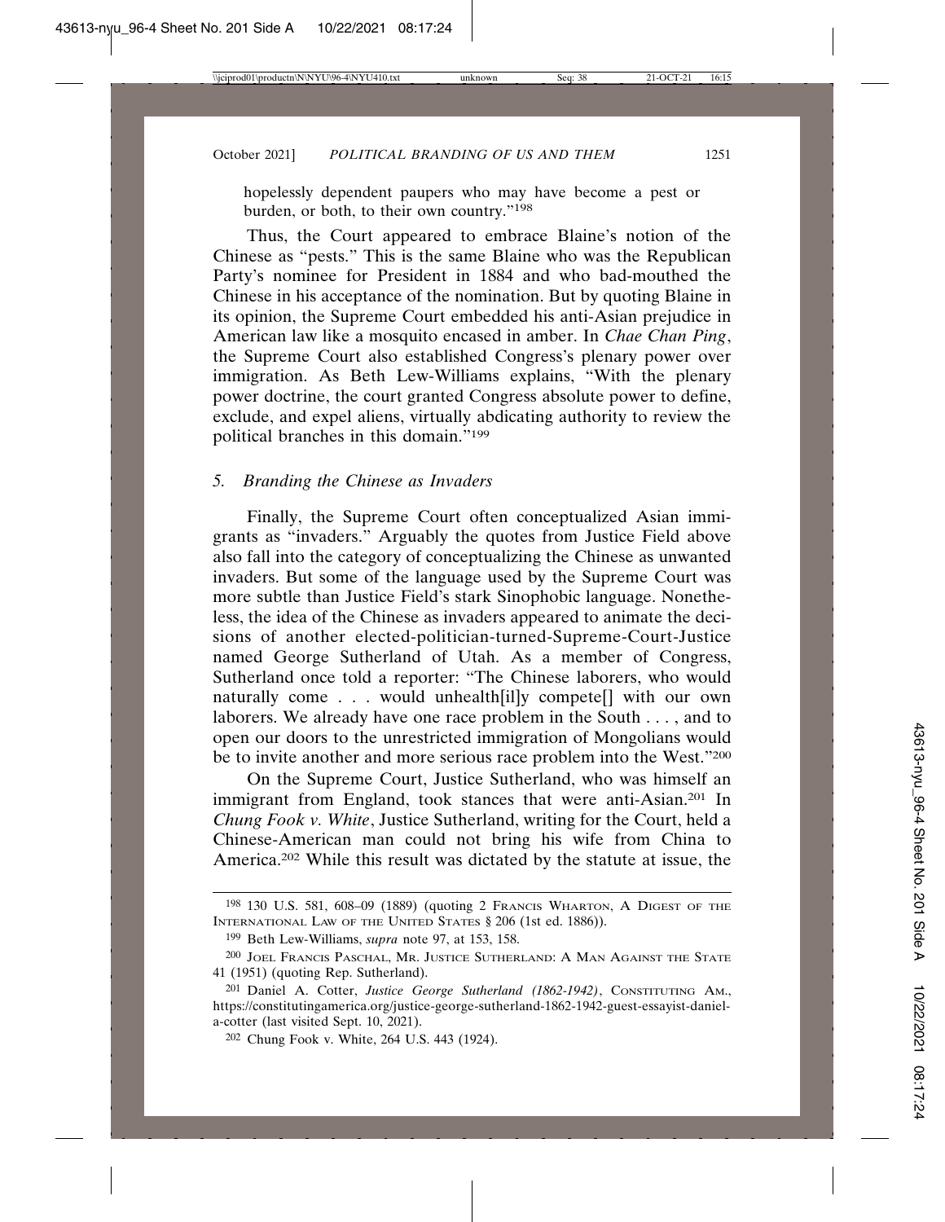hopelessly dependent paupers who may have become a pest or burden, or both, to their own country."[198]

Thus, the Court appeared to embrace Blaine's notion of the Chinese as "pests." This is the same Blaine who was the Republican Party's nominee for President in 1884 and who bad-mouthed the Chinese in his acceptance of the nomination. But by quoting Blaine in its opinion, the Supreme Court embedded his anti-Asian prejudice in American law like a mosquito encased in amber. In *Chae Chan Ping*, the Supreme Court also established Congress's plenary power over immigration. As Beth Lew-Williams explains, "With the plenary power doctrine, the court granted Congress absolute power to define, exclude, and expel aliens, virtually abdicating authority to review the political branches in this domain."[199]

### *5. Branding the Chinese as Invaders*

Finally, the Supreme Court often conceptualized Asian immigrants as "invaders." Arguably the quotes from Justice Field above also fall into the category of conceptualizing the Chinese as unwanted invaders. But some of the language used by the Supreme Court was more subtle than Justice Field's stark Sinophobic language. Nonetheless, the idea of the Chinese as invaders appeared to animate the decisions of another elected-politician-turned-Supreme-Court-Justice named George Sutherland of Utah. As a member of Congress, Sutherland once told a reporter: "The Chinese laborers, who would naturally come . . . would unhealth[il]y compete[] with our own laborers. We already have one race problem in the South . . . , and to open our doors to the unrestricted immigration of Mongolians would be to invite another and more serious race problem into the West."[200]

On the Supreme Court, Justice Sutherland, who was himself an immigrant from England, took stances that were anti-Asian.[201] In *Chung Fook v. White*, Justice Sutherland, writing for the Court, held a Chinese-American man could not bring his wife from China to America.[202] While this result was dictated by the statute at issue, the

---

[198] 130 U.S. 581, 608–09 (1889) (quoting 2 FRANCIS WHARTON, A DIGEST OF THE INTERNATIONAL LAW OF THE UNITED STATES § 206 (1st ed. 1886)).

[199] Beth Lew-Williams, *supra* note 97, at 153, 158.

[200] JOEL FRANCIS PASCHAL, MR. JUSTICE SUTHERLAND: A MAN AGAINST THE STATE 41 (1951) (quoting Rep. Sutherland).

[201] Daniel A. Cotter, *Justice George Sutherland (1862-1942)*, CONSTITUTING AM., https://constitutingamerica.org/justice-george-sutherland-1862-1942-guest-essayist-daniel-a-cotter (last visited Sept. 10, 2021).

[202] Chung Fook v. White, 264 U.S. 443 (1924).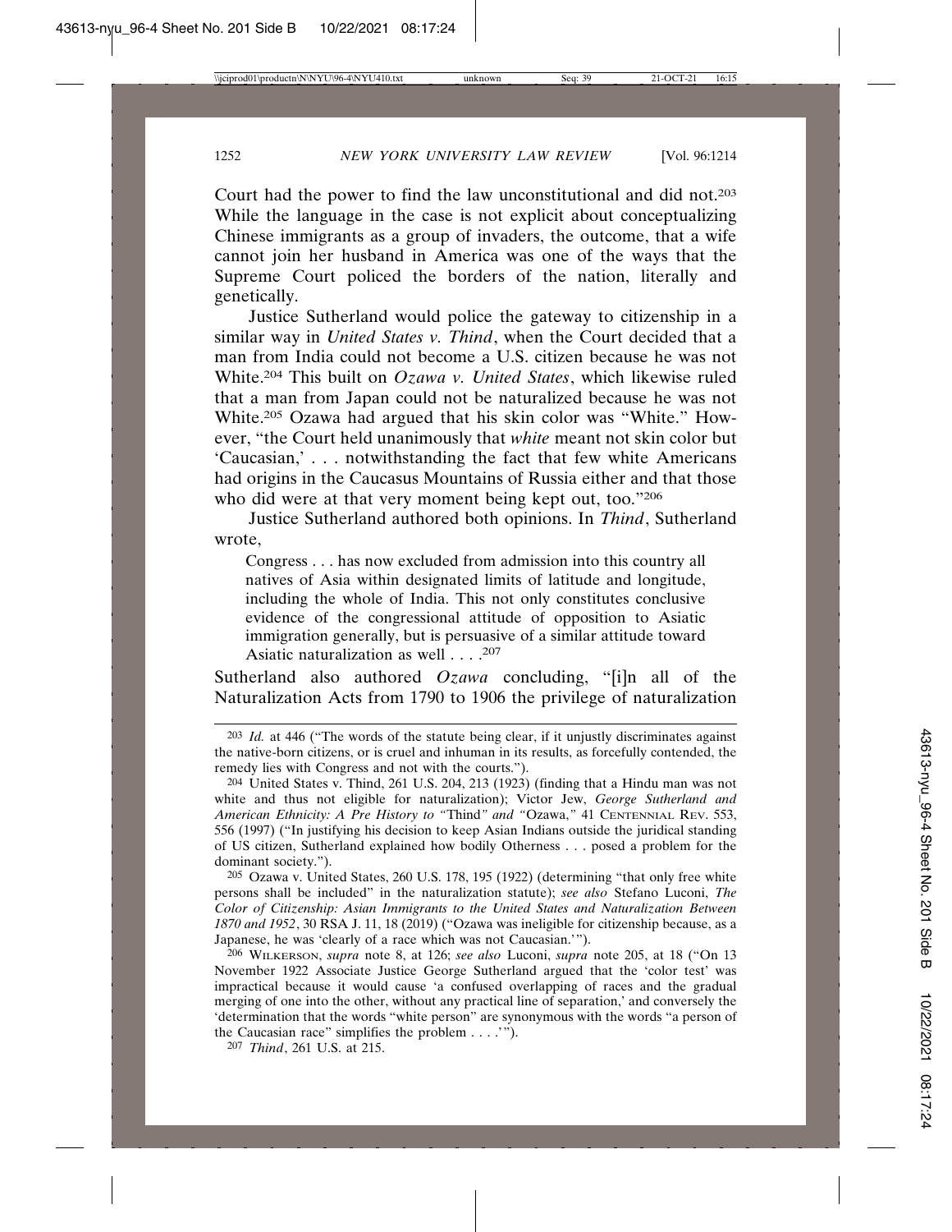Court had the power to find the law unconstitutional and did not.[203] While the language in the case is not explicit about conceptualizing Chinese immigrants as a group of invaders, the outcome, that a wife cannot join her husband in America was one of the ways that the Supreme Court policed the borders of the nation, literally and genetically.

Justice Sutherland would police the gateway to citizenship in a similar way in *United States v. Thind*, when the Court decided that a man from India could not become a U.S. citizen because he was not White.[204] This built on *Ozawa v. United States*, which likewise ruled that a man from Japan could not be naturalized because he was not White.[205] Ozawa had argued that his skin color was "White." However, "the Court held unanimously that *white* meant not skin color but 'Caucasian,' . . . notwithstanding the fact that few white Americans had origins in the Caucasus Mountains of Russia either and that those who did were at that very moment being kept out, too."[206]

Justice Sutherland authored both opinions. In *Thind*, Sutherland wrote,

> Congress . . . has now excluded from admission into this country all natives of Asia within designated limits of latitude and longitude, including the whole of India. This not only constitutes conclusive evidence of the congressional attitude of opposition to Asiatic immigration generally, but is persuasive of a similar attitude toward Asiatic naturalization as well . . . .[207]

Sutherland also authored *Ozawa* concluding, "[i]n all of the Naturalization Acts from 1790 to 1906 the privilege of naturalization

---

[203] *Id.* at 446 ("The words of the statute being clear, if it unjustly discriminates against the native-born citizens, or is cruel and inhuman in its results, as forcefully contended, the remedy lies with Congress and not with the courts.").

[204] United States v. Thind, 261 U.S. 204, 213 (1923) (finding that a Hindu man was not white and thus not eligible for naturalization); Victor Jew, *George Sutherland and American Ethnicity: A Pre History to "*Thind*" and "*Ozawa*,"* 41 CENTENNIAL REV. 553, 556 (1997) ("In justifying his decision to keep Asian Indians outside the juridical standing of US citizen, Sutherland explained how bodily Otherness . . . posed a problem for the dominant society.").

[205] Ozawa v. United States, 260 U.S. 178, 195 (1922) (determining "that only free white persons shall be included" in the naturalization statute); *see also* Stefano Luconi, *The Color of Citizenship: Asian Immigrants to the United States and Naturalization Between 1870 and 1952*, 30 RSA J. 11, 18 (2019) ("Ozawa was ineligible for citizenship because, as a Japanese, he was 'clearly of a race which was not Caucasian.'").

[206] WILKERSON, *supra* note 8, at 126; *see also* Luconi, *supra* note 205, at 18 ("On 13 November 1922 Associate Justice George Sutherland argued that the 'color test' was impractical because it would cause 'a confused overlapping of races and the gradual merging of one into the other, without any practical line of separation,' and conversely the 'determination that the words "white person" are synonymous with the words "a person of the Caucasian race" simplifies the problem . . . .'").

[207] *Thind*, 261 U.S. at 215.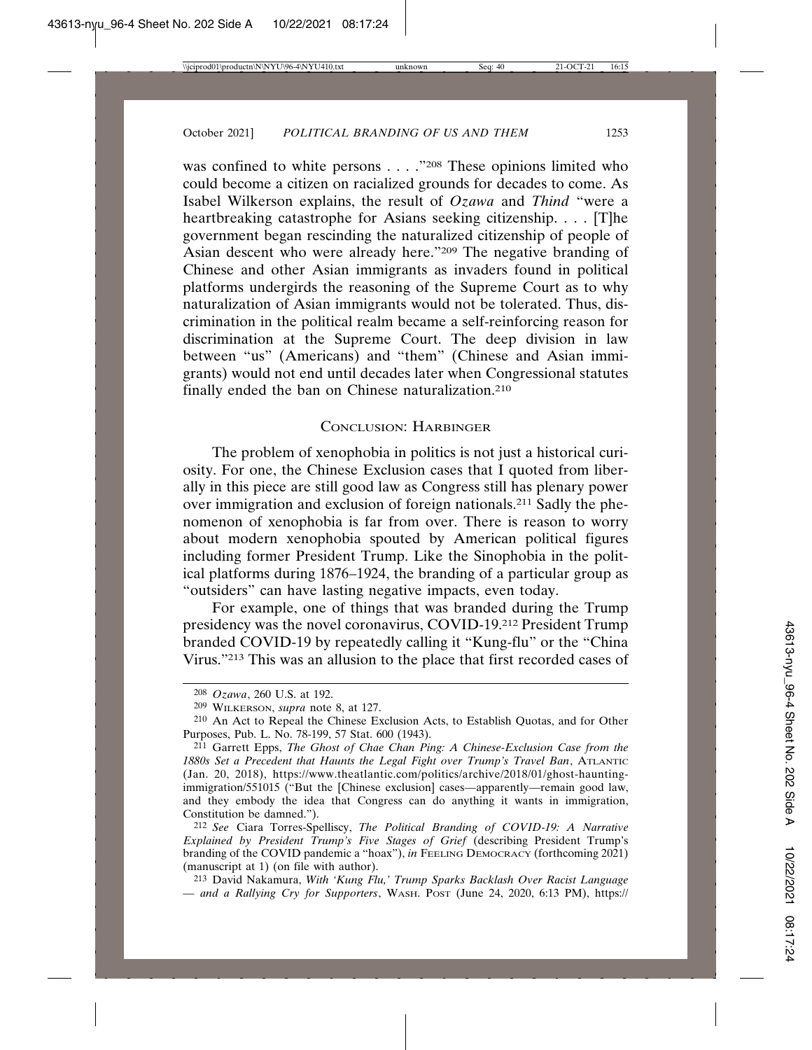was confined to white persons . . . ."[208] These opinions limited who could become a citizen on racialized grounds for decades to come. As Isabel Wilkerson explains, the result of *Ozawa* and *Thind* "were a heartbreaking catastrophe for Asians seeking citizenship. . . . [T]he government began rescinding the naturalized citizenship of people of Asian descent who were already here."[209] The negative branding of Chinese and other Asian immigrants as invaders found in political platforms undergirds the reasoning of the Supreme Court as to why naturalization of Asian immigrants would not be tolerated. Thus, discrimination in the political realm became a self-reinforcing reason for discrimination at the Supreme Court. The deep division in law between "us" (Americans) and "them" (Chinese and Asian immigrants) would not end until decades later when Congressional statutes finally ended the ban on Chinese naturalization.[210]

## Conclusion: Harbinger

The problem of xenophobia in politics is not just a historical curiosity. For one, the Chinese Exclusion cases that I quoted from liberally in this piece are still good law as Congress still has plenary power over immigration and exclusion of foreign nationals.[211] Sadly the phenomenon of xenophobia is far from over. There is reason to worry about modern xenophobia spouted by American political figures including former President Trump. Like the Sinophobia in the political platforms during 1876–1924, the branding of a particular group as "outsiders" can have lasting negative impacts, even today.

For example, one of things that was branded during the Trump presidency was the novel coronavirus, COVID-19.[212] President Trump branded COVID-19 by repeatedly calling it "Kung-flu" or the "China Virus."[213] This was an allusion to the place that first recorded cases of

---

[208] *Ozawa*, 260 U.S. at 192.

[209] Wilkerson, *supra* note 8, at 127.

[210] An Act to Repeal the Chinese Exclusion Acts, to Establish Quotas, and for Other Purposes, Pub. L. No. 78-199, 57 Stat. 600 (1943).

[211] Garrett Epps, *The Ghost of Chae Chan Ping: A Chinese-Exclusion Case from the 1880s Set a Precedent that Haunts the Legal Fight over Trump's Travel Ban*, Atlantic (Jan. 20, 2018), https://www.theatlantic.com/politics/archive/2018/01/ghost-haunting-immigration/551015 ("But the [Chinese exclusion] cases—apparently—remain good law, and they embody the idea that Congress can do anything it wants in immigration, Constitution be damned.").

[212] *See* Ciara Torres-Spelliscy, *The Political Branding of COVID-19: A Narrative Explained by President Trump's Five Stages of Grief* (describing President Trump's branding of the COVID pandemic a "hoax"), *in* Feeling Democracy (forthcoming 2021) (manuscript at 1) (on file with author).

[213] David Nakamura, *With 'Kung Flu,' Trump Sparks Backlash Over Racist Language — and a Rallying Cry for Supporters*, Wash. Post (June 24, 2020, 6:13 PM), https://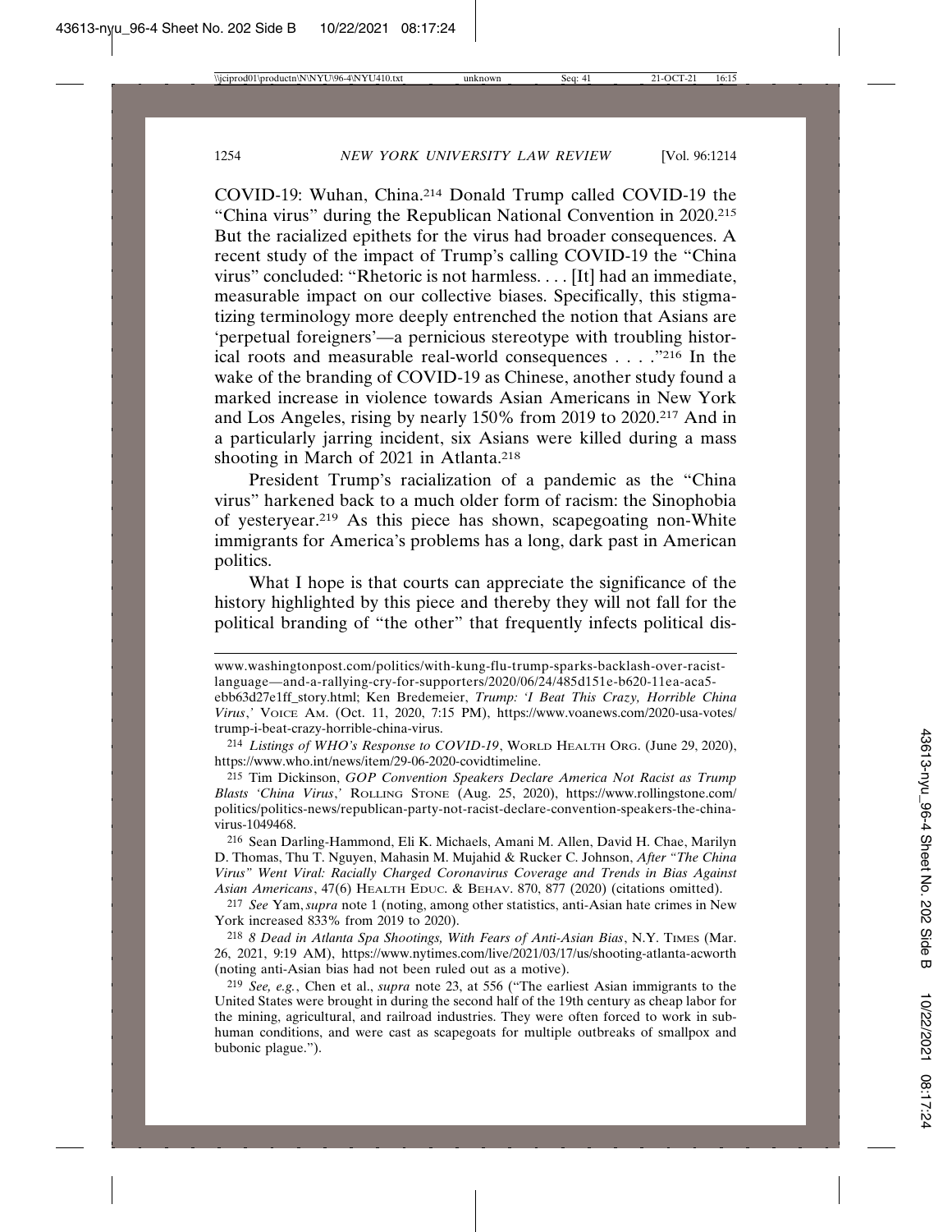COVID-19: Wuhan, China.[214] Donald Trump called COVID-19 the "China virus" during the Republican National Convention in 2020.[215] But the racialized epithets for the virus had broader consequences. A recent study of the impact of Trump's calling COVID-19 the "China virus" concluded: "Rhetoric is not harmless. . . . [It] had an immediate, measurable impact on our collective biases. Specifically, this stigmatizing terminology more deeply entrenched the notion that Asians are 'perpetual foreigners'—a pernicious stereotype with troubling historical roots and measurable real-world consequences . . . ."[216] In the wake of the branding of COVID-19 as Chinese, another study found a marked increase in violence towards Asian Americans in New York and Los Angeles, rising by nearly 150% from 2019 to 2020.[217] And in a particularly jarring incident, six Asians were killed during a mass shooting in March of 2021 in Atlanta.[218]

President Trump's racialization of a pandemic as the "China virus" harkened back to a much older form of racism: the Sinophobia of yesteryear.[219] As this piece has shown, scapegoating non-White immigrants for America's problems has a long, dark past in American politics.

What I hope is that courts can appreciate the significance of the history highlighted by this piece and thereby they will not fall for the political branding of "the other" that frequently infects political dis-

---

www.washingtonpost.com/politics/with-kung-flu-trump-sparks-backlash-over-racist-language—and-a-rallying-cry-for-supporters/2020/06/24/485d151e-b620-11ea-aca5-ebb63d27e1ff_story.html; Ken Bredemeier, *Trump: 'I Beat This Crazy, Horrible China Virus*,' VOICE AM. (Oct. 11, 2020, 7:15 PM), https://www.voanews.com/2020-usa-votes/trump-i-beat-crazy-horrible-china-virus.

[214] *Listings of WHO's Response to COVID-19*, WORLD HEALTH ORG. (June 29, 2020), https://www.who.int/news/item/29-06-2020-covidtimeline.

[215] Tim Dickinson, *GOP Convention Speakers Declare America Not Racist as Trump Blasts 'China Virus*,' ROLLING STONE (Aug. 25, 2020), https://www.rollingstone.com/politics/politics-news/republican-party-not-racist-declare-convention-speakers-the-china-virus-1049468.

[216] Sean Darling-Hammond, Eli K. Michaels, Amani M. Allen, David H. Chae, Marilyn D. Thomas, Thu T. Nguyen, Mahasin M. Mujahid & Rucker C. Johnson, *After "The China Virus" Went Viral: Racially Charged Coronavirus Coverage and Trends in Bias Against Asian Americans*, 47(6) HEALTH EDUC. & BEHAV. 870, 877 (2020) (citations omitted).

[217] *See* Yam, *supra* note 1 (noting, among other statistics, anti-Asian hate crimes in New York increased 833% from 2019 to 2020).

[218] *8 Dead in Atlanta Spa Shootings, With Fears of Anti-Asian Bias*, N.Y. TIMES (Mar. 26, 2021, 9:19 AM), https://www.nytimes.com/live/2021/03/17/us/shooting-atlanta-acworth (noting anti-Asian bias had not been ruled out as a motive).

[219] *See, e.g.*, Chen et al., *supra* note 23, at 556 ("The earliest Asian immigrants to the United States were brought in during the second half of the 19th century as cheap labor for the mining, agricultural, and railroad industries. They were often forced to work in subhuman conditions, and were cast as scapegoats for multiple outbreaks of smallpox and bubonic plague.").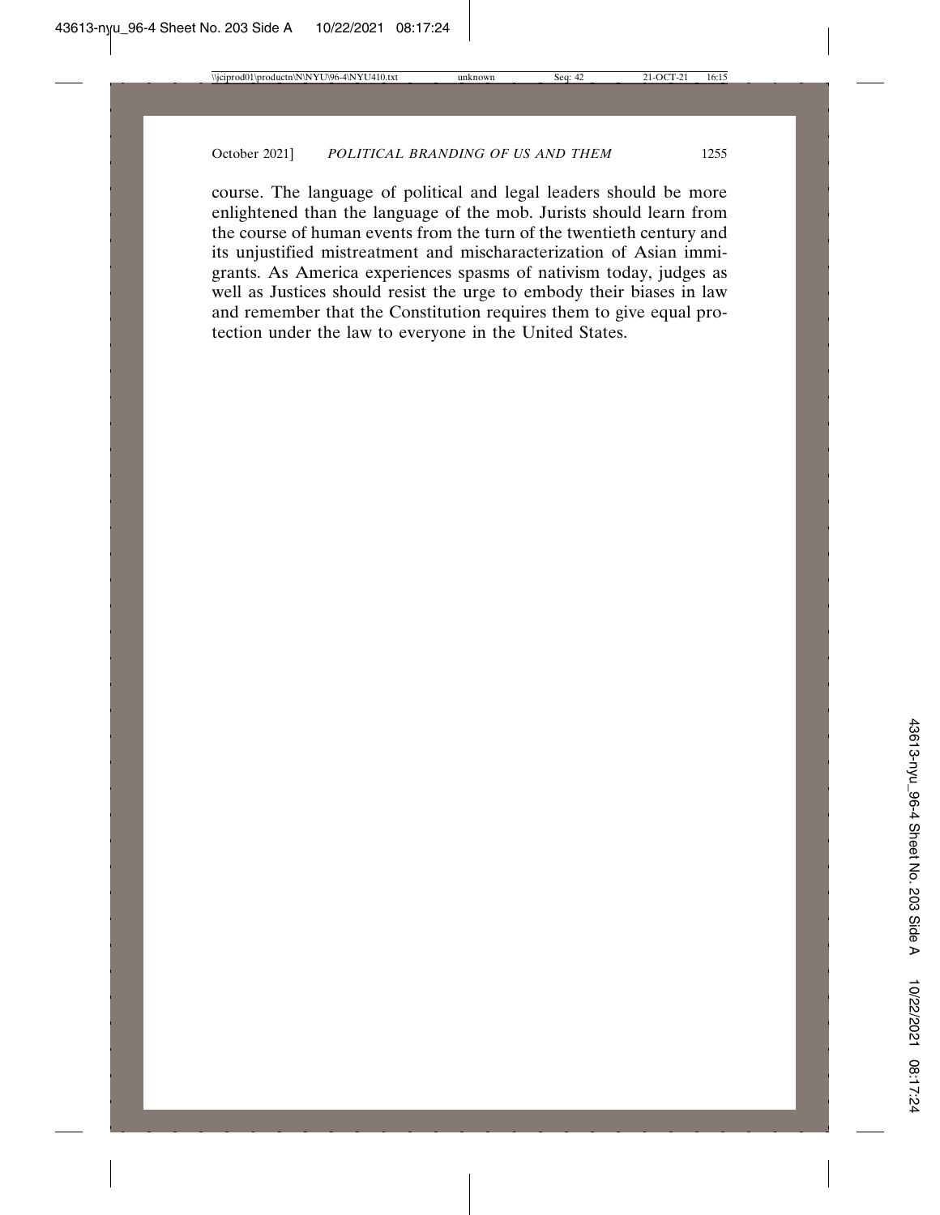course. The language of political and legal leaders should be more enlightened than the language of the mob. Jurists should learn from the course of human events from the turn of the twentieth century and its unjustified mistreatment and mischaracterization of Asian immigrants. As America experiences spasms of nativism today, judges as well as Justices should resist the urge to embody their biases in law and remember that the Constitution requires them to give equal protection under the law to everyone in the United States.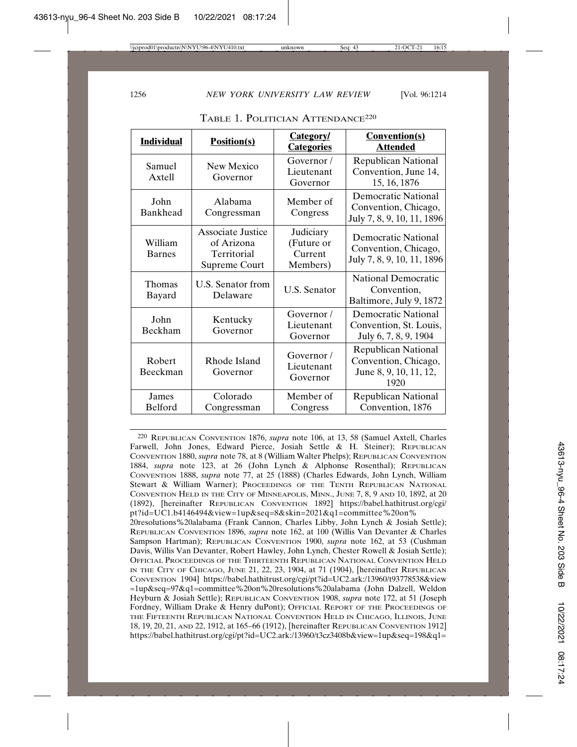TABLE 1. POLITICIAN ATTENDANCE[220]

| Individual | Position(s) | Category/ Categories | Convention(s) Attended |
|---|---|---|---|
| Samuel Axtell | New Mexico Governor | Governor / Lieutenant Governor | Republican National Convention, June 14, 15, 16, 1876 |
| John Bankhead | Alabama Congressman | Member of Congress | Democratic National Convention, Chicago, July 7, 8, 9, 10, 11, 1896 |
| William Barnes | Associate Justice of Arizona Territorial Supreme Court | Judiciary (Future or Current Members) | Democratic National Convention, Chicago, July 7, 8, 9, 10, 11, 1896 |
| Thomas Bayard | U.S. Senator from Delaware | U.S. Senator | National Democratic Convention, Baltimore, July 9, 1872 |
| John Beckham | Kentucky Governor | Governor / Lieutenant Governor | Democratic National Convention, St. Louis, July 6, 7, 8, 9, 1904 |
| Robert Beeckman | Rhode Island Governor | Governor / Lieutenant Governor | Republican National Convention, Chicago, June 8, 9, 10, 11, 12, 1920 |
| James Belford | Colorado Congressman | Member of Congress | Republican National Convention, 1876 |

[220] REPUBLICAN CONVENTION 1876, *supra* note 106, at 13, 58 (Samuel Axtell, Charles Farwell, John Jones, Edward Pierce, Josiah Settle & H. Steiner); REPUBLICAN CONVENTION 1880, *supra* note 78, at 8 (William Walter Phelps); REPUBLICAN CONVENTION 1884, *supra* note 123, at 26 (John Lynch & Alphonse Rosenthal); REPUBLICAN CONVENTION 1888, *supra* note 77, at 25 (1888) (Charles Edwards, John Lynch, William Stewart & William Warner); PROCEEDINGS OF THE TENTH REPUBLICAN NATIONAL CONVENTION HELD IN THE CITY OF MINNEAPOLIS, MINN., JUNE 7, 8, 9 AND 10, 1892, at 20 (1892), [hereinafter REPUBLICAN CONVENTION 1892] https://babel.hathitrust.org/cgi/pt?id=UC1.b4146494&view=1up&seq=8&skin=2021&q1=committee%20on%20resolutions%20alabama (Frank Cannon, Charles Libby, John Lynch & Josiah Settle); REPUBLICAN CONVENTION 1896, *supra* note 162, at 100 (Willis Van Devanter & Charles Sampson Hartman); REPUBLICAN CONVENTION 1900, *supra* note 162, at 53 (Cushman Davis, Willis Van Devanter, Robert Hawley, John Lynch, Chester Rowell & Josiah Settle); OFFICIAL PROCEEDINGS OF THE THIRTEENTH REPUBLICAN NATIONAL CONVENTION HELD IN THE CITY OF CHICAGO, JUNE 21, 22, 23, 1904, at 71 (1904), [hereinafter REPUBLICAN CONVENTION 1904] https://babel.hathitrust.org/cgi/pt?id=UC2.ark:/13960/t93778538&view=1up&seq=97&q1=committee%20on%20resolutions%20alabama (John Dalzell, Weldon Heyburn & Josiah Settle); REPUBLICAN CONVENTION 1908, *supra* note 172, at 51 (Joseph Fordney, William Drake & Henry duPont); OFFICIAL REPORT OF THE PROCEEDINGS OF THE FIFTEENTH REPUBLICAN NATIONAL CONVENTION HELD IN CHICAGO, ILLINOIS, JUNE 18, 19, 20, 21, AND 22, 1912, at 165–66 (1912), [hereinafter REPUBLICAN CONVENTION 1912] https://babel.hathitrust.org/cgi/pt?id=UC2.ark:/13960/t3cz3408b&view=1up&seq=198&q1=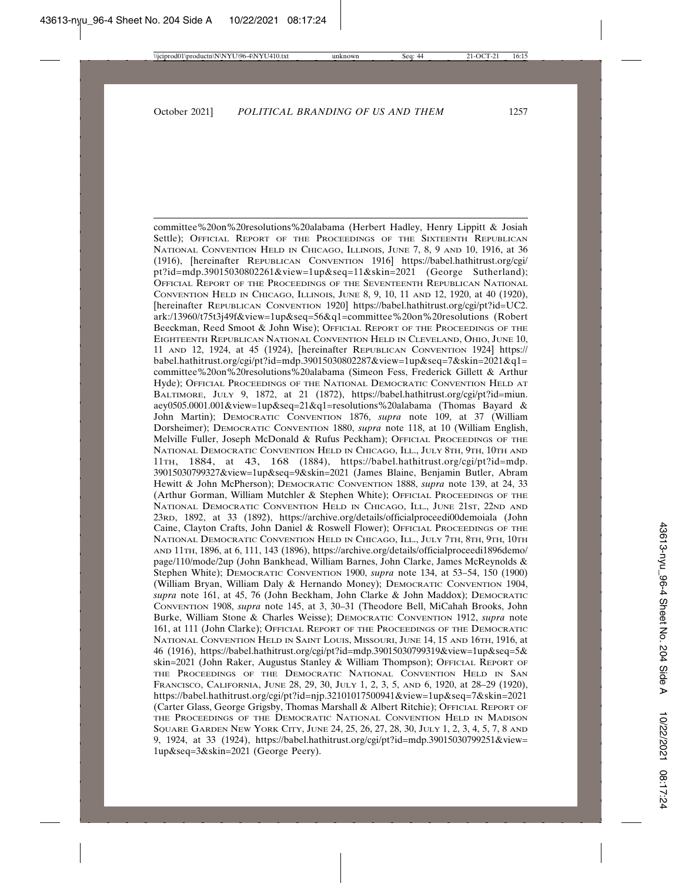committee%20on%20resolutions%20alabama (Herbert Hadley, Henry Lippitt & Josiah Settle); Official Report of the Proceedings of the Sixteenth Republican National Convention Held in Chicago, Illinois, June 7, 8, 9 and 10, 1916, at 36 (1916), [hereinafter Republican Convention 1916] https://babel.hathitrust.org/cgi/pt?id=mdp.39015030802261&view=1up&seq=11&skin=2021 (George Sutherland); Official Report of the Proceedings of the Seventeenth Republican National Convention Held in Chicago, Illinois, June 8, 9, 10, 11 and 12, 1920, at 40 (1920), [hereinafter Republican Convention 1920] https://babel.hathitrust.org/cgi/pt?id=UC2.ark:/13960/t75t3j49f&view=1up&seq=56&q1=committee%20on%20resolutions (Robert Beeckman, Reed Smoot & John Wise); Official Report of the Proceedings of the Eighteenth Republican National Convention Held in Cleveland, Ohio, June 10, 11 and 12, 1924, at 45 (1924), [hereinafter Republican Convention 1924] https://babel.hathitrust.org/cgi/pt?id=mdp.39015030802287&view=1up&seq=7&skin=2021&q1=committee%20on%20resolutions%20alabama (Simeon Fess, Frederick Gillett & Arthur Hyde); Official Proceedings of the National Democratic Convention Held at Baltimore, July 9, 1872, at 21 (1872), https://babel.hathitrust.org/cgi/pt?id=miun.aey0505.0001.001&view=1up&seq=21&q1=resolutions%20alabama (Thomas Bayard & John Martin); Democratic Convention 1876, *supra* note 109, at 37 (William Dorsheimer); Democratic Convention 1880, *supra* note 118, at 10 (William English, Melville Fuller, Joseph McDonald & Rufus Peckham); Official Proceedings of the National Democratic Convention Held in Chicago, Ill., July 8th, 9th, 10th and 11th, 1884, at 43, 168 (1884), https://babel.hathitrust.org/cgi/pt?id=mdp.39015030799327&view=1up&seq=9&skin=2021 (James Blaine, Benjamin Butler, Abram Hewitt & John McPherson); Democratic Convention 1888, *supra* note 139, at 24, 33 (Arthur Gorman, William Mutchler & Stephen White); Official Proceedings of the National Democratic Convention Held in Chicago, Ill., June 21st, 22nd and 23rd, 1892, at 33 (1892), https://archive.org/details/officialproceedi00demoiala (John Caine, Clayton Crafts, John Daniel & Roswell Flower); Official Proceedings of the National Democratic Convention Held in Chicago, Ill., July 7th, 8th, 9th, 10th and 11th, 1896, at 6, 111, 143 (1896), https://archive.org/details/officialproceedi1896demo/page/110/mode/2up (John Bankhead, William Barnes, John Clarke, James McReynolds & Stephen White); Democratic Convention 1900, *supra* note 134, at 53–54, 150 (1900) (William Bryan, William Daly & Hernando Money); Democratic Convention 1904, *supra* note 161, at 45, 76 (John Beckham, John Clarke & John Maddox); Democratic Convention 1908, *supra* note 145, at 3, 30–31 (Theodore Bell, MiCahah Brooks, John Burke, William Stone & Charles Weisse); Democratic Convention 1912, *supra* note 161, at 111 (John Clarke); Official Report of the Proceedings of the Democratic National Convention Held in Saint Louis, Missouri, June 14, 15 and 16th, 1916, at 46 (1916), https://babel.hathitrust.org/cgi/pt?id=mdp.39015030799319&view=1up&seq=5&skin=2021 (John Raker, Augustus Stanley & William Thompson); Official Report of the Proceedings of the Democratic National Convention Held in San Francisco, California, June 28, 29, 30, July 1, 2, 3, 5, and 6, 1920, at 28–29 (1920), https://babel.hathitrust.org/cgi/pt?id=njp.32101017500941&view=1up&seq=7&skin=2021 (Carter Glass, George Grigsby, Thomas Marshall & Albert Ritchie); Official Report of the Proceedings of the Democratic National Convention Held in Madison Square Garden New York City, June 24, 25, 26, 27, 28, 30, July 1, 2, 3, 4, 5, 7, 8 and 9, 1924, at 33 (1924), https://babel.hathitrust.org/cgi/pt?id=mdp.39015030799251&view=1up&seq=3&skin=2021 (George Peery).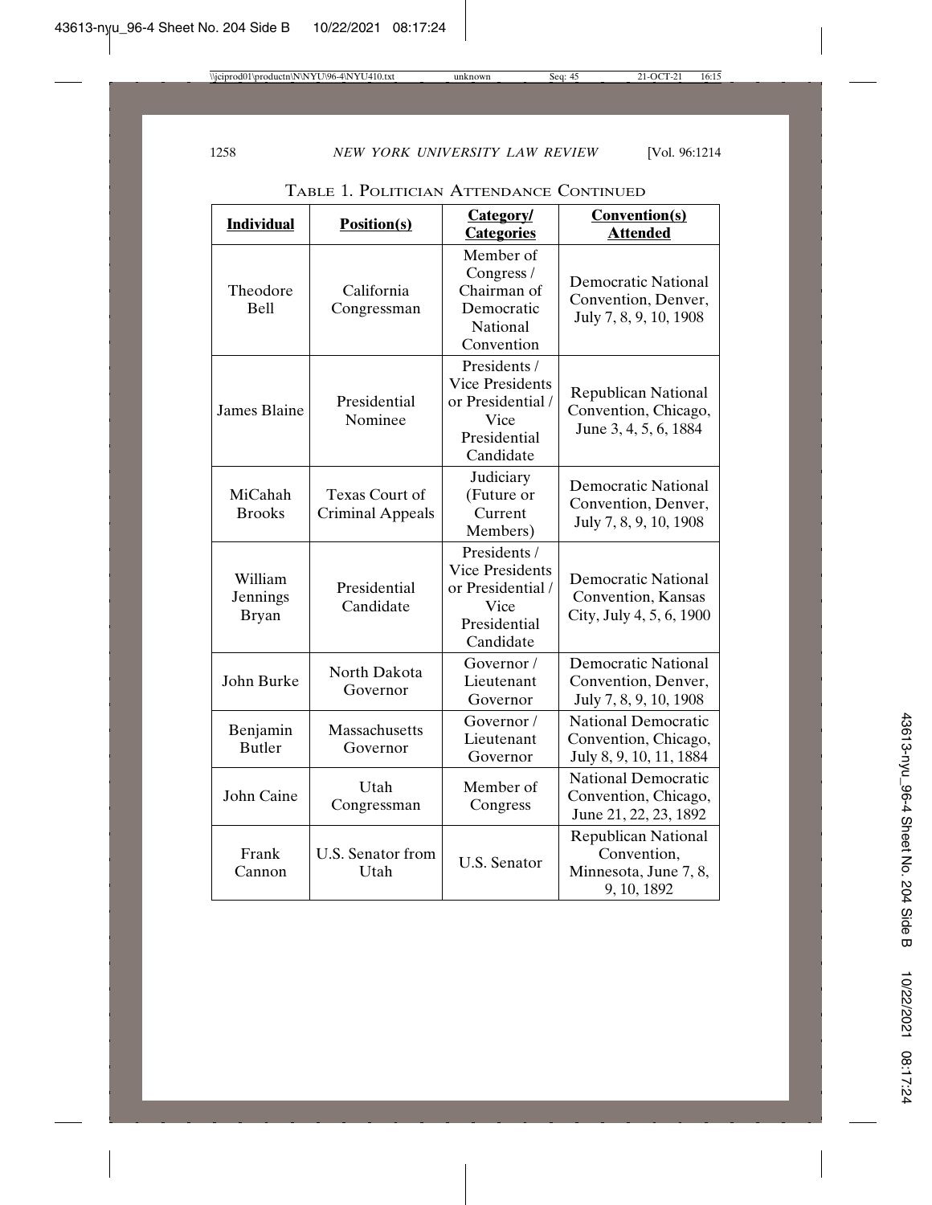TABLE 1. POLITICIAN ATTENDANCE CONTINUED

| Individual | Position(s) | Category/ Categories | Convention(s) Attended |
|---|---|---|---|
| Theodore Bell | California Congressman | Member of Congress / Chairman of Democratic National Convention | Democratic National Convention, Denver, July 7, 8, 9, 10, 1908 |
| James Blaine | Presidential Nominee | Presidents / Vice Presidents or Presidential / Vice Presidential Candidate | Republican National Convention, Chicago, June 3, 4, 5, 6, 1884 |
| MiCahah Brooks | Texas Court of Criminal Appeals | Judiciary (Future or Current Members) | Democratic National Convention, Denver, July 7, 8, 9, 10, 1908 |
| William Jennings Bryan | Presidential Candidate | Presidents / Vice Presidents or Presidential / Vice Presidential Candidate | Democratic National Convention, Kansas City, July 4, 5, 6, 1900 |
| John Burke | North Dakota Governor | Governor / Lieutenant Governor | Democratic National Convention, Denver, July 7, 8, 9, 10, 1908 |
| Benjamin Butler | Massachusetts Governor | Governor / Lieutenant Governor | National Democratic Convention, Chicago, July 8, 9, 10, 11, 1884 |
| John Caine | Utah Congressman | Member of Congress | National Democratic Convention, Chicago, June 21, 22, 23, 1892 |
| Frank Cannon | U.S. Senator from Utah | U.S. Senator | Republican National Convention, Minnesota, June 7, 8, 9, 10, 1892 |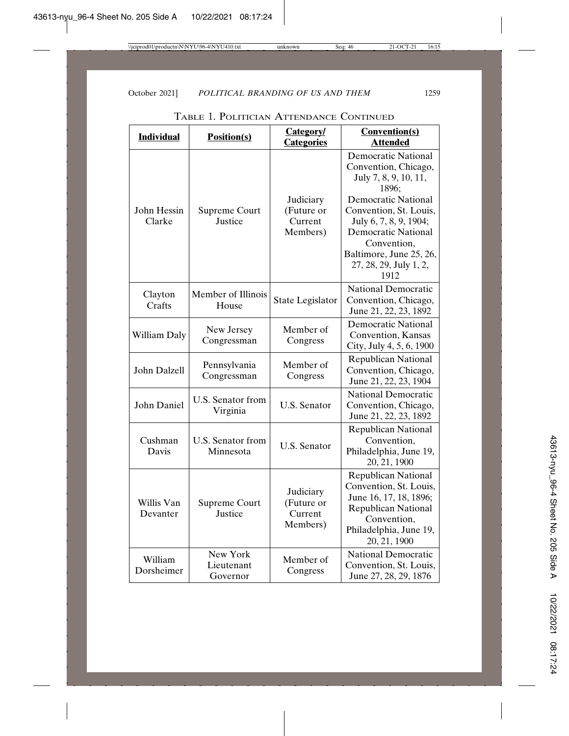Table 1. Politician Attendance Continued

| Individual | Position(s) | Category/ Categories | Convention(s) Attended |
|---|---|---|---|
| John Hessin Clarke | Supreme Court Justice | Judiciary (Future or Current Members) | Democratic National Convention, Chicago, July 7, 8, 9, 10, 11, 1896; Democratic National Convention, St. Louis, July 6, 7, 8, 9, 1904; Democratic National Convention, Baltimore, June 25, 26, 27, 28, 29, July 1, 2, 1912 |
| Clayton Crafts | Member of Illinois House | State Legislator | National Democratic Convention, Chicago, June 21, 22, 23, 1892 |
| William Daly | New Jersey Congressman | Member of Congress | Democratic National Convention, Kansas City, July 4, 5, 6, 1900 |
| John Dalzell | Pennsylvania Congressman | Member of Congress | Republican National Convention, Chicago, June 21, 22, 23, 1904 |
| John Daniel | U.S. Senator from Virginia | U.S. Senator | National Democratic Convention, Chicago, June 21, 22, 23, 1892 |
| Cushman Davis | U.S. Senator from Minnesota | U.S. Senator | Republican National Convention, Philadelphia, June 19, 20, 21, 1900 |
| Willis Van Devanter | Supreme Court Justice | Judiciary (Future or Current Members) | Republican National Convention, St. Louis, June 16, 17, 18, 1896; Republican National Convention, Philadelphia, June 19, 20, 21, 1900 |
| William Dorsheimer | New York Lieutenant Governor | Member of Congress | National Democratic Convention, St. Louis, June 27, 28, 29, 1876 |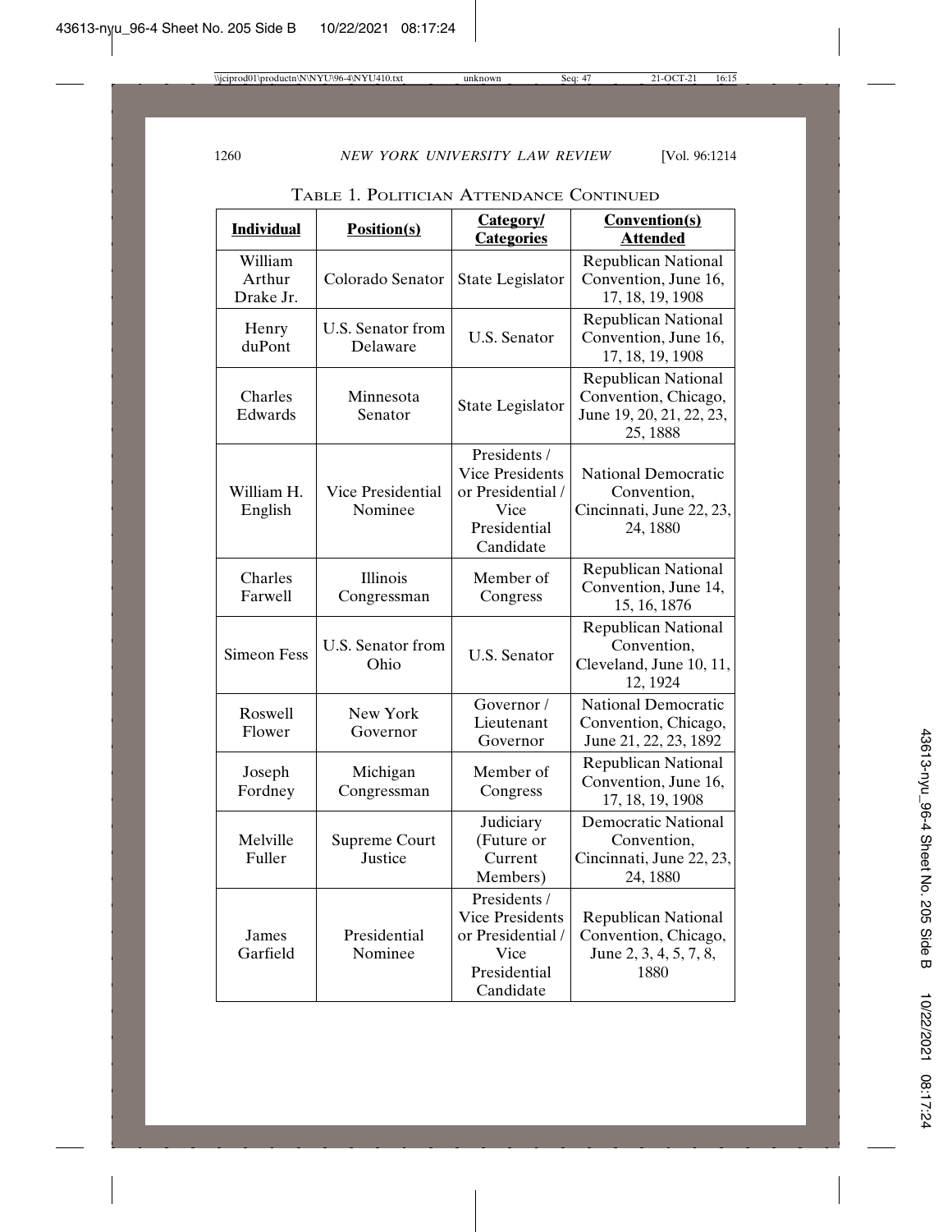TABLE 1. POLITICIAN ATTENDANCE CONTINUED

| Individual | Position(s) | Category/ Categories | Convention(s) Attended |
|---|---|---|---|
| William Arthur Drake Jr. | Colorado Senator | State Legislator | Republican National Convention, June 16, 17, 18, 19, 1908 |
| Henry duPont | U.S. Senator from Delaware | U.S. Senator | Republican National Convention, June 16, 17, 18, 19, 1908 |
| Charles Edwards | Minnesota Senator | State Legislator | Republican National Convention, Chicago, June 19, 20, 21, 22, 23, 25, 1888 |
| William H. English | Vice Presidential Nominee | Presidents / Vice Presidents or Presidential / Vice Presidential Candidate | National Democratic Convention, Cincinnati, June 22, 23, 24, 1880 |
| Charles Farwell | Illinois Congressman | Member of Congress | Republican National Convention, June 14, 15, 16, 1876 |
| Simeon Fess | U.S. Senator from Ohio | U.S. Senator | Republican National Convention, Cleveland, June 10, 11, 12, 1924 |
| Roswell Flower | New York Governor | Governor / Lieutenant Governor | National Democratic Convention, Chicago, June 21, 22, 23, 1892 |
| Joseph Fordney | Michigan Congressman | Member of Congress | Republican National Convention, June 16, 17, 18, 19, 1908 |
| Melville Fuller | Supreme Court Justice | Judiciary (Future or Current Members) | Democratic National Convention, Cincinnati, June 22, 23, 24, 1880 |
| James Garfield | Presidential Nominee | Presidents / Vice Presidents or Presidential / Vice Presidential Candidate | Republican National Convention, Chicago, June 2, 3, 4, 5, 7, 8, 1880 |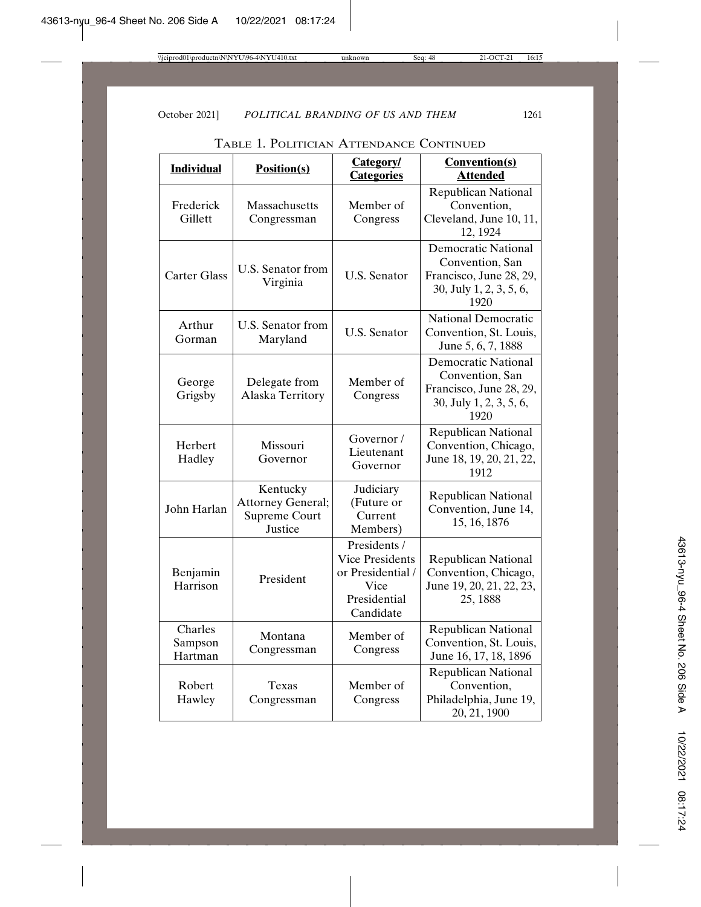Table 1. Politician Attendance Continued

| Individual | Position(s) | Category/ Categories | Convention(s) Attended |
|---|---|---|---|
| Frederick Gillett | Massachusetts Congressman | Member of Congress | Republican National Convention, Cleveland, June 10, 11, 12, 1924 |
| Carter Glass | U.S. Senator from Virginia | U.S. Senator | Democratic National Convention, San Francisco, June 28, 29, 30, July 1, 2, 3, 5, 6, 1920 |
| Arthur Gorman | U.S. Senator from Maryland | U.S. Senator | National Democratic Convention, St. Louis, June 5, 6, 7, 1888 |
| George Grigsby | Delegate from Alaska Territory | Member of Congress | Democratic National Convention, San Francisco, June 28, 29, 30, July 1, 2, 3, 5, 6, 1920 |
| Herbert Hadley | Missouri Governor | Governor / Lieutenant Governor | Republican National Convention, Chicago, June 18, 19, 20, 21, 22, 1912 |
| John Harlan | Kentucky Attorney General; Supreme Court Justice | Judiciary (Future or Current Members) | Republican National Convention, June 14, 15, 16, 1876 |
| Benjamin Harrison | President | Presidents / Vice Presidents or Presidential / Vice Presidential Candidate | Republican National Convention, Chicago, June 19, 20, 21, 22, 23, 25, 1888 |
| Charles Sampson Hartman | Montana Congressman | Member of Congress | Republican National Convention, St. Louis, June 16, 17, 18, 1896 |
| Robert Hawley | Texas Congressman | Member of Congress | Republican National Convention, Philadelphia, June 19, 20, 21, 1900 |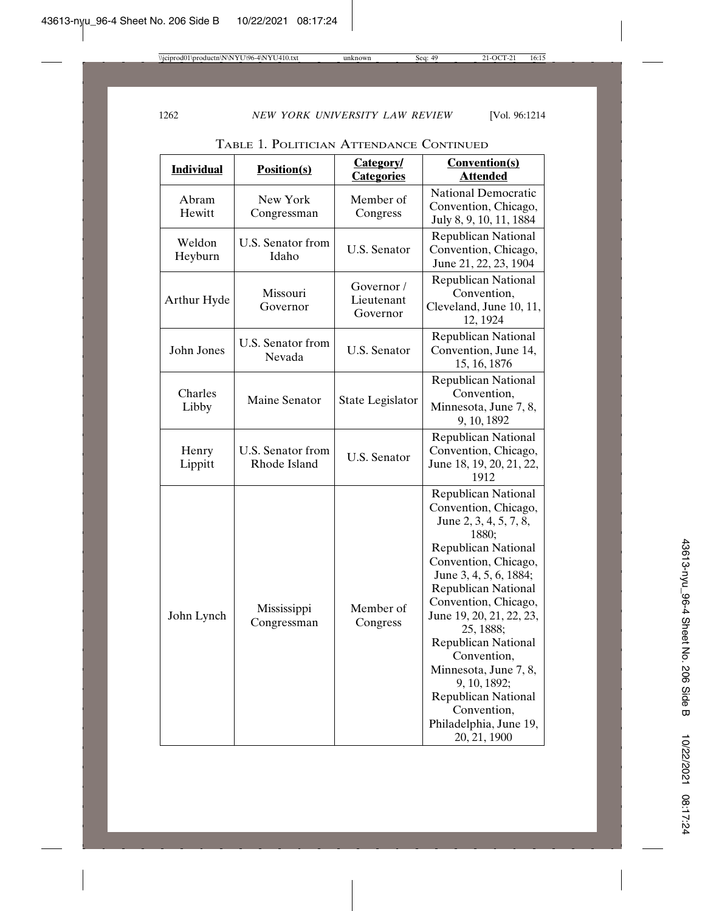TABLE 1. POLITICIAN ATTENDANCE CONTINUED

| **Individual** | **Position(s)** | **Category/ Categories** | **Convention(s) Attended** |
|---|---|---|---|
| Abram Hewitt | New York Congressman | Member of Congress | National Democratic Convention, Chicago, July 8, 9, 10, 11, 1884 |
| Weldon Heyburn | U.S. Senator from Idaho | U.S. Senator | Republican National Convention, Chicago, June 21, 22, 23, 1904 |
| Arthur Hyde | Missouri Governor | Governor / Lieutenant Governor | Republican National Convention, Cleveland, June 10, 11, 12, 1924 |
| John Jones | U.S. Senator from Nevada | U.S. Senator | Republican National Convention, June 14, 15, 16, 1876 |
| Charles Libby | Maine Senator | State Legislator | Republican National Convention, Minnesota, June 7, 8, 9, 10, 1892 |
| Henry Lippitt | U.S. Senator from Rhode Island | U.S. Senator | Republican National Convention, Chicago, June 18, 19, 20, 21, 22, 1912 |
| John Lynch | Mississippi Congressman | Member of Congress | Republican National Convention, Chicago, June 2, 3, 4, 5, 7, 8, 1880; Republican National Convention, Chicago, June 3, 4, 5, 6, 1884; Republican National Convention, Chicago, June 19, 20, 21, 22, 23, 25, 1888; Republican National Convention, Minnesota, June 7, 8, 9, 10, 1892; Republican National Convention, Philadelphia, June 19, 20, 21, 1900 |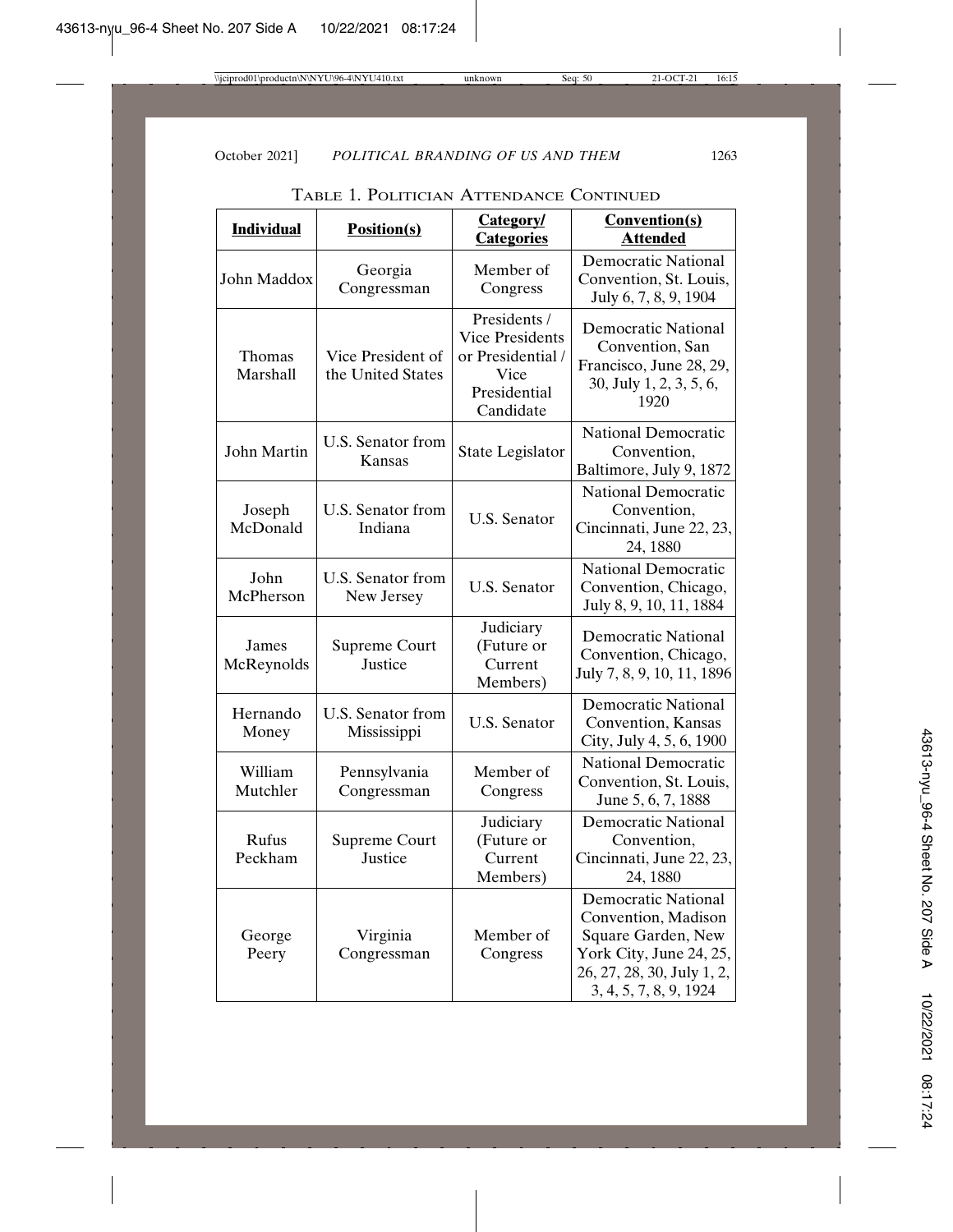TABLE 1. POLITICIAN ATTENDANCE CONTINUED

| Individual | Position(s) | Category/ Categories | Convention(s) Attended |
|---|---|---|---|
| John Maddox | Georgia Congressman | Member of Congress | Democratic National Convention, St. Louis, July 6, 7, 8, 9, 1904 |
| Thomas Marshall | Vice President of the United States | Presidents / Vice Presidents or Presidential / Vice Presidential Candidate | Democratic National Convention, San Francisco, June 28, 29, 30, July 1, 2, 3, 5, 6, 1920 |
| John Martin | U.S. Senator from Kansas | State Legislator | National Democratic Convention, Baltimore, July 9, 1872 |
| Joseph McDonald | U.S. Senator from Indiana | U.S. Senator | National Democratic Convention, Cincinnati, June 22, 23, 24, 1880 |
| John McPherson | U.S. Senator from New Jersey | U.S. Senator | National Democratic Convention, Chicago, July 8, 9, 10, 11, 1884 |
| James McReynolds | Supreme Court Justice | Judiciary (Future or Current Members) | Democratic National Convention, Chicago, July 7, 8, 9, 10, 11, 1896 |
| Hernando Money | U.S. Senator from Mississippi | U.S. Senator | Democratic National Convention, Kansas City, July 4, 5, 6, 1900 |
| William Mutchler | Pennsylvania Congressman | Member of Congress | National Democratic Convention, St. Louis, June 5, 6, 7, 1888 |
| Rufus Peckham | Supreme Court Justice | Judiciary (Future or Current Members) | Democratic National Convention, Cincinnati, June 22, 23, 24, 1880 |
| George Peery | Virginia Congressman | Member of Congress | Democratic National Convention, Madison Square Garden, New York City, June 24, 25, 26, 27, 28, 30, July 1, 2, 3, 4, 5, 7, 8, 9, 1924 |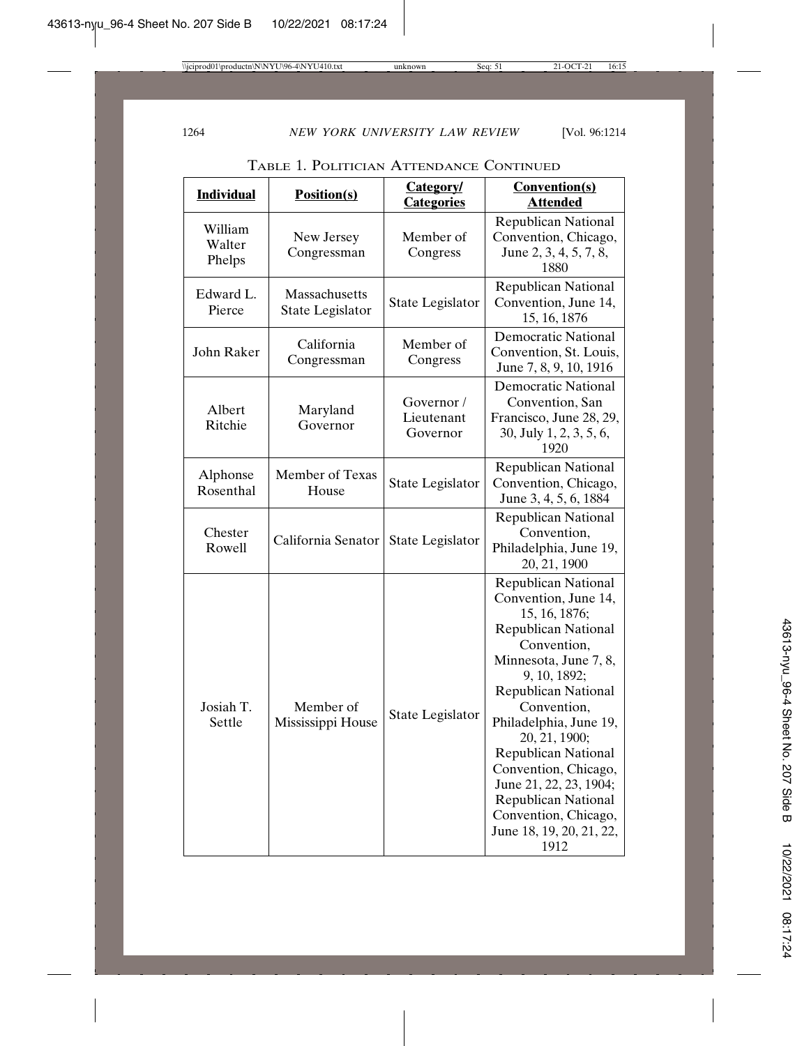TABLE 1. POLITICIAN ATTENDANCE CONTINUED

| Individual | Position(s) | Category/ Categories | Convention(s) Attended |
|---|---|---|---|
| William Walter Phelps | New Jersey Congressman | Member of Congress | Republican National Convention, Chicago, June 2, 3, 4, 5, 7, 8, 1880 |
| Edward L. Pierce | Massachusetts State Legislator | State Legislator | Republican National Convention, June 14, 15, 16, 1876 |
| John Raker | California Congressman | Member of Congress | Democratic National Convention, St. Louis, June 7, 8, 9, 10, 1916 |
| Albert Ritchie | Maryland Governor | Governor / Lieutenant Governor | Democratic National Convention, San Francisco, June 28, 29, 30, July 1, 2, 3, 5, 6, 1920 |
| Alphonse Rosenthal | Member of Texas House | State Legislator | Republican National Convention, Chicago, June 3, 4, 5, 6, 1884 |
| Chester Rowell | California Senator | State Legislator | Republican National Convention, Philadelphia, June 19, 20, 21, 1900 |
| Josiah T. Settle | Member of Mississippi House | State Legislator | Republican National Convention, June 14, 15, 16, 1876; Republican National Convention, Minnesota, June 7, 8, 9, 10, 1892; Republican National Convention, Philadelphia, June 19, 20, 21, 1900; Republican National Convention, Chicago, June 21, 22, 23, 1904; Republican National Convention, Chicago, June 18, 19, 20, 21, 22, 1912 |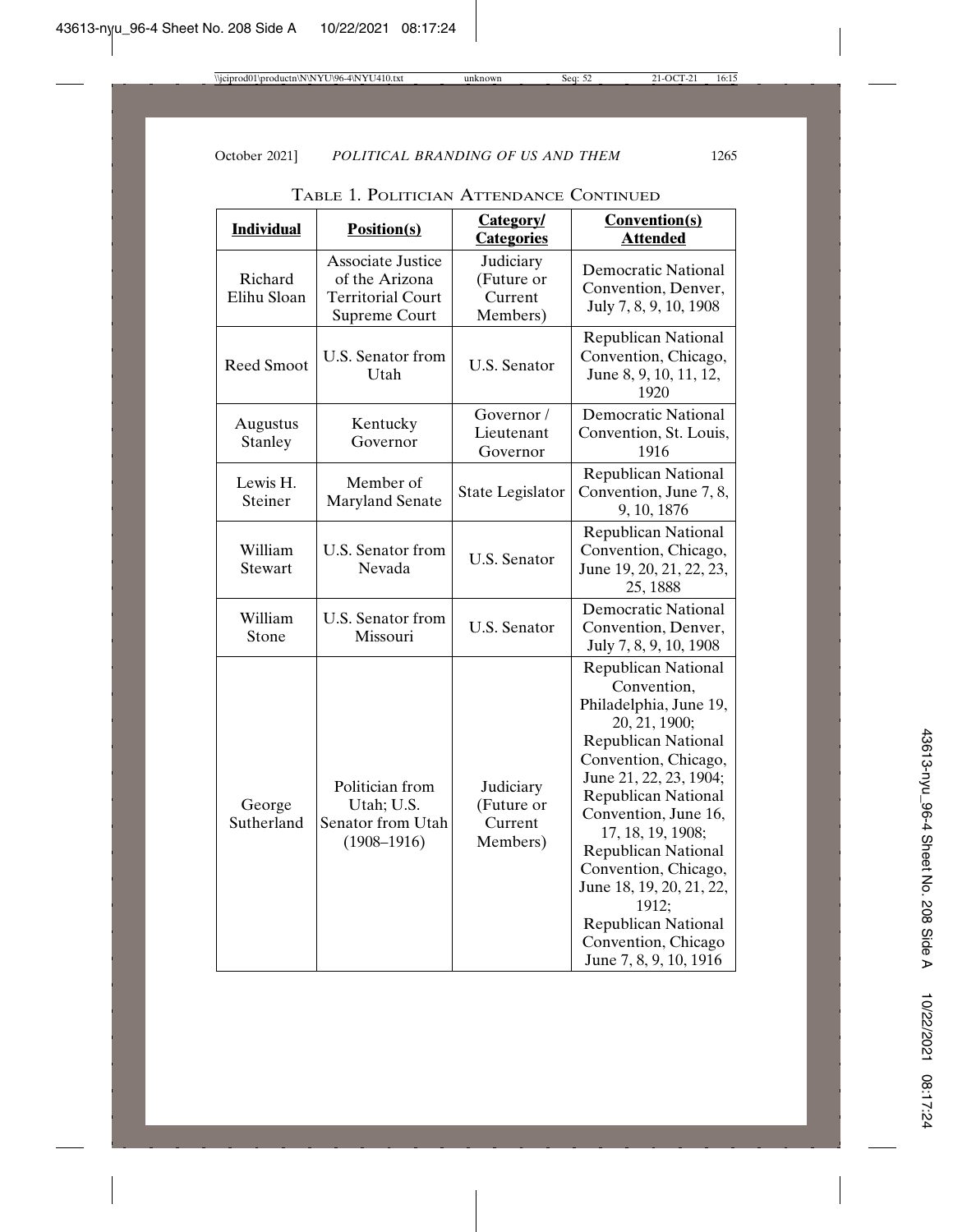TABLE 1. POLITICIAN ATTENDANCE CONTINUED

| Individual | Position(s) | Category/ Categories | Convention(s) Attended |
|---|---|---|---|
| Richard Elihu Sloan | Associate Justice of the Arizona Territorial Court Supreme Court | Judiciary (Future or Current Members) | Democratic National Convention, Denver, July 7, 8, 9, 10, 1908 |
| Reed Smoot | U.S. Senator from Utah | U.S. Senator | Republican National Convention, Chicago, June 8, 9, 10, 11, 12, 1920 |
| Augustus Stanley | Kentucky Governor | Governor / Lieutenant Governor | Democratic National Convention, St. Louis, 1916 |
| Lewis H. Steiner | Member of Maryland Senate | State Legislator | Republican National Convention, June 7, 8, 9, 10, 1876 |
| William Stewart | U.S. Senator from Nevada | U.S. Senator | Republican National Convention, Chicago, June 19, 20, 21, 22, 23, 25, 1888 |
| William Stone | U.S. Senator from Missouri | U.S. Senator | Democratic National Convention, Denver, July 7, 8, 9, 10, 1908 |
| George Sutherland | Politician from Utah; U.S. Senator from Utah (1908–1916) | Judiciary (Future or Current Members) | Republican National Convention, Philadelphia, June 19, 20, 21, 1900; Republican National Convention, Chicago, June 21, 22, 23, 1904; Republican National Convention, June 16, 17, 18, 19, 1908; Republican National Convention, Chicago, June 18, 19, 20, 21, 22, 1912; Republican National Convention, Chicago June 7, 8, 9, 10, 1916 |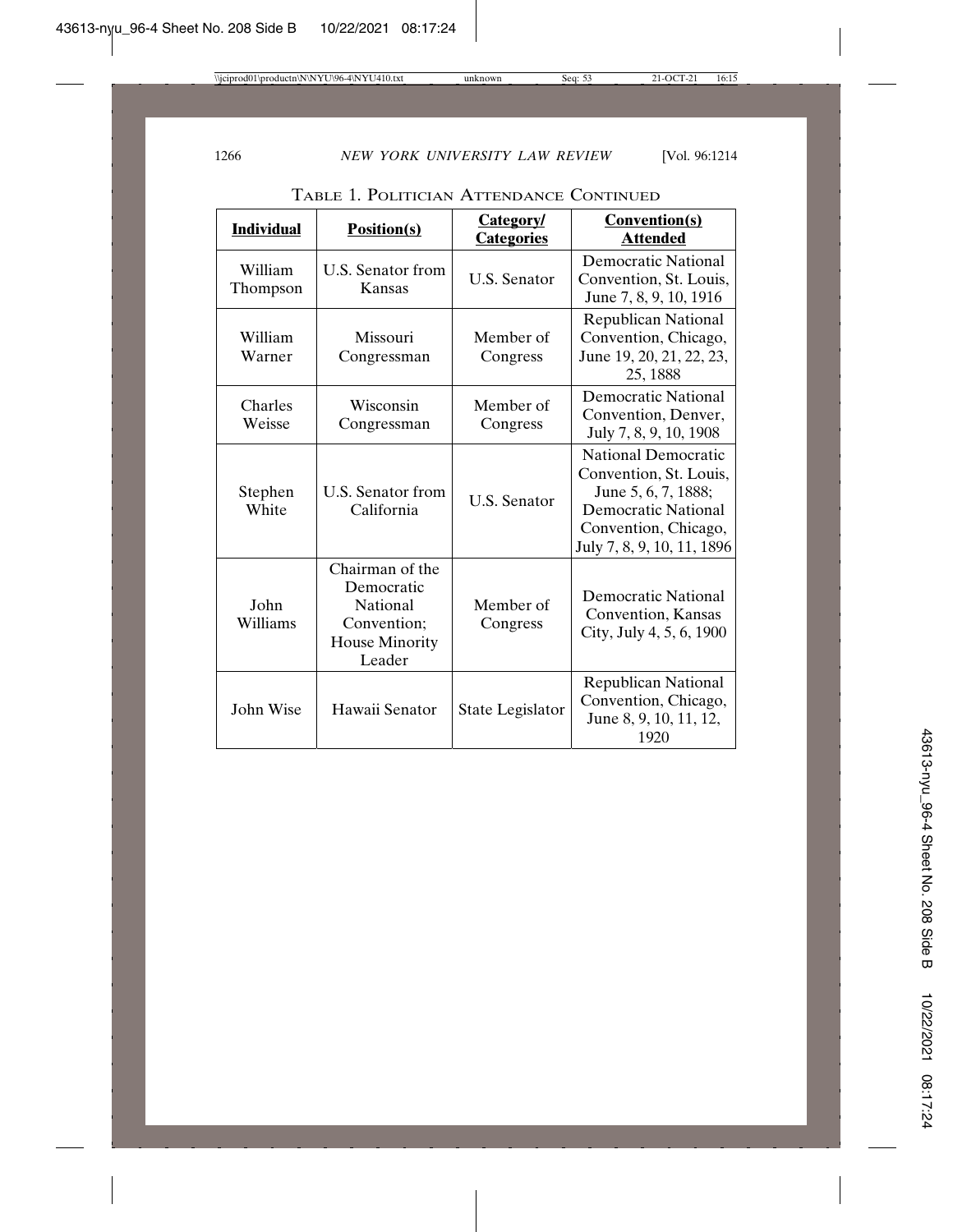TABLE 1. POLITICIAN ATTENDANCE CONTINUED

| Individual | Position(s) | Category/ Categories | Convention(s) Attended |
|---|---|---|---|
| William Thompson | U.S. Senator from Kansas | U.S. Senator | Democratic National Convention, St. Louis, June 7, 8, 9, 10, 1916 |
| William Warner | Missouri Congressman | Member of Congress | Republican National Convention, Chicago, June 19, 20, 21, 22, 23, 25, 1888 |
| Charles Weisse | Wisconsin Congressman | Member of Congress | Democratic National Convention, Denver, July 7, 8, 9, 10, 1908 |
| Stephen White | U.S. Senator from California | U.S. Senator | National Democratic Convention, St. Louis, June 5, 6, 7, 1888; Democratic National Convention, Chicago, July 7, 8, 9, 10, 11, 1896 |
| John Williams | Chairman of the Democratic National Convention; House Minority Leader | Member of Congress | Democratic National Convention, Kansas City, July 4, 5, 6, 1900 |
| John Wise | Hawaii Senator | State Legislator | Republican National Convention, Chicago, June 8, 9, 10, 11, 12, 1920 |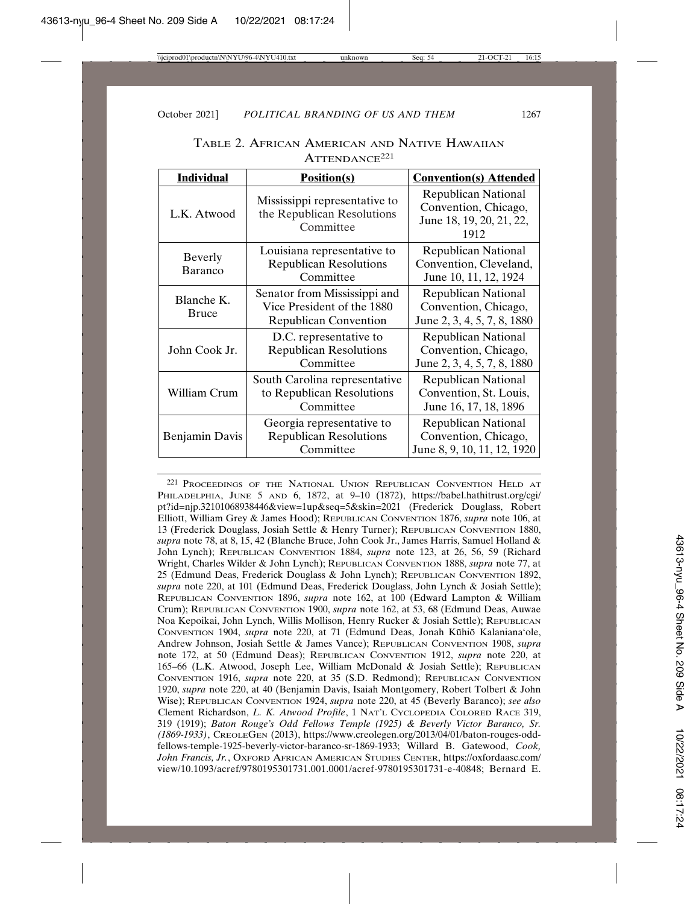TABLE 2. AFRICAN AMERICAN AND NATIVE HAWAIIAN ATTENDANCE[221]

| Individual | Position(s) | Convention(s) Attended |
|---|---|---|
| L.K. Atwood | Mississippi representative to the Republican Resolutions Committee | Republican National Convention, Chicago, June 18, 19, 20, 21, 22, 1912 |
| Beverly Baranco | Louisiana representative to Republican Resolutions Committee | Republican National Convention, Cleveland, June 10, 11, 12, 1924 |
| Blanche K. Bruce | Senator from Mississippi and Vice President of the 1880 Republican Convention | Republican National Convention, Chicago, June 2, 3, 4, 5, 7, 8, 1880 |
| John Cook Jr. | D.C. representative to Republican Resolutions Committee | Republican National Convention, Chicago, June 2, 3, 4, 5, 7, 8, 1880 |
| William Crum | South Carolina representative to Republican Resolutions Committee | Republican National Convention, St. Louis, June 16, 17, 18, 1896 |
| Benjamin Davis | Georgia representative to Republican Resolutions Committee | Republican National Convention, Chicago, June 8, 9, 10, 11, 12, 1920 |

[221] PROCEEDINGS OF THE NATIONAL UNION REPUBLICAN CONVENTION HELD AT PHILADELPHIA, JUNE 5 AND 6, 1872, at 9–10 (1872), https://babel.hathitrust.org/cgi/pt?id=njp.32101068938446&view=1up&seq=5&skin=2021 (Frederick Douglass, Robert Elliott, William Grey & James Hood); REPUBLICAN CONVENTION 1876, *supra* note 106, at 13 (Frederick Douglass, Josiah Settle & Henry Turner); REPUBLICAN CONVENTION 1880, *supra* note 78, at 8, 15, 42 (Blanche Bruce, John Cook Jr., James Harris, Samuel Holland & John Lynch); REPUBLICAN CONVENTION 1884, *supra* note 123, at 26, 56, 59 (Richard Wright, Charles Wilder & John Lynch); REPUBLICAN CONVENTION 1888, *supra* note 77, at 25 (Edmund Deas, Frederick Douglass & John Lynch); REPUBLICAN CONVENTION 1892, *supra* note 220, at 101 (Edmund Deas, Frederick Douglass, John Lynch & Josiah Settle); REPUBLICAN CONVENTION 1896, *supra* note 162, at 100 (Edward Lampton & William Crum); REPUBLICAN CONVENTION 1900, *supra* note 162, at 53, 68 (Edmund Deas, Auwae Noa Kepoikai, John Lynch, Willis Mollison, Henry Rucker & Josiah Settle); REPUBLICAN CONVENTION 1904, *supra* note 220, at 71 (Edmund Deas, Jonah Kūhiō Kalaniana'ole, Andrew Johnson, Josiah Settle & James Vance); REPUBLICAN CONVENTION 1908, *supra* note 172, at 50 (Edmund Deas); REPUBLICAN CONVENTION 1912, *supra* note 220, at 165–66 (L.K. Atwood, Joseph Lee, William McDonald & Josiah Settle); REPUBLICAN CONVENTION 1916, *supra* note 220, at 35 (S.D. Redmond); REPUBLICAN CONVENTION 1920, *supra* note 220, at 40 (Benjamin Davis, Isaiah Montgomery, Robert Tolbert & John Wise); REPUBLICAN CONVENTION 1924, *supra* note 220, at 45 (Beverly Baranco); *see also* Clement Richardson, *L. K. Atwood Profile*, 1 NAT'L CYCLOPEDIA COLORED RACE 319, 319 (1919); *Baton Rouge's Odd Fellows Temple (1925) & Beverly Victor Baranco, Sr. (1869-1933)*, CREOLEGEN (2013), https://www.creolegen.org/2013/04/01/baton-rouges-odd-fellows-temple-1925-beverly-victor-baranco-sr-1869-1933; Willard B. Gatewood, *Cook, John Francis, Jr.*, OXFORD AFRICAN AMERICAN STUDIES CENTER, https://oxfordaasc.com/view/10.1093/acref/9780195301731.001.0001/acref-9780195301731-e-40848; Bernard E.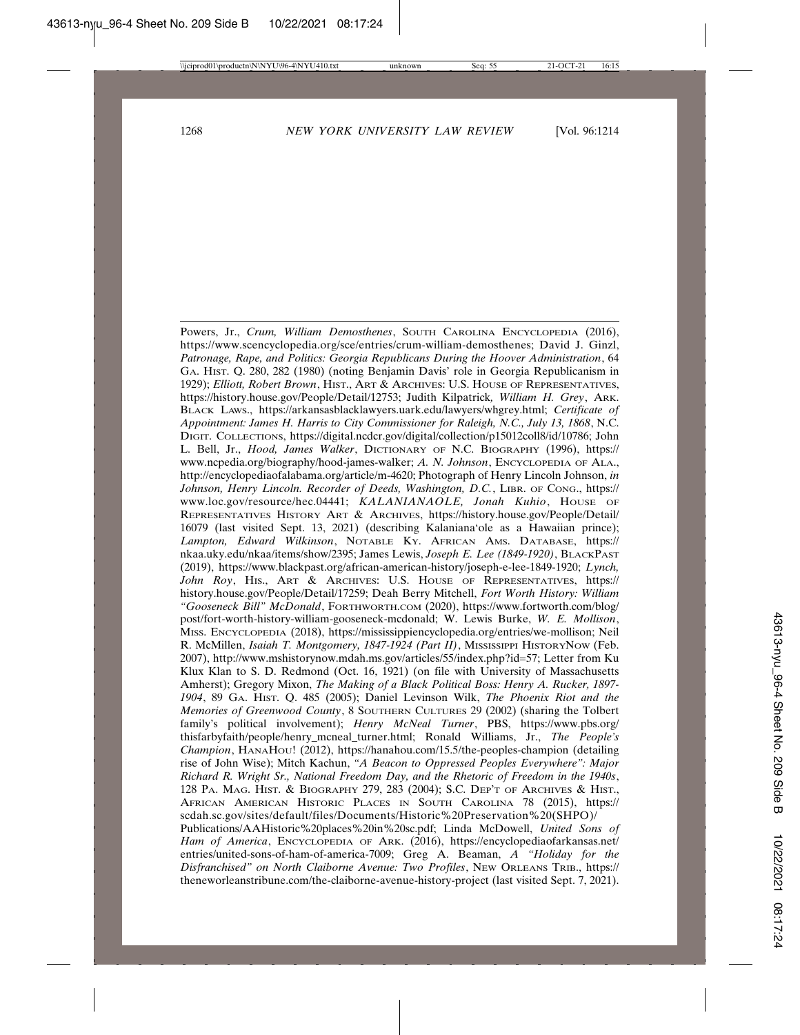Powers, Jr., *Crum, William Demosthenes*, SOUTH CAROLINA ENCYCLOPEDIA (2016), https://www.scencyclopedia.org/sce/entries/crum-william-demosthenes; David J. Ginzl, *Patronage, Rape, and Politics: Georgia Republicans During the Hoover Administration*, 64 GA. HIST. Q. 280, 282 (1980) (noting Benjamin Davis' role in Georgia Republicanism in 1929); *Elliott, Robert Brown*, HIST., ART & ARCHIVES: U.S. HOUSE OF REPRESENTATIVES, https://history.house.gov/People/Detail/12753; Judith Kilpatrick*, William H. Grey*, ARK. BLACK LAWS., https://arkansasblacklawyers.uark.edu/lawyers/whgrey.html; *Certificate of Appointment: James H. Harris to City Commissioner for Raleigh, N.C., July 13, 1868*, N.C. DIGIT. COLLECTIONS, https://digital.ncdcr.gov/digital/collection/p15012coll8/id/10786; John L. Bell, Jr., *Hood, James Walker*, DICTIONARY OF N.C. BIOGRAPHY (1996), https://www.ncpedia.org/biography/hood-james-walker; *A. N. Johnson*, ENCYCLOPEDIA OF ALA., http://encyclopediaofalabama.org/article/m-4620; Photograph of Henry Lincoln Johnson, *in Johnson, Henry Lincoln. Recorder of Deeds, Washington, D.C.*, LIBR. OF CONG., https://www.loc.gov/resource/hec.04441; *KALANIANAOLE, Jonah Kuhio*, HOUSE OF REPRESENTATIVES HISTORY ART & ARCHIVES, https://history.house.gov/People/Detail/16079 (last visited Sept. 13, 2021) (describing Kalaniana'ole as a Hawaiian prince); *Lampton, Edward Wilkinson*, NOTABLE KY. AFRICAN AMS. DATABASE, https://nkaa.uky.edu/nkaa/items/show/2395; James Lewis, *Joseph E. Lee (1849-1920)*, BLACKPAST (2019), https://www.blackpast.org/african-american-history/joseph-e-lee-1849-1920; *Lynch, John Roy*, HIS., ART & ARCHIVES: U.S. HOUSE OF REPRESENTATIVES, https://history.house.gov/People/Detail/17259; Deah Berry Mitchell, *Fort Worth History: William "Gooseneck Bill" McDonald*, FORTHWORTH.COM (2020), https://www.fortworth.com/blog/post/fort-worth-history-william-gooseneck-mcdonald; W. Lewis Burke, *W. E. Mollison*, MISS. ENCYCLOPEDIA (2018), https://mississippiencyclopedia.org/entries/we-mollison; Neil R. McMillen, *Isaiah T. Montgomery, 1847-1924 (Part II)*, MISSISSIPPI HISTORYNOW (Feb. 2007), http://www.mshistorynow.mdah.ms.gov/articles/55/index.php?id=57; Letter from Ku Klux Klan to S. D. Redmond (Oct. 16, 1921) (on file with University of Massachusetts Amherst); Gregory Mixon, *The Making of a Black Political Boss: Henry A. Rucker, 1897-1904*, 89 GA. HIST. Q. 485 (2005); Daniel Levinson Wilk, *The Phoenix Riot and the Memories of Greenwood County*, 8 SOUTHERN CULTURES 29 (2002) (sharing the Tolbert family's political involvement); *Henry McNeal Turner*, PBS, https://www.pbs.org/thisfarbyfaith/people/henry_mcneal_turner.html; Ronald Williams, Jr., *The People's Champion*, HANAHOU! (2012), https://hanahou.com/15.5/the-peoples-champion (detailing rise of John Wise); Mitch Kachun, *"A Beacon to Oppressed Peoples Everywhere": Major Richard R. Wright Sr., National Freedom Day, and the Rhetoric of Freedom in the 1940s*, 128 PA. MAG. HIST. & BIOGRAPHY 279, 283 (2004); S.C. DEP'T OF ARCHIVES & HIST., AFRICAN AMERICAN HISTORIC PLACES IN SOUTH CAROLINA 78 (2015), https://scdah.sc.gov/sites/default/files/Documents/Historic%20Preservation%20(SHPO)/Publications/AAHistoric%20places%20in%20sc.pdf; Linda McDowell, *United Sons of Ham of America*, ENCYCLOPEDIA OF ARK. (2016), https://encyclopediaofarkansas.net/entries/united-sons-of-ham-of-america-7009; Greg A. Beaman, *A "Holiday for the Disfranchised" on North Claiborne Avenue: Two Profiles*, NEW ORLEANS TRIB., https://theneworleanstribune.com/the-claiborne-avenue-history-project (last visited Sept. 7, 2021).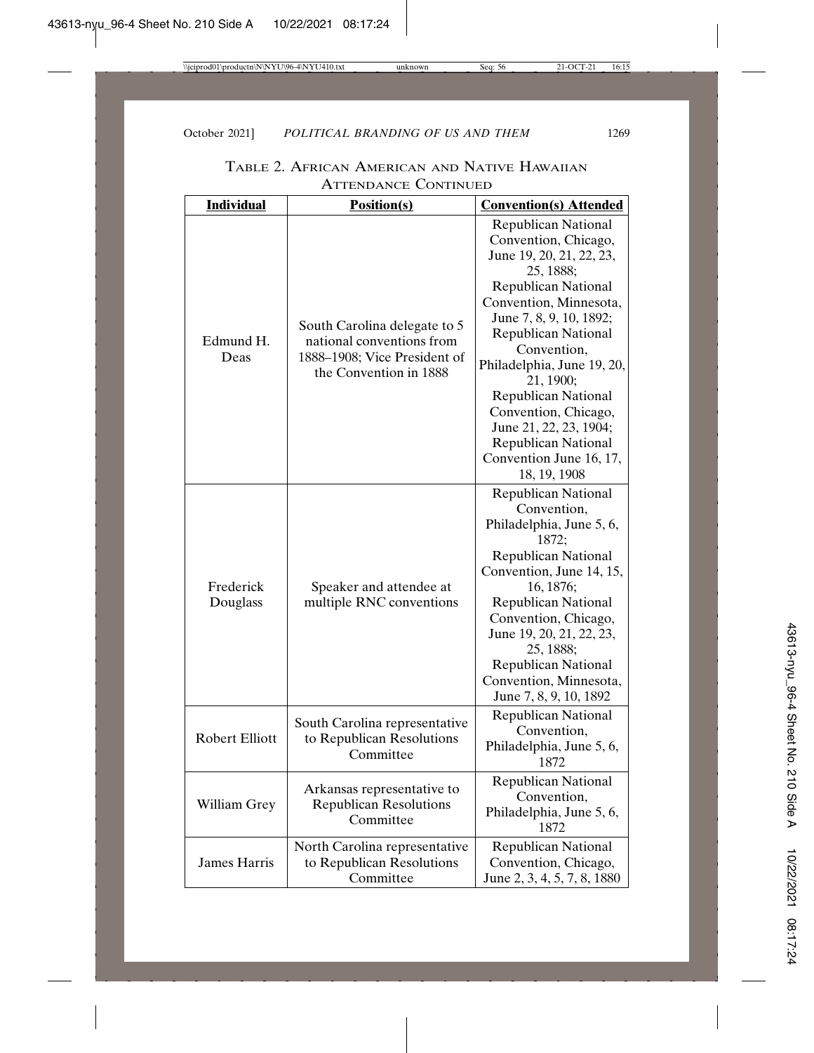Table 2. African American and Native Hawaiian Attendance Continued

| Individual | Position(s) | Convention(s) Attended |
|---|---|---|
| Edmund H. Deas | South Carolina delegate to 5 national conventions from 1888–1908; Vice President of the Convention in 1888 | Republican National Convention, Chicago, June 19, 20, 21, 22, 23, 25, 1888; Republican National Convention, Minnesota, June 7, 8, 9, 10, 1892; Republican National Convention, Philadelphia, June 19, 20, 21, 1900; Republican National Convention, Chicago, June 21, 22, 23, 1904; Republican National Convention June 16, 17, 18, 19, 1908 |
| Frederick Douglass | Speaker and attendee at multiple RNC conventions | Republican National Convention, Philadelphia, June 5, 6, 1872; Republican National Convention, June 14, 15, 16, 1876; Republican National Convention, Chicago, June 19, 20, 21, 22, 23, 25, 1888; Republican National Convention, Minnesota, June 7, 8, 9, 10, 1892 |
| Robert Elliott | South Carolina representative to Republican Resolutions Committee | Republican National Convention, Philadelphia, June 5, 6, 1872 |
| William Grey | Arkansas representative to Republican Resolutions Committee | Republican National Convention, Philadelphia, June 5, 6, 1872 |
| James Harris | North Carolina representative to Republican Resolutions Committee | Republican National Convention, Chicago, June 2, 3, 4, 5, 7, 8, 1880 |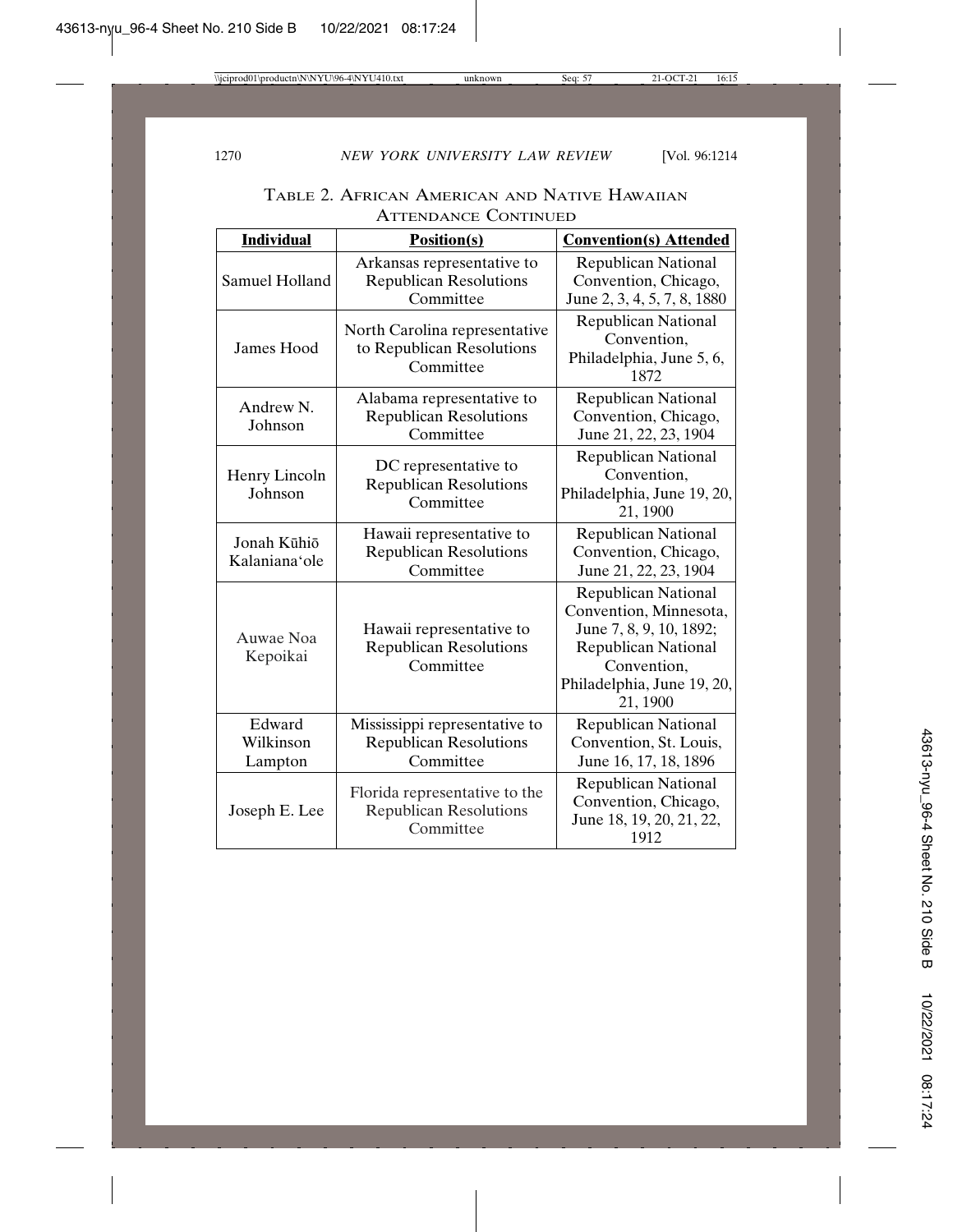Table 2. African American and Native Hawaiian Attendance Continued

| Individual | Position(s) | Convention(s) Attended |
|---|---|---|
| Samuel Holland | Arkansas representative to Republican Resolutions Committee | Republican National Convention, Chicago, June 2, 3, 4, 5, 7, 8, 1880 |
| James Hood | North Carolina representative to Republican Resolutions Committee | Republican National Convention, Philadelphia, June 5, 6, 1872 |
| Andrew N. Johnson | Alabama representative to Republican Resolutions Committee | Republican National Convention, Chicago, June 21, 22, 23, 1904 |
| Henry Lincoln Johnson | DC representative to Republican Resolutions Committee | Republican National Convention, Philadelphia, June 19, 20, 21, 1900 |
| Jonah Kūhiō Kalaniana'ole | Hawaii representative to Republican Resolutions Committee | Republican National Convention, Chicago, June 21, 22, 23, 1904 |
| Auwae Noa Kepoikai | Hawaii representative to Republican Resolutions Committee | Republican National Convention, Minnesota, June 7, 8, 9, 10, 1892; Republican National Convention, Philadelphia, June 19, 20, 21, 1900 |
| Edward Wilkinson Lampton | Mississippi representative to Republican Resolutions Committee | Republican National Convention, St. Louis, June 16, 17, 18, 1896 |
| Joseph E. Lee | Florida representative to the Republican Resolutions Committee | Republican National Convention, Chicago, June 18, 19, 20, 21, 22, 1912 |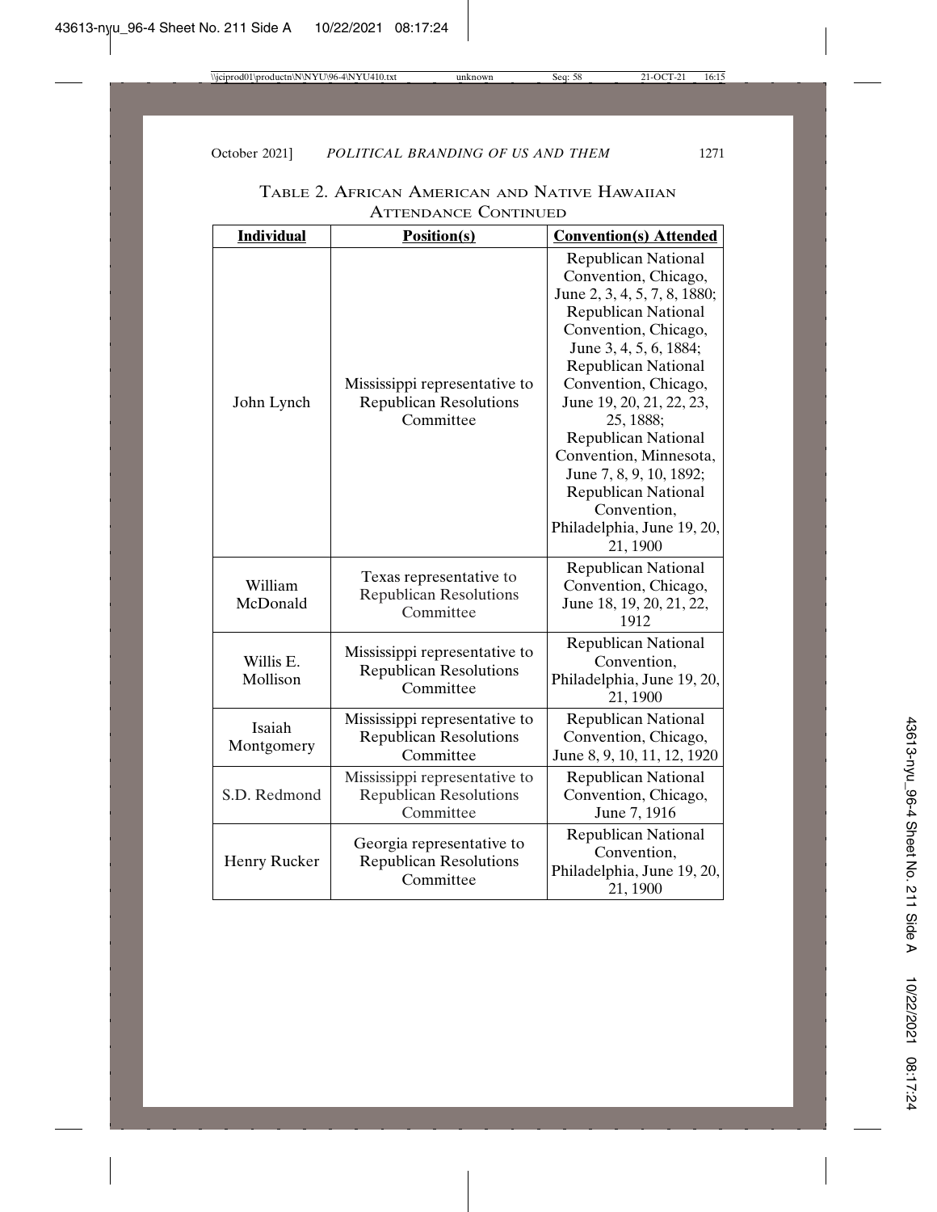Table 2. African American and Native Hawaiian Attendance Continued

| **Individual** | **Position(s)** | **Convention(s) Attended** |
|---|---|---|
| John Lynch | Mississippi representative to Republican Resolutions Committee | Republican National Convention, Chicago, June 2, 3, 4, 5, 7, 8, 1880; Republican National Convention, Chicago, June 3, 4, 5, 6, 1884; Republican National Convention, Chicago, June 19, 20, 21, 22, 23, 25, 1888; Republican National Convention, Minnesota, June 7, 8, 9, 10, 1892; Republican National Convention, Philadelphia, June 19, 20, 21, 1900 |
| William McDonald | Texas representative to Republican Resolutions Committee | Republican National Convention, Chicago, June 18, 19, 20, 21, 22, 1912 |
| Willis E. Mollison | Mississippi representative to Republican Resolutions Committee | Republican National Convention, Philadelphia, June 19, 20, 21, 1900 |
| Isaiah Montgomery | Mississippi representative to Republican Resolutions Committee | Republican National Convention, Chicago, June 8, 9, 10, 11, 12, 1920 |
| S.D. Redmond | Mississippi representative to Republican Resolutions Committee | Republican National Convention, Chicago, June 7, 1916 |
| Henry Rucker | Georgia representative to Republican Resolutions Committee | Republican National Convention, Philadelphia, June 19, 20, 21, 1900 |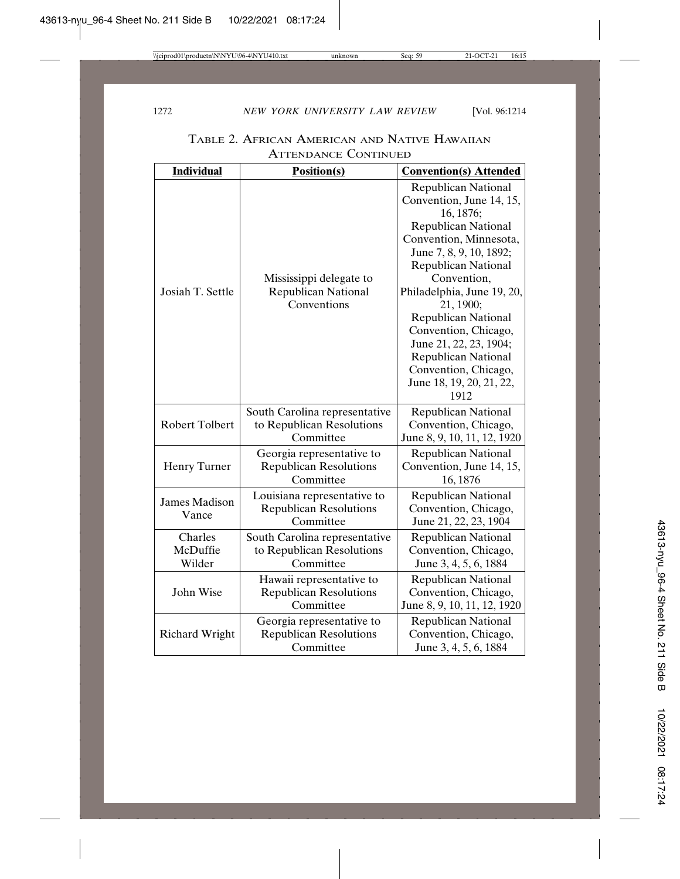TABLE 2. AFRICAN AMERICAN AND NATIVE HAWAIIAN ATTENDANCE CONTINUED

| **Individual** | **Position(s)** | **Convention(s) Attended** |
|---|---|---|
| Josiah T. Settle | Mississippi delegate to Republican National Conventions | Republican National Convention, June 14, 15, 16, 1876; Republican National Convention, Minnesota, June 7, 8, 9, 10, 1892; Republican National Convention, Philadelphia, June 19, 20, 21, 1900; Republican National Convention, Chicago, June 21, 22, 23, 1904; Republican National Convention, Chicago, June 18, 19, 20, 21, 22, 1912 |
| Robert Tolbert | South Carolina representative to Republican Resolutions Committee | Republican National Convention, Chicago, June 8, 9, 10, 11, 12, 1920 |
| Henry Turner | Georgia representative to Republican Resolutions Committee | Republican National Convention, June 14, 15, 16, 1876 |
| James Madison Vance | Louisiana representative to Republican Resolutions Committee | Republican National Convention, Chicago, June 21, 22, 23, 1904 |
| Charles McDuffie Wilder | South Carolina representative to Republican Resolutions Committee | Republican National Convention, Chicago, June 3, 4, 5, 6, 1884 |
| John Wise | Hawaii representative to Republican Resolutions Committee | Republican National Convention, Chicago, June 8, 9, 10, 11, 12, 1920 |
| Richard Wright | Georgia representative to Republican Resolutions Committee | Republican National Convention, Chicago, June 3, 4, 5, 6, 1884 |